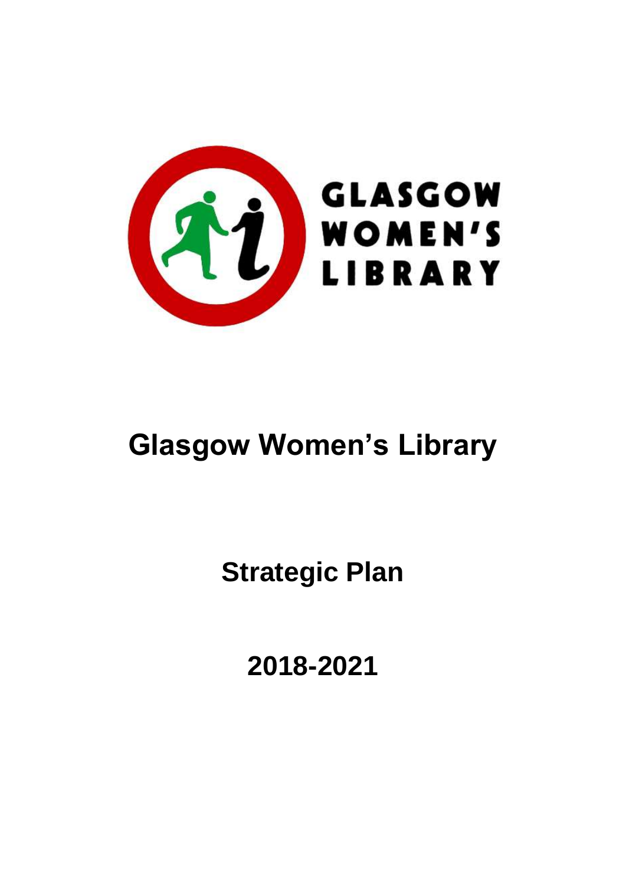# Glasgow Women's Library

## Strategic Plan

## 2018-2021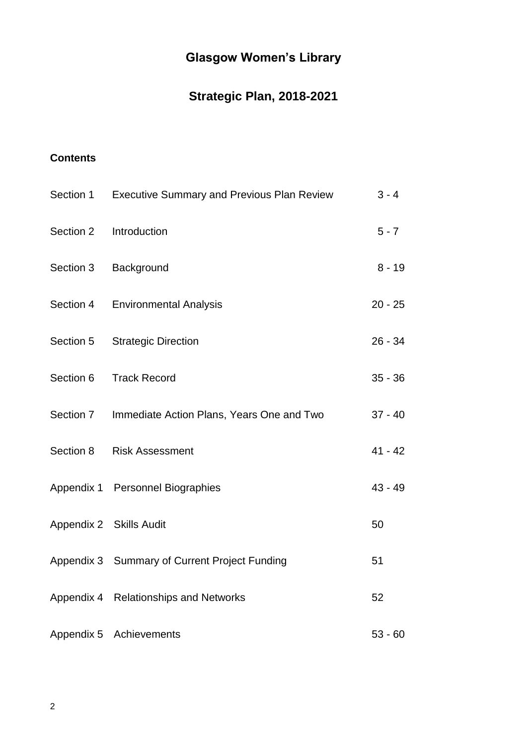# Glasgow Women's Library

## Strategic Plan, 2018-2021

### Contents

| | | |
|---|---|---|
| Section 1 | Executive Summary and Previous Plan Review | 3 - 4 |
| Section 2 | Introduction | 5 - 7 |
| Section 3 | Background | 8 - 19 |
| Section 4 | Environmental Analysis | 20 - 25 |
| Section 5 | Strategic Direction | 26 - 34 |
| Section 6 | Track Record | 35 - 36 |
| Section 7 | Immediate Action Plans, Years One and Two | 37 - 40 |
| Section 8 | Risk Assessment | 41 - 42 |
| Appendix 1 | Personnel Biographies | 43 - 49 |
| Appendix 2 | Skills Audit | 50 |
| Appendix 3 | Summary of Current Project Funding | 51 |
| Appendix 4 | Relationships and Networks | 52 |
| Appendix 5 | Achievements | 53 - 60 |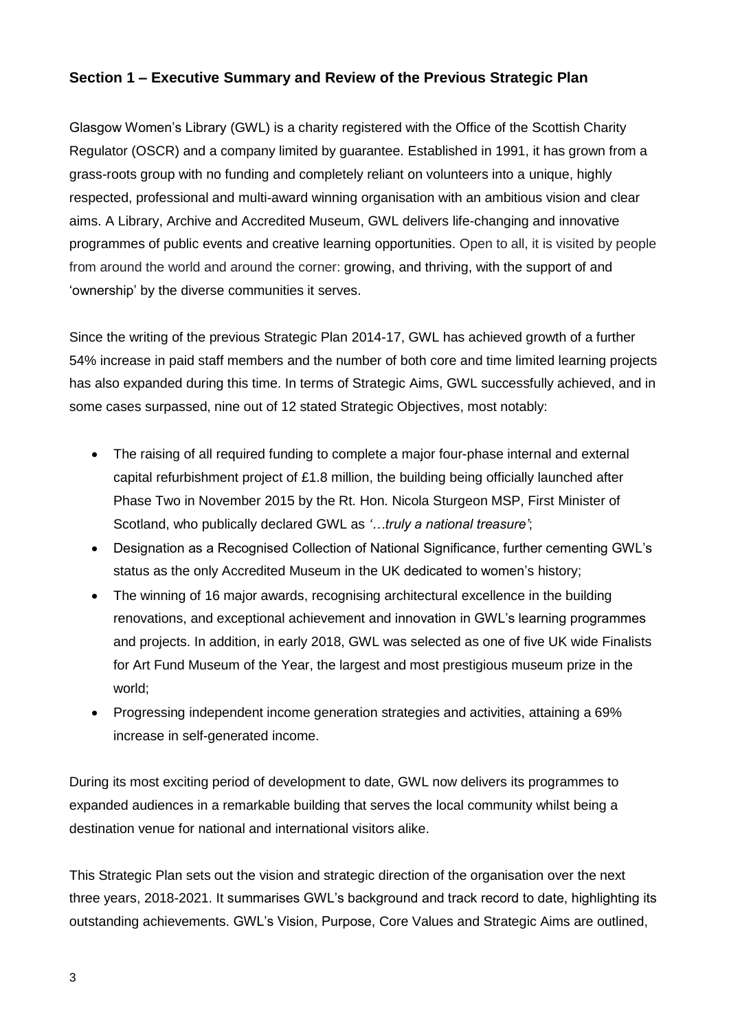## Section 1 – Executive Summary and Review of the Previous Strategic Plan

Glasgow Women's Library (GWL) is a charity registered with the Office of the Scottish Charity Regulator (OSCR) and a company limited by guarantee. Established in 1991, it has grown from a grass-roots group with no funding and completely reliant on volunteers into a unique, highly respected, professional and multi-award winning organisation with an ambitious vision and clear aims. A Library, Archive and Accredited Museum, GWL delivers life-changing and innovative programmes of public events and creative learning opportunities. Open to all, it is visited by people from around the world and around the corner: growing, and thriving, with the support of and 'ownership' by the diverse communities it serves.

Since the writing of the previous Strategic Plan 2014-17, GWL has achieved growth of a further 54% increase in paid staff members and the number of both core and time limited learning projects has also expanded during this time. In terms of Strategic Aims, GWL successfully achieved, and in some cases surpassed, nine out of 12 stated Strategic Objectives, most notably:

- The raising of all required funding to complete a major four-phase internal and external capital refurbishment project of £1.8 million, the building being officially launched after Phase Two in November 2015 by the Rt. Hon. Nicola Sturgeon MSP, First Minister of Scotland, who publically declared GWL as *'…truly a national treasure'*;
- Designation as a Recognised Collection of National Significance, further cementing GWL's status as the only Accredited Museum in the UK dedicated to women's history;
- The winning of 16 major awards, recognising architectural excellence in the building renovations, and exceptional achievement and innovation in GWL's learning programmes and projects. In addition, in early 2018, GWL was selected as one of five UK wide Finalists for Art Fund Museum of the Year, the largest and most prestigious museum prize in the world;
- Progressing independent income generation strategies and activities, attaining a 69% increase in self-generated income.

During its most exciting period of development to date, GWL now delivers its programmes to expanded audiences in a remarkable building that serves the local community whilst being a destination venue for national and international visitors alike.

This Strategic Plan sets out the vision and strategic direction of the organisation over the next three years, 2018-2021. It summarises GWL's background and track record to date, highlighting its outstanding achievements. GWL's Vision, Purpose, Core Values and Strategic Aims are outlined,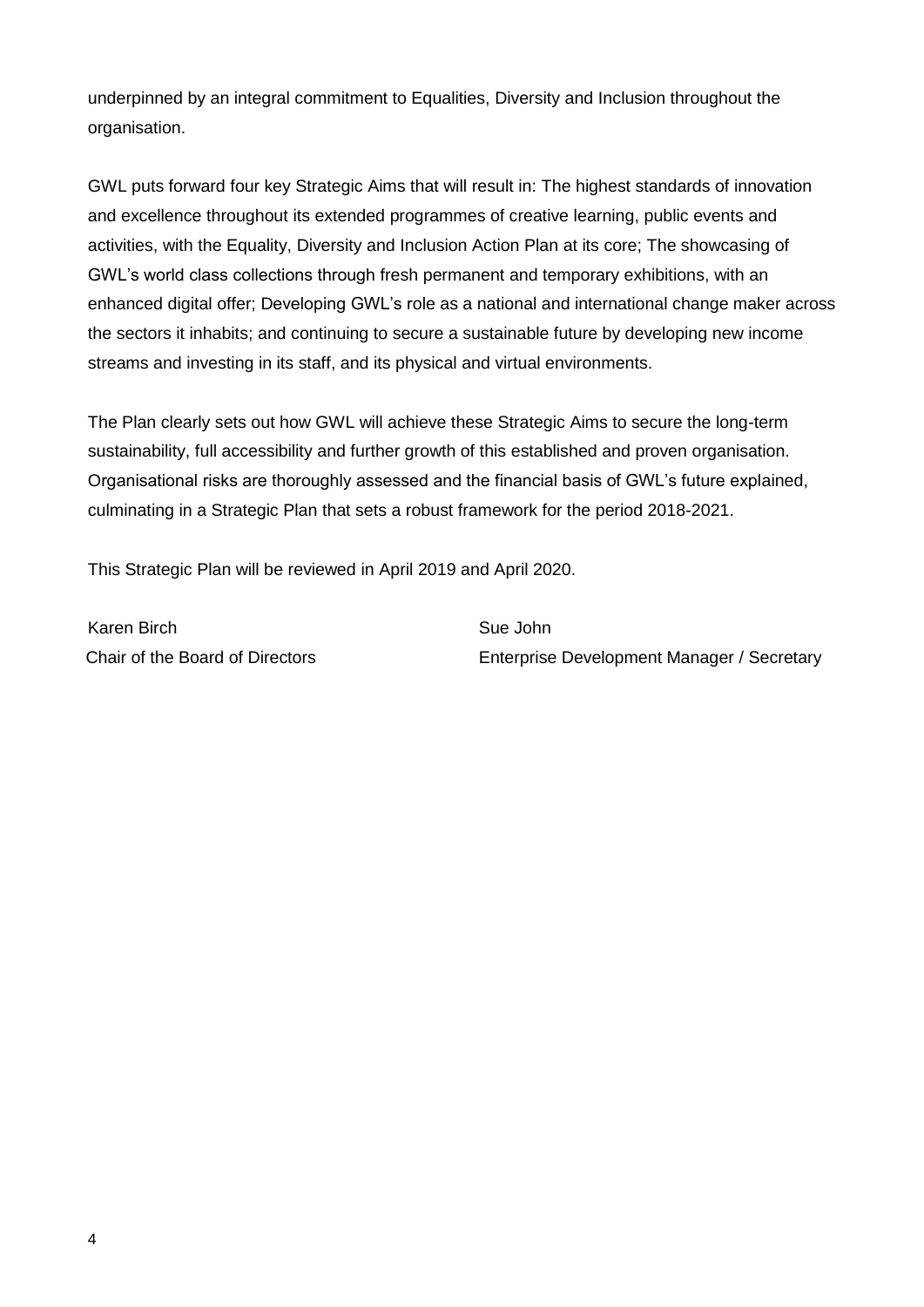underpinned by an integral commitment to Equalities, Diversity and Inclusion throughout the organisation.

GWL puts forward four key Strategic Aims that will result in: The highest standards of innovation and excellence throughout its extended programmes of creative learning, public events and activities, with the Equality, Diversity and Inclusion Action Plan at its core; The showcasing of GWL's world class collections through fresh permanent and temporary exhibitions, with an enhanced digital offer; Developing GWL's role as a national and international change maker across the sectors it inhabits; and continuing to secure a sustainable future by developing new income streams and investing in its staff, and its physical and virtual environments.

The Plan clearly sets out how GWL will achieve these Strategic Aims to secure the long-term sustainability, full accessibility and further growth of this established and proven organisation. Organisational risks are thoroughly assessed and the financial basis of GWL's future explained, culminating in a Strategic Plan that sets a robust framework for the period 2018-2021.

This Strategic Plan will be reviewed in April 2019 and April 2020.

Karen Birch
Chair of the Board of Directors

Sue John
Enterprise Development Manager / Secretary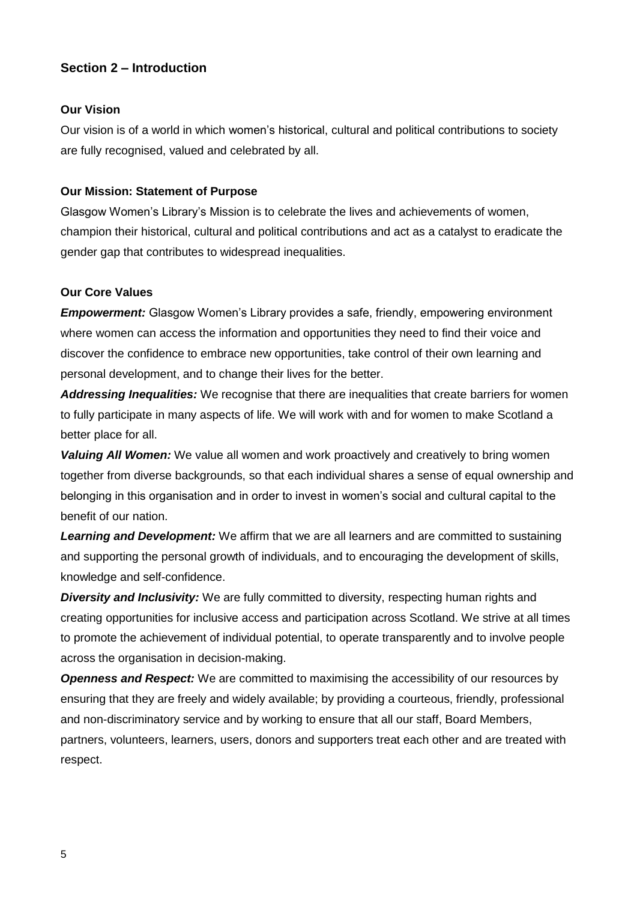## Section 2 – Introduction

### Our Vision

Our vision is of a world in which women's historical, cultural and political contributions to society are fully recognised, valued and celebrated by all.

### Our Mission: Statement of Purpose

Glasgow Women's Library's Mission is to celebrate the lives and achievements of women, champion their historical, cultural and political contributions and act as a catalyst to eradicate the gender gap that contributes to widespread inequalities.

### Our Core Values

***Empowerment:*** Glasgow Women's Library provides a safe, friendly, empowering environment where women can access the information and opportunities they need to find their voice and discover the confidence to embrace new opportunities, take control of their own learning and personal development, and to change their lives for the better.

***Addressing Inequalities:*** We recognise that there are inequalities that create barriers for women to fully participate in many aspects of life. We will work with and for women to make Scotland a better place for all.

***Valuing All Women:*** We value all women and work proactively and creatively to bring women together from diverse backgrounds, so that each individual shares a sense of equal ownership and belonging in this organisation and in order to invest in women's social and cultural capital to the benefit of our nation.

***Learning and Development:*** We affirm that we are all learners and are committed to sustaining and supporting the personal growth of individuals, and to encouraging the development of skills, knowledge and self-confidence.

***Diversity and Inclusivity:*** We are fully committed to diversity, respecting human rights and creating opportunities for inclusive access and participation across Scotland. We strive at all times to promote the achievement of individual potential, to operate transparently and to involve people across the organisation in decision-making.

***Openness and Respect:*** We are committed to maximising the accessibility of our resources by ensuring that they are freely and widely available; by providing a courteous, friendly, professional and non-discriminatory service and by working to ensure that all our staff, Board Members, partners, volunteers, learners, users, donors and supporters treat each other and are treated with respect.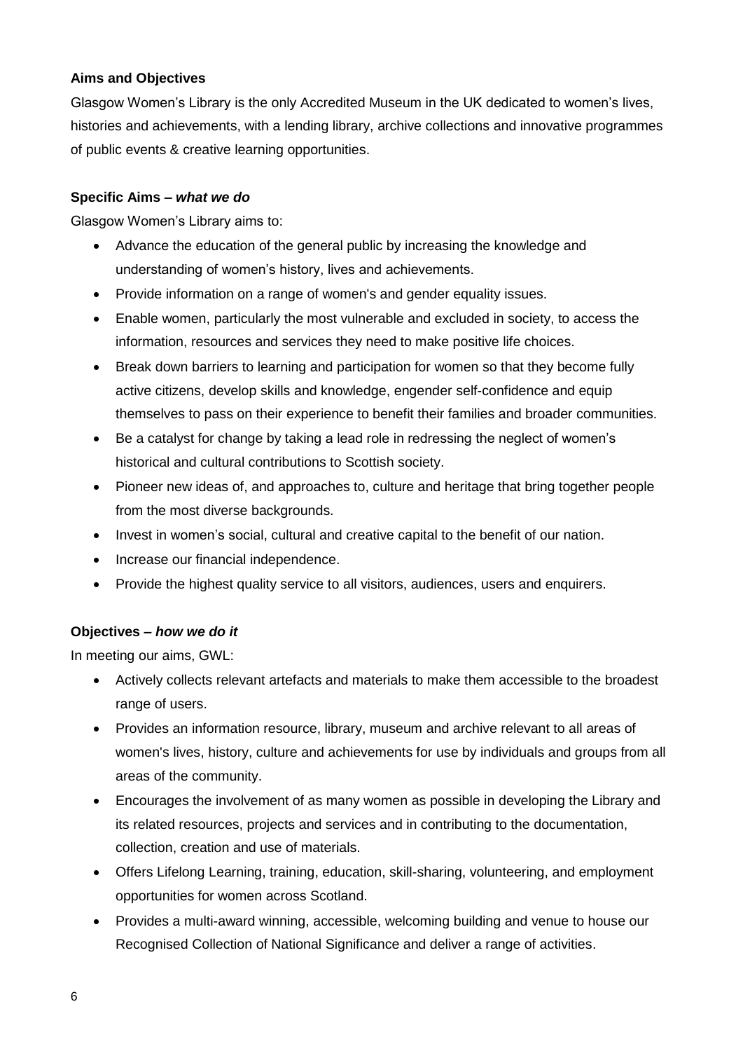**Aims and Objectives**

Glasgow Women's Library is the only Accredited Museum in the UK dedicated to women's lives, histories and achievements, with a lending library, archive collections and innovative programmes of public events & creative learning opportunities.

**Specific Aims –** ***what we do***

Glasgow Women's Library aims to:

- Advance the education of the general public by increasing the knowledge and understanding of women's history, lives and achievements.
- Provide information on a range of women's and gender equality issues.
- Enable women, particularly the most vulnerable and excluded in society, to access the information, resources and services they need to make positive life choices.
- Break down barriers to learning and participation for women so that they become fully active citizens, develop skills and knowledge, engender self-confidence and equip themselves to pass on their experience to benefit their families and broader communities.
- Be a catalyst for change by taking a lead role in redressing the neglect of women's historical and cultural contributions to Scottish society.
- Pioneer new ideas of, and approaches to, culture and heritage that bring together people from the most diverse backgrounds.
- Invest in women's social, cultural and creative capital to the benefit of our nation.
- Increase our financial independence.
- Provide the highest quality service to all visitors, audiences, users and enquirers.

**Objectives –** ***how we do it***

In meeting our aims, GWL:

- Actively collects relevant artefacts and materials to make them accessible to the broadest range of users.
- Provides an information resource, library, museum and archive relevant to all areas of women's lives, history, culture and achievements for use by individuals and groups from all areas of the community.
- Encourages the involvement of as many women as possible in developing the Library and its related resources, projects and services and in contributing to the documentation, collection, creation and use of materials.
- Offers Lifelong Learning, training, education, skill-sharing, volunteering, and employment opportunities for women across Scotland.
- Provides a multi-award winning, accessible, welcoming building and venue to house our Recognised Collection of National Significance and deliver a range of activities.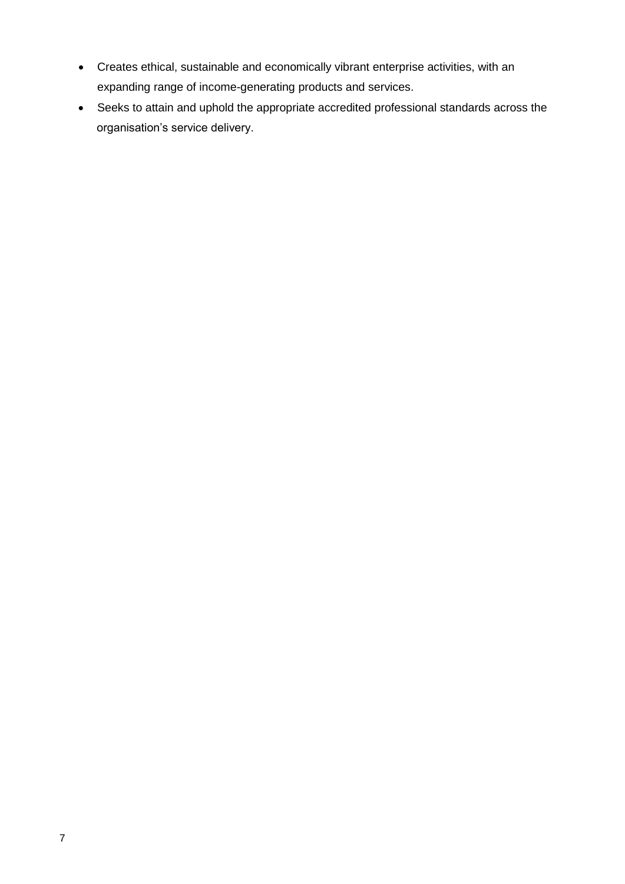- Creates ethical, sustainable and economically vibrant enterprise activities, with an expanding range of income-generating products and services.
- Seeks to attain and uphold the appropriate accredited professional standards across the organisation's service delivery.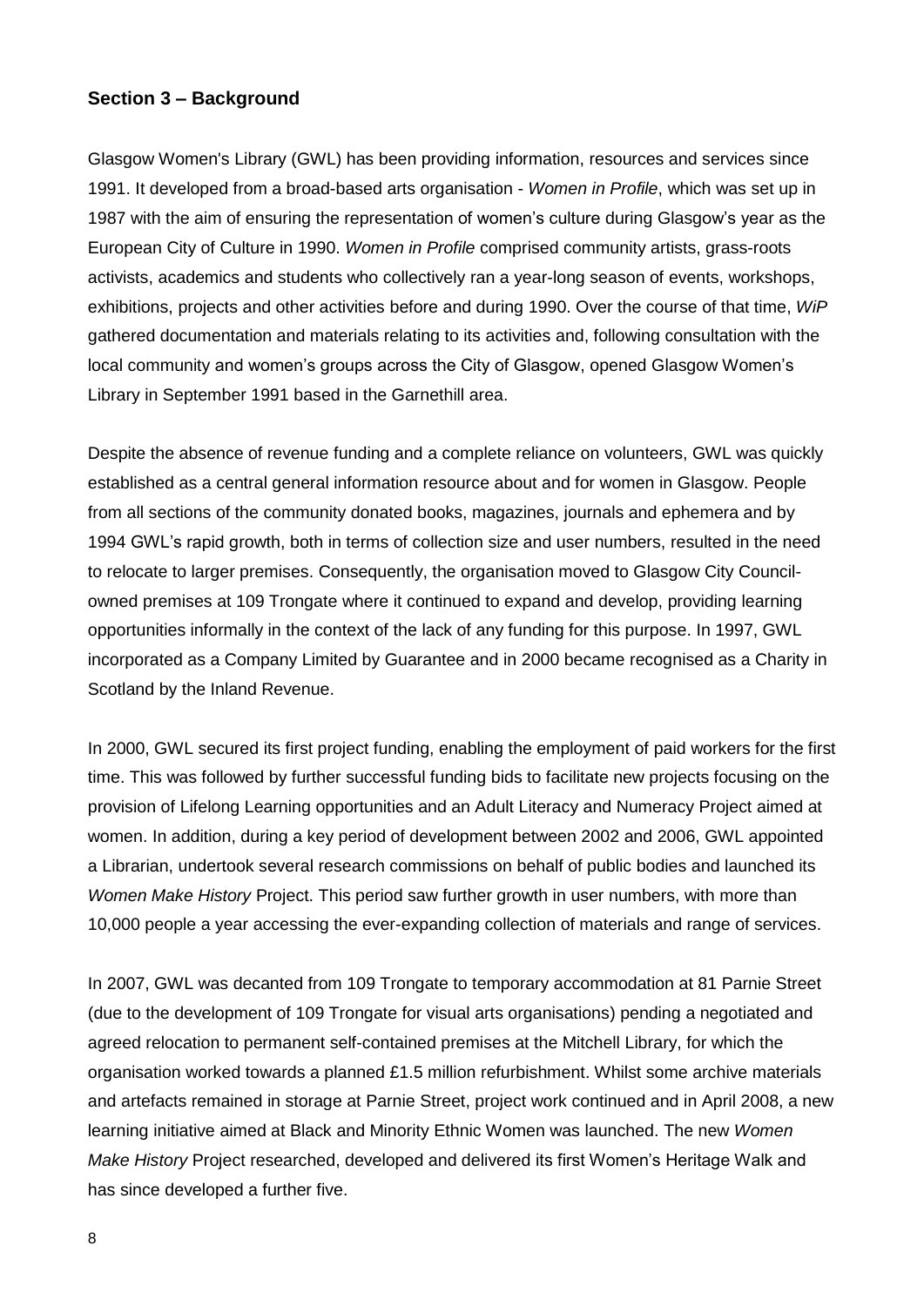## Section 3 – Background

Glasgow Women's Library (GWL) has been providing information, resources and services since 1991. It developed from a broad-based arts organisation - *Women in Profile*, which was set up in 1987 with the aim of ensuring the representation of women's culture during Glasgow's year as the European City of Culture in 1990. *Women in Profile* comprised community artists, grass-roots activists, academics and students who collectively ran a year-long season of events, workshops, exhibitions, projects and other activities before and during 1990. Over the course of that time, *WiP* gathered documentation and materials relating to its activities and, following consultation with the local community and women's groups across the City of Glasgow, opened Glasgow Women's Library in September 1991 based in the Garnethill area.

Despite the absence of revenue funding and a complete reliance on volunteers, GWL was quickly established as a central general information resource about and for women in Glasgow. People from all sections of the community donated books, magazines, journals and ephemera and by 1994 GWL's rapid growth, both in terms of collection size and user numbers, resulted in the need to relocate to larger premises. Consequently, the organisation moved to Glasgow City Council-owned premises at 109 Trongate where it continued to expand and develop, providing learning opportunities informally in the context of the lack of any funding for this purpose. In 1997, GWL incorporated as a Company Limited by Guarantee and in 2000 became recognised as a Charity in Scotland by the Inland Revenue.

In 2000, GWL secured its first project funding, enabling the employment of paid workers for the first time. This was followed by further successful funding bids to facilitate new projects focusing on the provision of Lifelong Learning opportunities and an Adult Literacy and Numeracy Project aimed at women. In addition, during a key period of development between 2002 and 2006, GWL appointed a Librarian, undertook several research commissions on behalf of public bodies and launched its *Women Make History* Project. This period saw further growth in user numbers, with more than 10,000 people a year accessing the ever-expanding collection of materials and range of services.

In 2007, GWL was decanted from 109 Trongate to temporary accommodation at 81 Parnie Street (due to the development of 109 Trongate for visual arts organisations) pending a negotiated and agreed relocation to permanent self-contained premises at the Mitchell Library, for which the organisation worked towards a planned £1.5 million refurbishment. Whilst some archive materials and artefacts remained in storage at Parnie Street, project work continued and in April 2008, a new learning initiative aimed at Black and Minority Ethnic Women was launched. The new *Women Make History* Project researched, developed and delivered its first Women's Heritage Walk and has since developed a further five.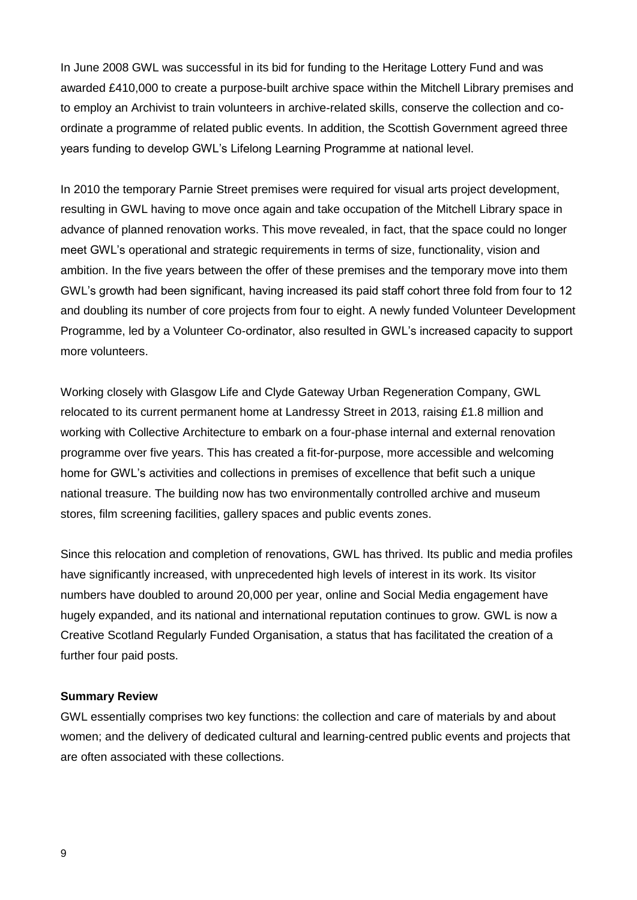In June 2008 GWL was successful in its bid for funding to the Heritage Lottery Fund and was awarded £410,000 to create a purpose-built archive space within the Mitchell Library premises and to employ an Archivist to train volunteers in archive-related skills, conserve the collection and co-ordinate a programme of related public events. In addition, the Scottish Government agreed three years funding to develop GWL's Lifelong Learning Programme at national level.

In 2010 the temporary Parnie Street premises were required for visual arts project development, resulting in GWL having to move once again and take occupation of the Mitchell Library space in advance of planned renovation works. This move revealed, in fact, that the space could no longer meet GWL's operational and strategic requirements in terms of size, functionality, vision and ambition. In the five years between the offer of these premises and the temporary move into them GWL's growth had been significant, having increased its paid staff cohort three fold from four to 12 and doubling its number of core projects from four to eight. A newly funded Volunteer Development Programme, led by a Volunteer Co-ordinator, also resulted in GWL's increased capacity to support more volunteers.

Working closely with Glasgow Life and Clyde Gateway Urban Regeneration Company, GWL relocated to its current permanent home at Landressy Street in 2013, raising £1.8 million and working with Collective Architecture to embark on a four-phase internal and external renovation programme over five years. This has created a fit-for-purpose, more accessible and welcoming home for GWL's activities and collections in premises of excellence that befit such a unique national treasure. The building now has two environmentally controlled archive and museum stores, film screening facilities, gallery spaces and public events zones.

Since this relocation and completion of renovations, GWL has thrived. Its public and media profiles have significantly increased, with unprecedented high levels of interest in its work. Its visitor numbers have doubled to around 20,000 per year, online and Social Media engagement have hugely expanded, and its national and international reputation continues to grow. GWL is now a Creative Scotland Regularly Funded Organisation, a status that has facilitated the creation of a further four paid posts.

**Summary Review**

GWL essentially comprises two key functions: the collection and care of materials by and about women; and the delivery of dedicated cultural and learning-centred public events and projects that are often associated with these collections.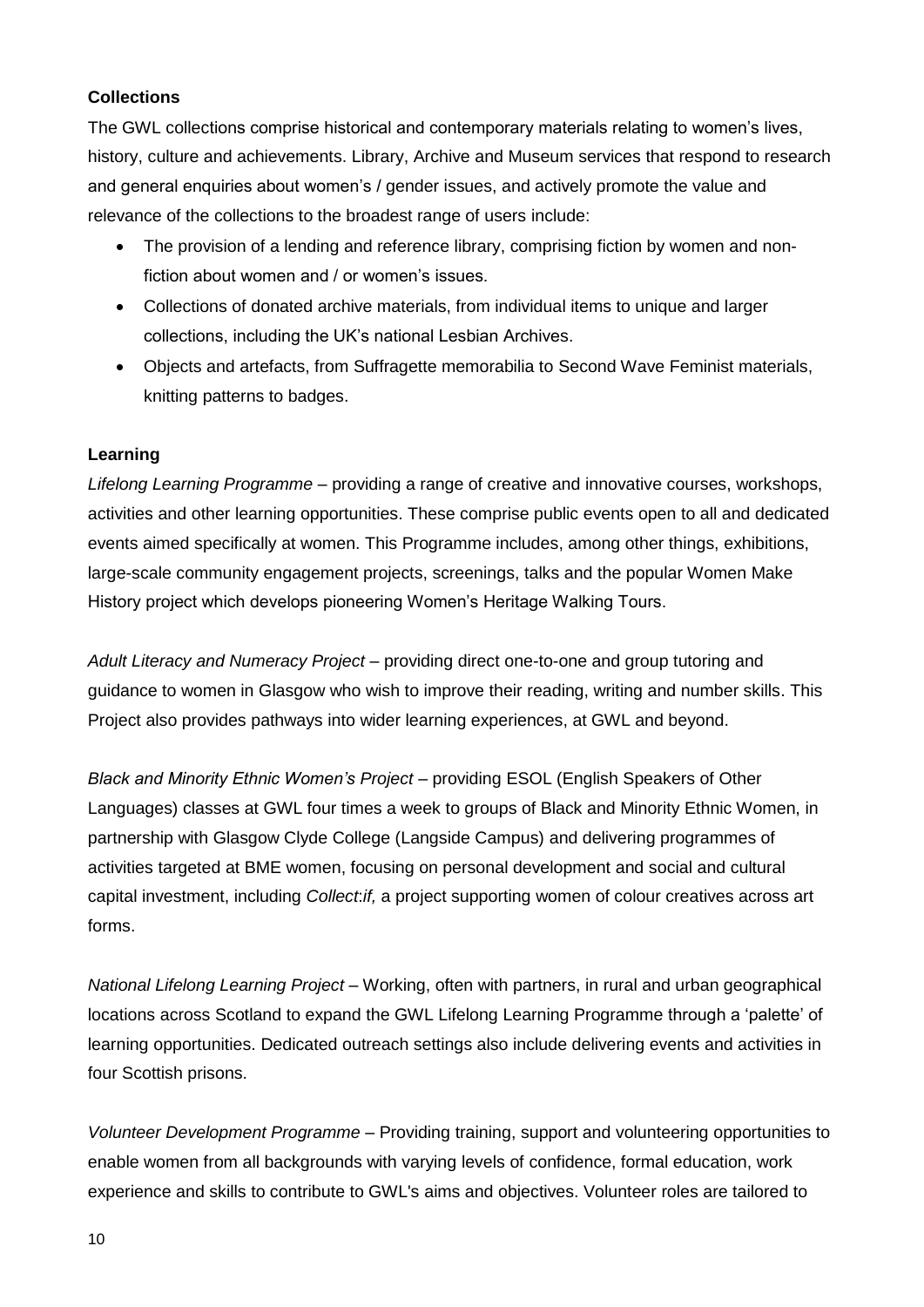**Collections**

The GWL collections comprise historical and contemporary materials relating to women's lives, history, culture and achievements. Library, Archive and Museum services that respond to research and general enquiries about women's / gender issues, and actively promote the value and relevance of the collections to the broadest range of users include:

- The provision of a lending and reference library, comprising fiction by women and non-fiction about women and / or women's issues.
- Collections of donated archive materials, from individual items to unique and larger collections, including the UK's national Lesbian Archives.
- Objects and artefacts, from Suffragette memorabilia to Second Wave Feminist materials, knitting patterns to badges.

**Learning**

*Lifelong Learning Programme* – providing a range of creative and innovative courses, workshops, activities and other learning opportunities. These comprise public events open to all and dedicated events aimed specifically at women. This Programme includes, among other things, exhibitions, large-scale community engagement projects, screenings, talks and the popular Women Make History project which develops pioneering Women's Heritage Walking Tours.

*Adult Literacy and Numeracy Project* – providing direct one-to-one and group tutoring and guidance to women in Glasgow who wish to improve their reading, writing and number skills. This Project also provides pathways into wider learning experiences, at GWL and beyond.

*Black and Minority Ethnic Women's Project* – providing ESOL (English Speakers of Other Languages) classes at GWL four times a week to groups of Black and Minority Ethnic Women, in partnership with Glasgow Clyde College (Langside Campus) and delivering programmes of activities targeted at BME women, focusing on personal development and social and cultural capital investment, including *Collect:if,* a project supporting women of colour creatives across art forms.

*National Lifelong Learning Project* – Working, often with partners, in rural and urban geographical locations across Scotland to expand the GWL Lifelong Learning Programme through a 'palette' of learning opportunities. Dedicated outreach settings also include delivering events and activities in four Scottish prisons.

*Volunteer Development Programme* – Providing training, support and volunteering opportunities to enable women from all backgrounds with varying levels of confidence, formal education, work experience and skills to contribute to GWL's aims and objectives. Volunteer roles are tailored to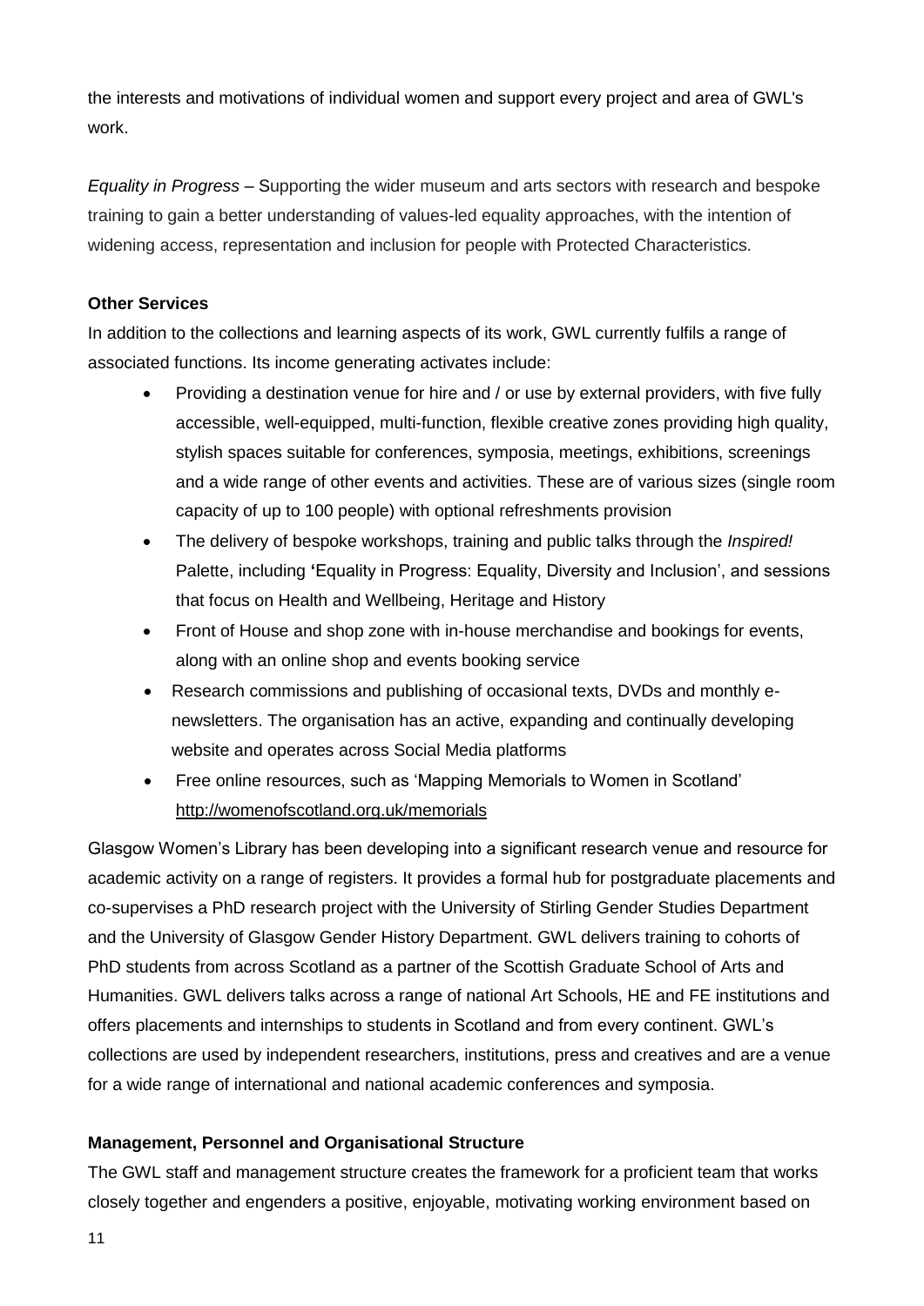the interests and motivations of individual women and support every project and area of GWL's work.

*Equality in Progress* – Supporting the wider museum and arts sectors with research and bespoke training to gain a better understanding of values-led equality approaches, with the intention of widening access, representation and inclusion for people with Protected Characteristics.

**Other Services**

In addition to the collections and learning aspects of its work, GWL currently fulfils a range of associated functions. Its income generating activates include:

- Providing a destination venue for hire and / or use by external providers, with five fully accessible, well-equipped, multi-function, flexible creative zones providing high quality, stylish spaces suitable for conferences, symposia, meetings, exhibitions, screenings and a wide range of other events and activities. These are of various sizes (single room capacity of up to 100 people) with optional refreshments provision
- The delivery of bespoke workshops, training and public talks through the *Inspired!* Palette, including **'**Equality in Progress: Equality, Diversity and Inclusion', and sessions that focus on Health and Wellbeing, Heritage and History
- Front of House and shop zone with in-house merchandise and bookings for events, along with an online shop and events booking service
- Research commissions and publishing of occasional texts, DVDs and monthly e-newsletters. The organisation has an active, expanding and continually developing website and operates across Social Media platforms
- Free online resources, such as 'Mapping Memorials to Women in Scotland' http://womenofscotland.org.uk/memorials

Glasgow Women's Library has been developing into a significant research venue and resource for academic activity on a range of registers. It provides a formal hub for postgraduate placements and co-supervises a PhD research project with the University of Stirling Gender Studies Department and the University of Glasgow Gender History Department. GWL delivers training to cohorts of PhD students from across Scotland as a partner of the Scottish Graduate School of Arts and Humanities. GWL delivers talks across a range of national Art Schools, HE and FE institutions and offers placements and internships to students in Scotland and from every continent. GWL's collections are used by independent researchers, institutions, press and creatives and are a venue for a wide range of international and national academic conferences and symposia.

**Management, Personnel and Organisational Structure**

The GWL staff and management structure creates the framework for a proficient team that works closely together and engenders a positive, enjoyable, motivating working environment based on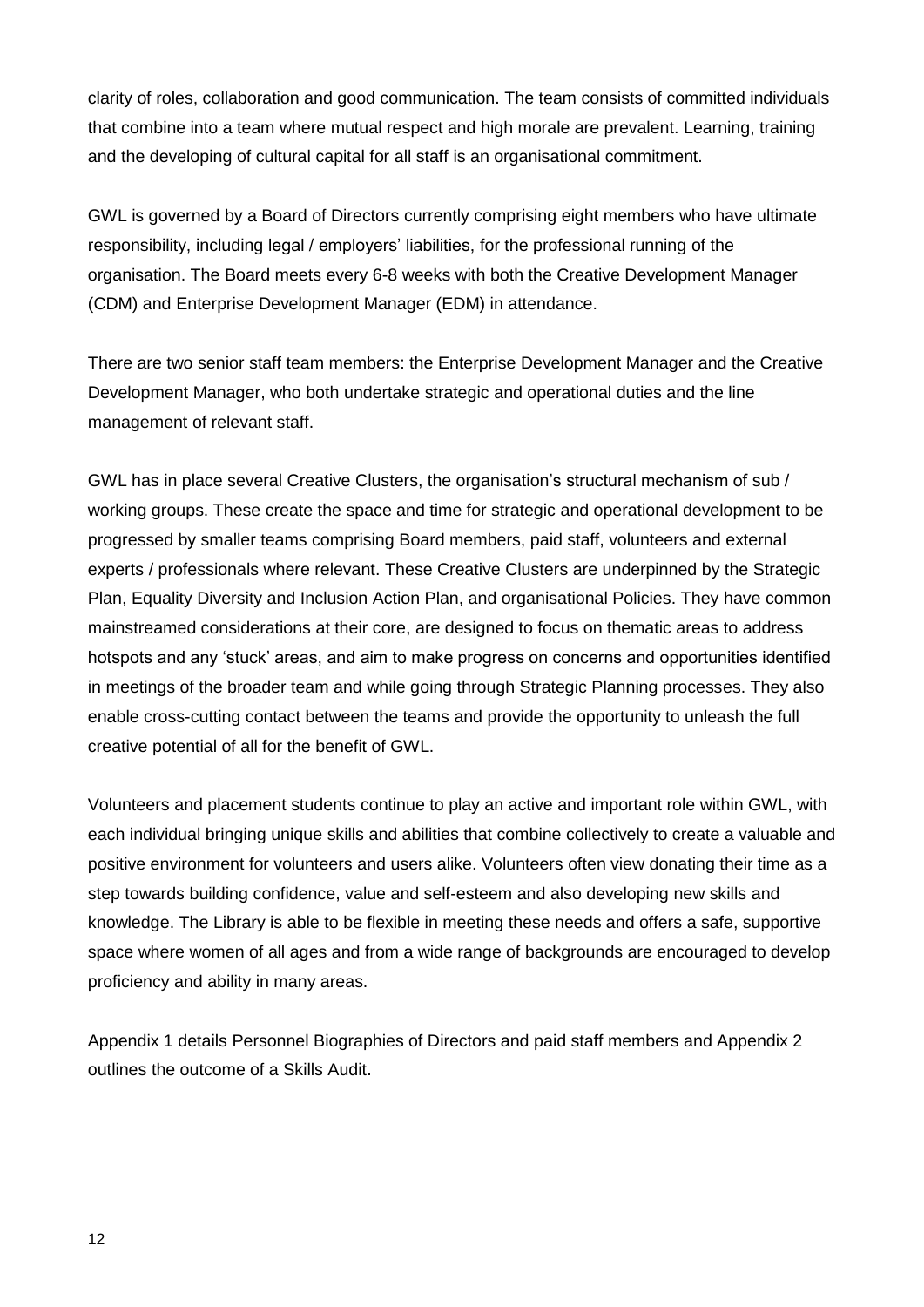clarity of roles, collaboration and good communication. The team consists of committed individuals that combine into a team where mutual respect and high morale are prevalent. Learning, training and the developing of cultural capital for all staff is an organisational commitment.

GWL is governed by a Board of Directors currently comprising eight members who have ultimate responsibility, including legal / employers' liabilities, for the professional running of the organisation. The Board meets every 6-8 weeks with both the Creative Development Manager (CDM) and Enterprise Development Manager (EDM) in attendance.

There are two senior staff team members: the Enterprise Development Manager and the Creative Development Manager, who both undertake strategic and operational duties and the line management of relevant staff.

GWL has in place several Creative Clusters, the organisation's structural mechanism of sub / working groups. These create the space and time for strategic and operational development to be progressed by smaller teams comprising Board members, paid staff, volunteers and external experts / professionals where relevant. These Creative Clusters are underpinned by the Strategic Plan, Equality Diversity and Inclusion Action Plan, and organisational Policies. They have common mainstreamed considerations at their core, are designed to focus on thematic areas to address hotspots and any 'stuck' areas, and aim to make progress on concerns and opportunities identified in meetings of the broader team and while going through Strategic Planning processes. They also enable cross-cutting contact between the teams and provide the opportunity to unleash the full creative potential of all for the benefit of GWL.

Volunteers and placement students continue to play an active and important role within GWL, with each individual bringing unique skills and abilities that combine collectively to create a valuable and positive environment for volunteers and users alike. Volunteers often view donating their time as a step towards building confidence, value and self-esteem and also developing new skills and knowledge. The Library is able to be flexible in meeting these needs and offers a safe, supportive space where women of all ages and from a wide range of backgrounds are encouraged to develop proficiency and ability in many areas.

Appendix 1 details Personnel Biographies of Directors and paid staff members and Appendix 2 outlines the outcome of a Skills Audit.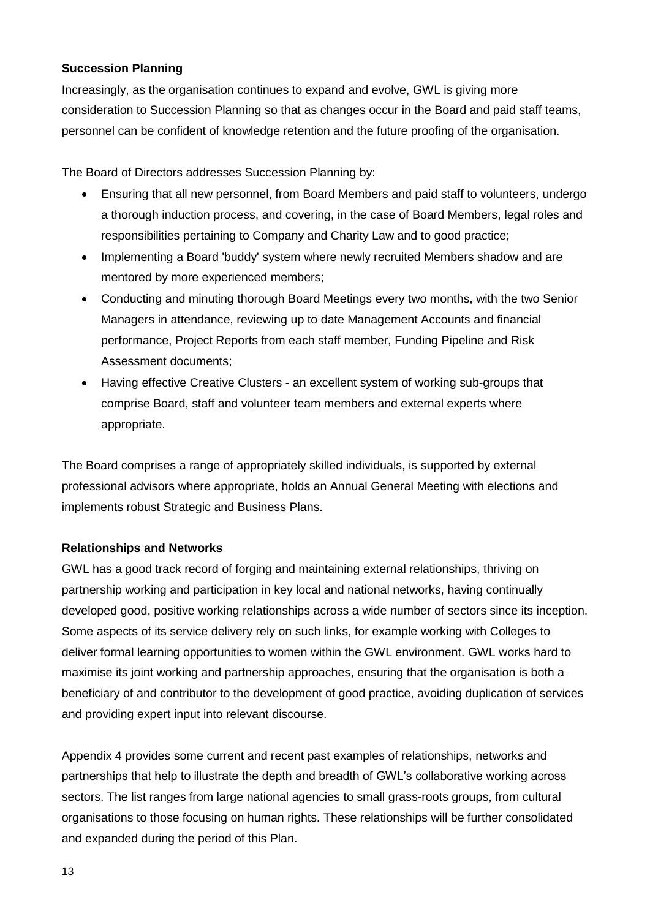**Succession Planning**

Increasingly, as the organisation continues to expand and evolve, GWL is giving more consideration to Succession Planning so that as changes occur in the Board and paid staff teams, personnel can be confident of knowledge retention and the future proofing of the organisation.

The Board of Directors addresses Succession Planning by:

- Ensuring that all new personnel, from Board Members and paid staff to volunteers, undergo a thorough induction process, and covering, in the case of Board Members, legal roles and responsibilities pertaining to Company and Charity Law and to good practice;
- Implementing a Board 'buddy' system where newly recruited Members shadow and are mentored by more experienced members;
- Conducting and minuting thorough Board Meetings every two months, with the two Senior Managers in attendance, reviewing up to date Management Accounts and financial performance, Project Reports from each staff member, Funding Pipeline and Risk Assessment documents;
- Having effective Creative Clusters - an excellent system of working sub-groups that comprise Board, staff and volunteer team members and external experts where appropriate.

The Board comprises a range of appropriately skilled individuals, is supported by external professional advisors where appropriate, holds an Annual General Meeting with elections and implements robust Strategic and Business Plans.

**Relationships and Networks**

GWL has a good track record of forging and maintaining external relationships, thriving on partnership working and participation in key local and national networks, having continually developed good, positive working relationships across a wide number of sectors since its inception. Some aspects of its service delivery rely on such links, for example working with Colleges to deliver formal learning opportunities to women within the GWL environment. GWL works hard to maximise its joint working and partnership approaches, ensuring that the organisation is both a beneficiary of and contributor to the development of good practice, avoiding duplication of services and providing expert input into relevant discourse.

Appendix 4 provides some current and recent past examples of relationships, networks and partnerships that help to illustrate the depth and breadth of GWL's collaborative working across sectors. The list ranges from large national agencies to small grass-roots groups, from cultural organisations to those focusing on human rights. These relationships will be further consolidated and expanded during the period of this Plan.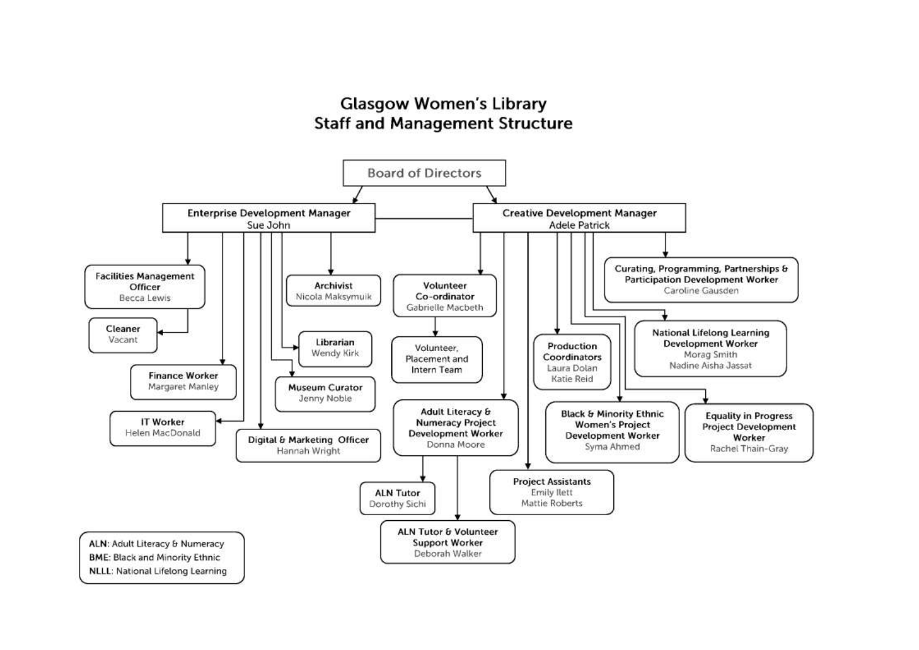# Glasgow Women's Library
## Staff and Management Structure

**Board of Directors**

- **Enterprise Development Manager** – Sue John
  - **Facilities Management Officer** – Becca Lewis
    - **Cleaner** – Vacant
  - **Finance Worker** – Margaret Manley
  - **IT Worker** – Helen MacDonald
  - **Digital & Marketing Officer** – Hannah Wright
  - **Museum Curator** – Jenny Noble
  - **Librarian** – Wendy Kirk
  - **Archivist** – Nicola Maksymuik

- **Creative Development Manager** – Adele Patrick
  - **Volunteer Co-ordinator** – Gabrielle Macbeth
    - Volunteer, Placement and Intern Team
  - **Adult Literacy & Numeracy Project Development Worker** – Donna Moore
    - **ALN Tutor** – Dorothy Sichi
    - **ALN Tutor & Volunteer Support Worker** – Deborah Walker
  - **Project Assistants** – Emily Ilett, Mattie Roberts
  - **Production Coordinators** – Laura Dolan, Katie Reid
  - **Black & Minority Ethnic Women's Project Development Worker** – Syma Ahmed
  - **Equality in Progress Project Development Worker** – Rachel Thain-Gray
  - **National Lifelong Learning Development Worker** – Morag Smith, Nadine Aisha Jassat
  - **Curating, Programming, Partnerships & Participation Development Worker** – Caroline Gausden

**ALN**: Adult Literacy & Numeracy
**BME**: Black and Minority Ethnic
**NLLL**: National Lifelong Learning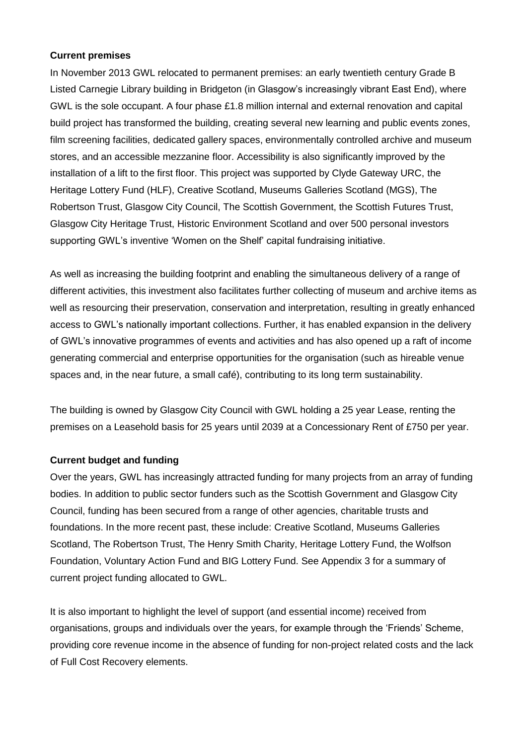**Current premises**

In November 2013 GWL relocated to permanent premises: an early twentieth century Grade B Listed Carnegie Library building in Bridgeton (in Glasgow's increasingly vibrant East End), where GWL is the sole occupant. A four phase £1.8 million internal and external renovation and capital build project has transformed the building, creating several new learning and public events zones, film screening facilities, dedicated gallery spaces, environmentally controlled archive and museum stores, and an accessible mezzanine floor. Accessibility is also significantly improved by the installation of a lift to the first floor. This project was supported by Clyde Gateway URC, the Heritage Lottery Fund (HLF), Creative Scotland, Museums Galleries Scotland (MGS), The Robertson Trust, Glasgow City Council, The Scottish Government, the Scottish Futures Trust, Glasgow City Heritage Trust, Historic Environment Scotland and over 500 personal investors supporting GWL's inventive 'Women on the Shelf' capital fundraising initiative.

As well as increasing the building footprint and enabling the simultaneous delivery of a range of different activities, this investment also facilitates further collecting of museum and archive items as well as resourcing their preservation, conservation and interpretation, resulting in greatly enhanced access to GWL's nationally important collections. Further, it has enabled expansion in the delivery of GWL's innovative programmes of events and activities and has also opened up a raft of income generating commercial and enterprise opportunities for the organisation (such as hireable venue spaces and, in the near future, a small café), contributing to its long term sustainability.

The building is owned by Glasgow City Council with GWL holding a 25 year Lease, renting the premises on a Leasehold basis for 25 years until 2039 at a Concessionary Rent of £750 per year.

**Current budget and funding**

Over the years, GWL has increasingly attracted funding for many projects from an array of funding bodies. In addition to public sector funders such as the Scottish Government and Glasgow City Council, funding has been secured from a range of other agencies, charitable trusts and foundations. In the more recent past, these include: Creative Scotland, Museums Galleries Scotland, The Robertson Trust, The Henry Smith Charity, Heritage Lottery Fund, the Wolfson Foundation, Voluntary Action Fund and BIG Lottery Fund. See Appendix 3 for a summary of current project funding allocated to GWL.

It is also important to highlight the level of support (and essential income) received from organisations, groups and individuals over the years, for example through the 'Friends' Scheme, providing core revenue income in the absence of funding for non-project related costs and the lack of Full Cost Recovery elements.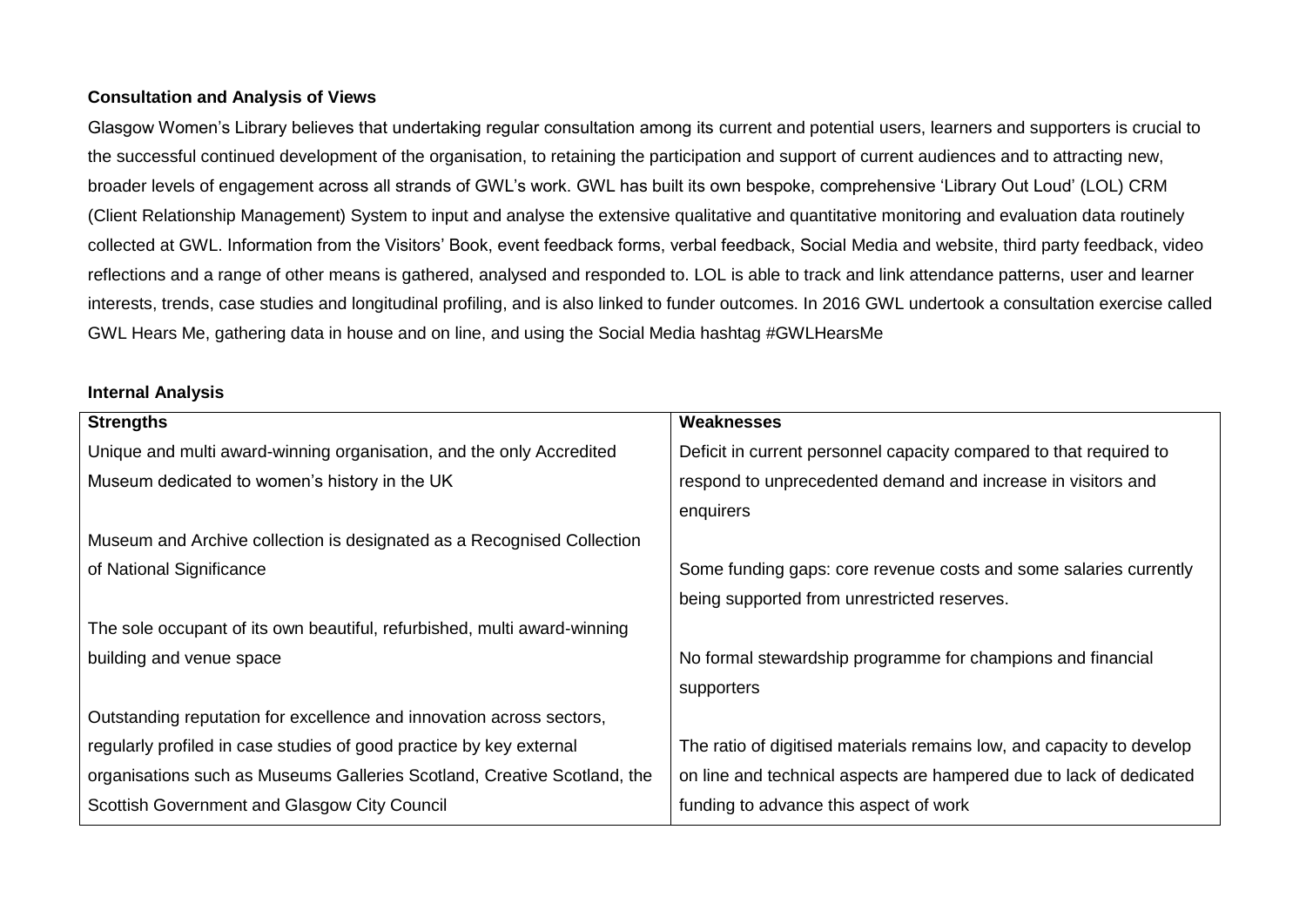**Consultation and Analysis of Views**

Glasgow Women's Library believes that undertaking regular consultation among its current and potential users, learners and supporters is crucial to the successful continued development of the organisation, to retaining the participation and support of current audiences and to attracting new, broader levels of engagement across all strands of GWL's work. GWL has built its own bespoke, comprehensive 'Library Out Loud' (LOL) CRM (Client Relationship Management) System to input and analyse the extensive qualitative and quantitative monitoring and evaluation data routinely collected at GWL. Information from the Visitors' Book, event feedback forms, verbal feedback, Social Media and website, third party feedback, video reflections and a range of other means is gathered, analysed and responded to. LOL is able to track and link attendance patterns, user and learner interests, trends, case studies and longitudinal profiling, and is also linked to funder outcomes. In 2016 GWL undertook a consultation exercise called GWL Hears Me, gathering data in house and on line, and using the Social Media hashtag #GWLHearsMe

**Internal Analysis**

| Strengths | Weaknesses |
|---|---|
| Unique and multi award-winning organisation, and the only Accredited Museum dedicated to women's history in the UK | Deficit in current personnel capacity compared to that required to respond to unprecedented demand and increase in visitors and enquirers |
| Museum and Archive collection is designated as a Recognised Collection of National Significance | Some funding gaps: core revenue costs and some salaries currently being supported from unrestricted reserves. |
| The sole occupant of its own beautiful, refurbished, multi award-winning building and venue space | No formal stewardship programme for champions and financial supporters |
| Outstanding reputation for excellence and innovation across sectors, regularly profiled in case studies of good practice by key external organisations such as Museums Galleries Scotland, Creative Scotland, the Scottish Government and Glasgow City Council | The ratio of digitised materials remains low, and capacity to develop on line and technical aspects are hampered due to lack of dedicated funding to advance this aspect of work |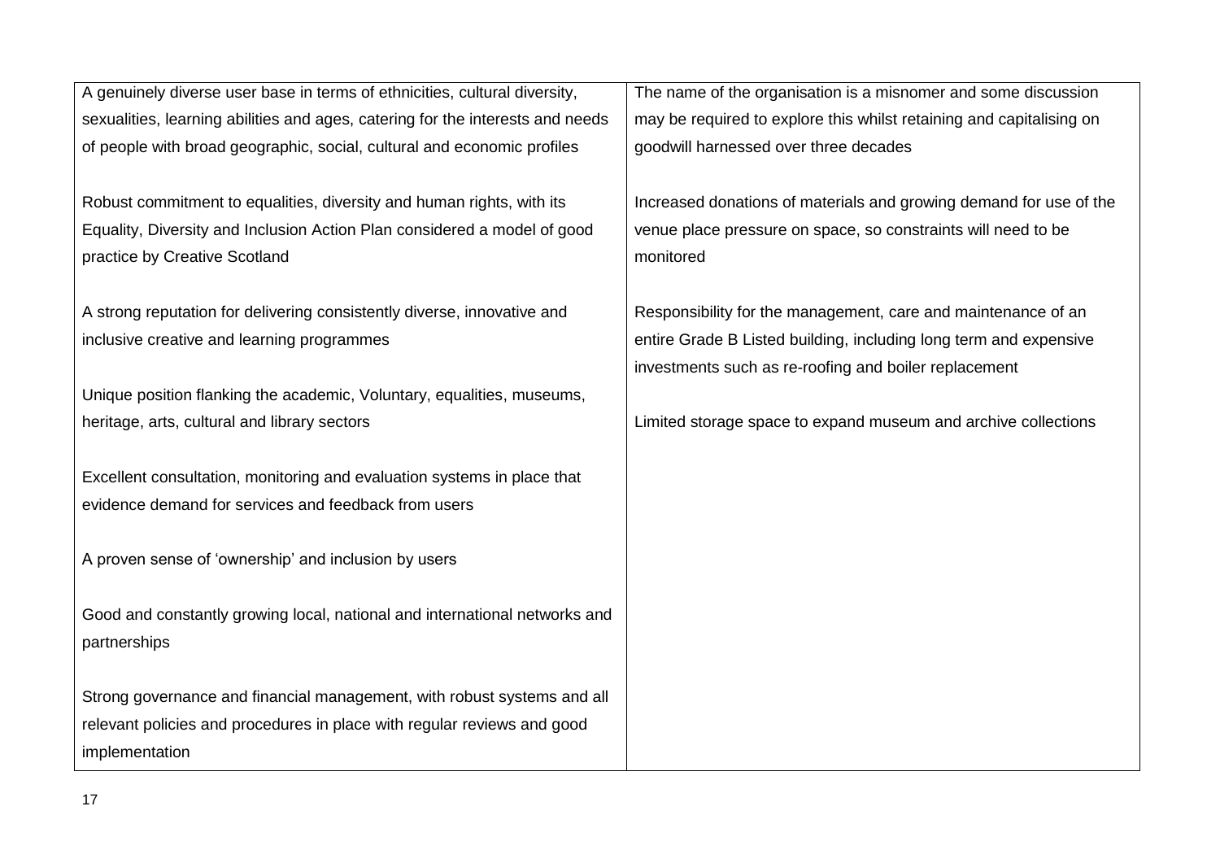| | |
|---|---|
| A genuinely diverse user base in terms of ethnicities, cultural diversity, sexualities, learning abilities and ages, catering for the interests and needs of people with broad geographic, social, cultural and economic profiles<br><br>Robust commitment to equalities, diversity and human rights, with its Equality, Diversity and Inclusion Action Plan considered a model of good practice by Creative Scotland<br><br>A strong reputation for delivering consistently diverse, innovative and inclusive creative and learning programmes<br><br>Unique position flanking the academic, Voluntary, equalities, museums, heritage, arts, cultural and library sectors<br><br>Excellent consultation, monitoring and evaluation systems in place that evidence demand for services and feedback from users<br><br>A proven sense of 'ownership' and inclusion by users<br><br>Good and constantly growing local, national and international networks and partnerships<br><br>Strong governance and financial management, with robust systems and all relevant policies and procedures in place with regular reviews and good implementation | The name of the organisation is a misnomer and some discussion may be required to explore this whilst retaining and capitalising on goodwill harnessed over three decades<br><br>Increased donations of materials and growing demand for use of the venue place pressure on space, so constraints will need to be monitored<br><br>Responsibility for the management, care and maintenance of an entire Grade B Listed building, including long term and expensive investments such as re-roofing and boiler replacement<br><br>Limited storage space to expand museum and archive collections |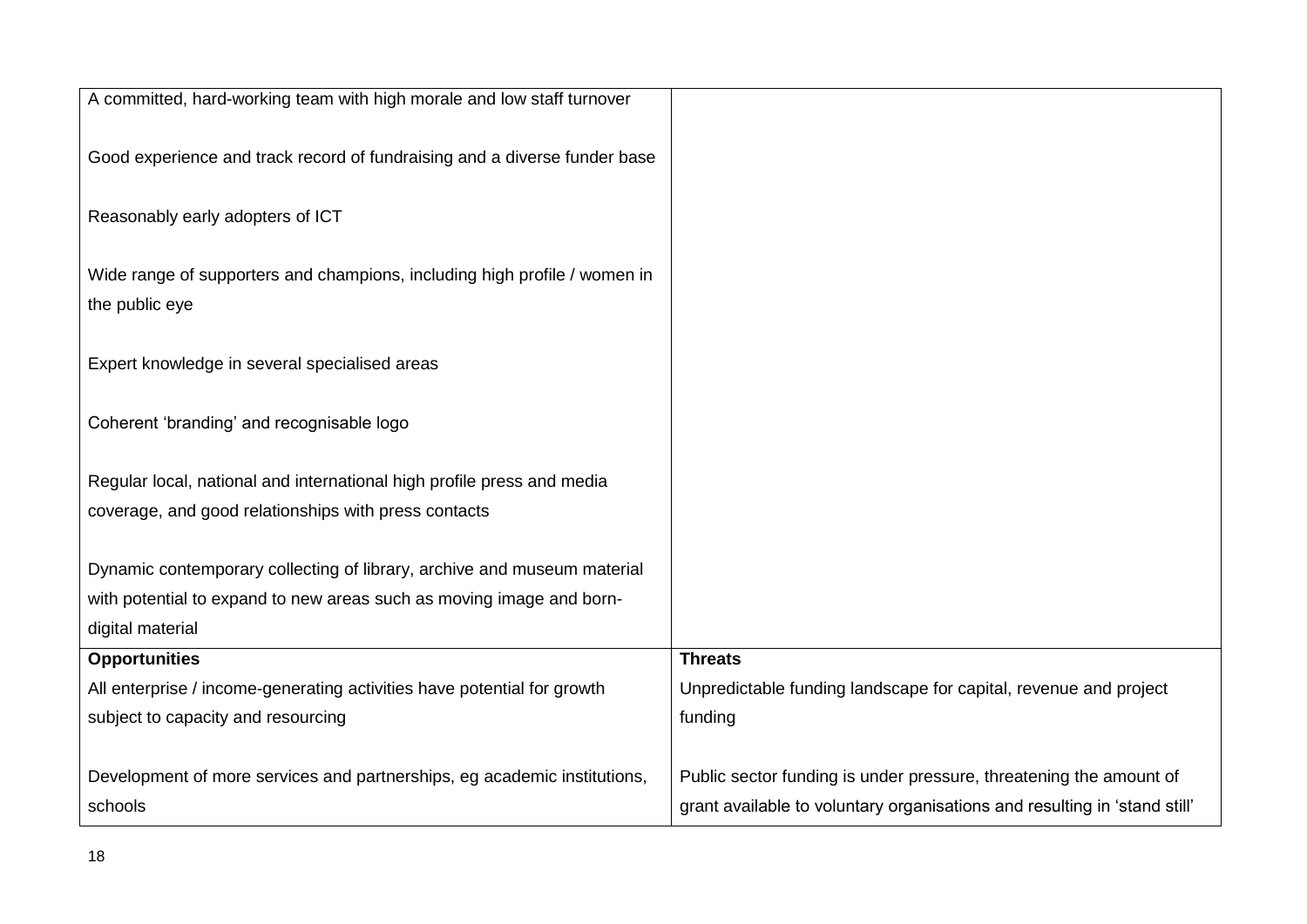| | |
|---|---|
| A committed, hard-working team with high morale and low staff turnover<br><br>Good experience and track record of fundraising and a diverse funder base<br><br>Reasonably early adopters of ICT<br><br>Wide range of supporters and champions, including high profile / women in the public eye<br><br>Expert knowledge in several specialised areas<br><br>Coherent 'branding' and recognisable logo<br><br>Regular local, national and international high profile press and media coverage, and good relationships with press contacts<br><br>Dynamic contemporary collecting of library, archive and museum material with potential to expand to new areas such as moving image and born-digital material | |
| **Opportunities** | **Threats** |
| All enterprise / income-generating activities have potential for growth subject to capacity and resourcing<br><br>Development of more services and partnerships, eg academic institutions, schools | Unpredictable funding landscape for capital, revenue and project funding<br><br>Public sector funding is under pressure, threatening the amount of grant available to voluntary organisations and resulting in 'stand still' |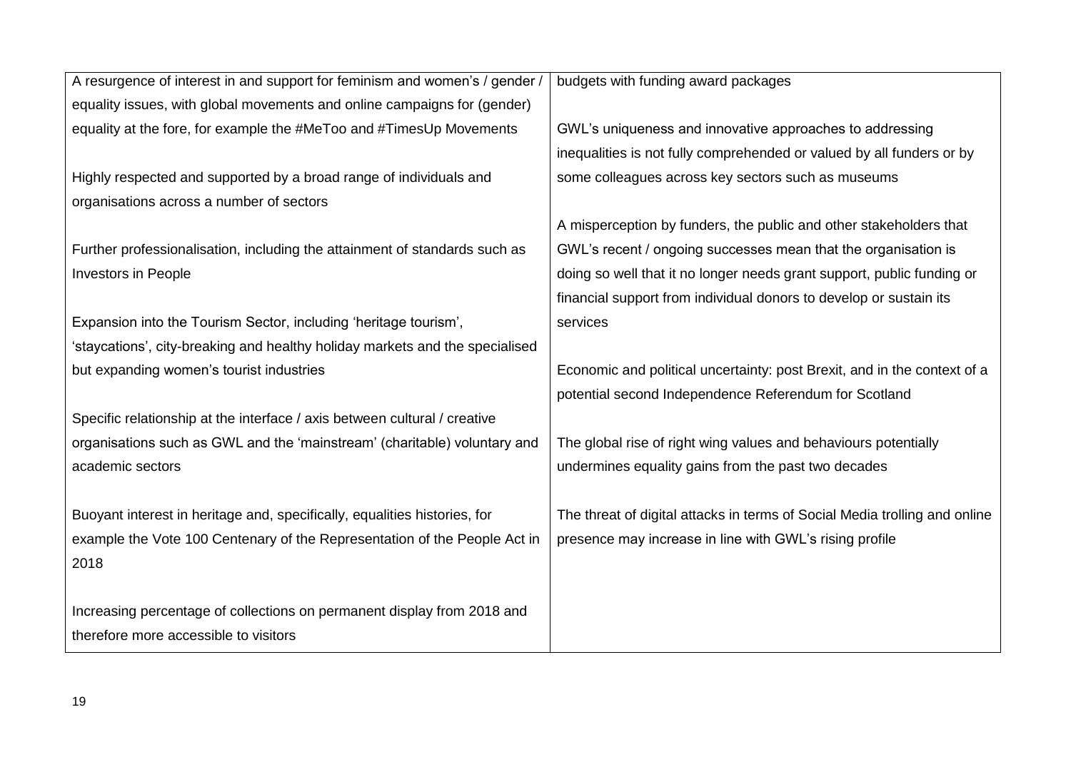| | |
|---|---|
| A resurgence of interest in and support for feminism and women's / gender / equality issues, with global movements and online campaigns for (gender) equality at the fore, for example the #MeToo and #TimesUp Movements<br><br>Highly respected and supported by a broad range of individuals and organisations across a number of sectors<br><br>Further professionalisation, including the attainment of standards such as Investors in People<br><br>Expansion into the Tourism Sector, including 'heritage tourism', 'staycations', city-breaking and healthy holiday markets and the specialised but expanding women's tourist industries<br><br>Specific relationship at the interface / axis between cultural / creative organisations such as GWL and the 'mainstream' (charitable) voluntary and academic sectors<br><br>Buoyant interest in heritage and, specifically, equalities histories, for example the Vote 100 Centenary of the Representation of the People Act in 2018<br><br>Increasing percentage of collections on permanent display from 2018 and therefore more accessible to visitors | budgets with funding award packages<br><br>GWL's uniqueness and innovative approaches to addressing inequalities is not fully comprehended or valued by all funders or by some colleagues across key sectors such as museums<br><br>A misperception by funders, the public and other stakeholders that GWL's recent / ongoing successes mean that the organisation is doing so well that it no longer needs grant support, public funding or financial support from individual donors to develop or sustain its services<br><br>Economic and political uncertainty: post Brexit, and in the context of a potential second Independence Referendum for Scotland<br><br>The global rise of right wing values and behaviours potentially undermines equality gains from the past two decades<br><br>The threat of digital attacks in terms of Social Media trolling and online presence may increase in line with GWL's rising profile |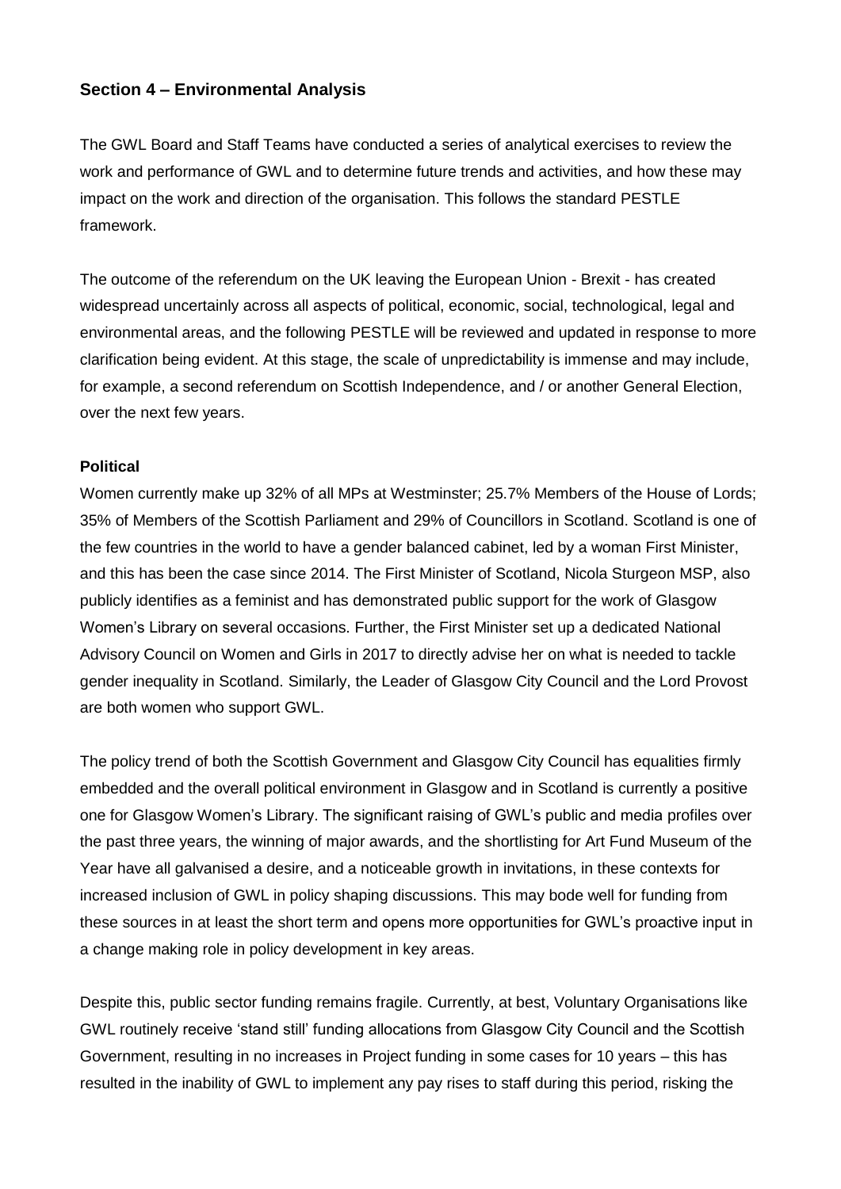## Section 4 – Environmental Analysis

The GWL Board and Staff Teams have conducted a series of analytical exercises to review the work and performance of GWL and to determine future trends and activities, and how these may impact on the work and direction of the organisation. This follows the standard PESTLE framework.

The outcome of the referendum on the UK leaving the European Union - Brexit - has created widespread uncertainly across all aspects of political, economic, social, technological, legal and environmental areas, and the following PESTLE will be reviewed and updated in response to more clarification being evident. At this stage, the scale of unpredictability is immense and may include, for example, a second referendum on Scottish Independence, and / or another General Election, over the next few years.

**Political**

Women currently make up 32% of all MPs at Westminster; 25.7% Members of the House of Lords; 35% of Members of the Scottish Parliament and 29% of Councillors in Scotland. Scotland is one of the few countries in the world to have a gender balanced cabinet, led by a woman First Minister, and this has been the case since 2014. The First Minister of Scotland, Nicola Sturgeon MSP, also publicly identifies as a feminist and has demonstrated public support for the work of Glasgow Women's Library on several occasions. Further, the First Minister set up a dedicated National Advisory Council on Women and Girls in 2017 to directly advise her on what is needed to tackle gender inequality in Scotland. Similarly, the Leader of Glasgow City Council and the Lord Provost are both women who support GWL.

The policy trend of both the Scottish Government and Glasgow City Council has equalities firmly embedded and the overall political environment in Glasgow and in Scotland is currently a positive one for Glasgow Women's Library. The significant raising of GWL's public and media profiles over the past three years, the winning of major awards, and the shortlisting for Art Fund Museum of the Year have all galvanised a desire, and a noticeable growth in invitations, in these contexts for increased inclusion of GWL in policy shaping discussions. This may bode well for funding from these sources in at least the short term and opens more opportunities for GWL's proactive input in a change making role in policy development in key areas.

Despite this, public sector funding remains fragile. Currently, at best, Voluntary Organisations like GWL routinely receive 'stand still' funding allocations from Glasgow City Council and the Scottish Government, resulting in no increases in Project funding in some cases for 10 years – this has resulted in the inability of GWL to implement any pay rises to staff during this period, risking the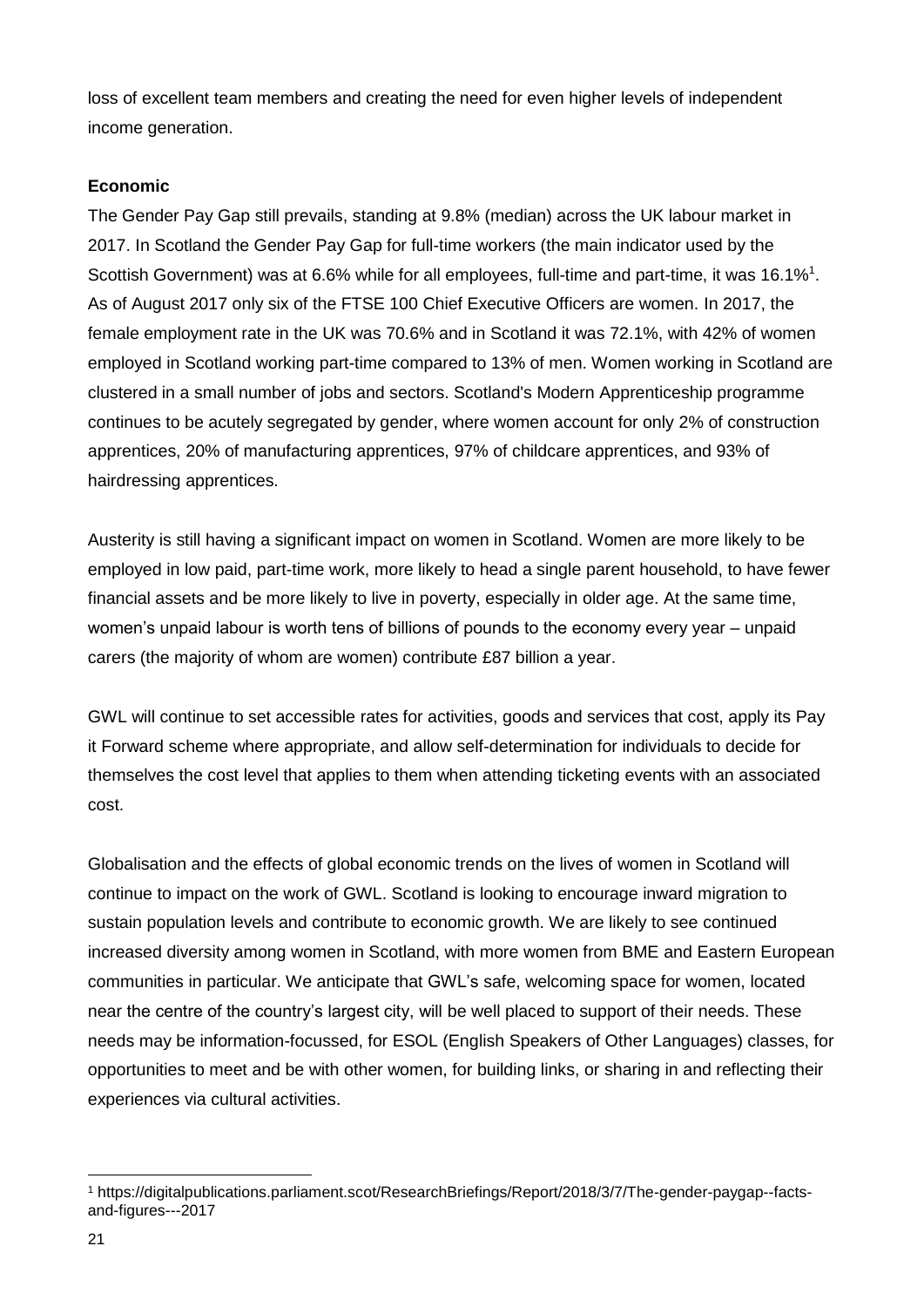loss of excellent team members and creating the need for even higher levels of independent income generation.

**Economic**

The Gender Pay Gap still prevails, standing at 9.8% (median) across the UK labour market in 2017. In Scotland the Gender Pay Gap for full-time workers (the main indicator used by the Scottish Government) was at 6.6% while for all employees, full-time and part-time, it was 16.1%[1]. As of August 2017 only six of the FTSE 100 Chief Executive Officers are women. In 2017, the female employment rate in the UK was 70.6% and in Scotland it was 72.1%, with 42% of women employed in Scotland working part-time compared to 13% of men. Women working in Scotland are clustered in a small number of jobs and sectors. Scotland's Modern Apprenticeship programme continues to be acutely segregated by gender, where women account for only 2% of construction apprentices, 20% of manufacturing apprentices, 97% of childcare apprentices, and 93% of hairdressing apprentices.

Austerity is still having a significant impact on women in Scotland. Women are more likely to be employed in low paid, part-time work, more likely to head a single parent household, to have fewer financial assets and be more likely to live in poverty, especially in older age. At the same time, women's unpaid labour is worth tens of billions of pounds to the economy every year – unpaid carers (the majority of whom are women) contribute £87 billion a year.

GWL will continue to set accessible rates for activities, goods and services that cost, apply its Pay it Forward scheme where appropriate, and allow self-determination for individuals to decide for themselves the cost level that applies to them when attending ticketing events with an associated cost.

Globalisation and the effects of global economic trends on the lives of women in Scotland will continue to impact on the work of GWL. Scotland is looking to encourage inward migration to sustain population levels and contribute to economic growth. We are likely to see continued increased diversity among women in Scotland, with more women from BME and Eastern European communities in particular. We anticipate that GWL's safe, welcoming space for women, located near the centre of the country's largest city, will be well placed to support of their needs. These needs may be information-focussed, for ESOL (English Speakers of Other Languages) classes, for opportunities to meet and be with other women, for building links, or sharing in and reflecting their experiences via cultural activities.

[1] https://digitalpublications.parliament.scot/ResearchBriefings/Report/2018/3/7/The-gender-paygap--facts-and-figures---2017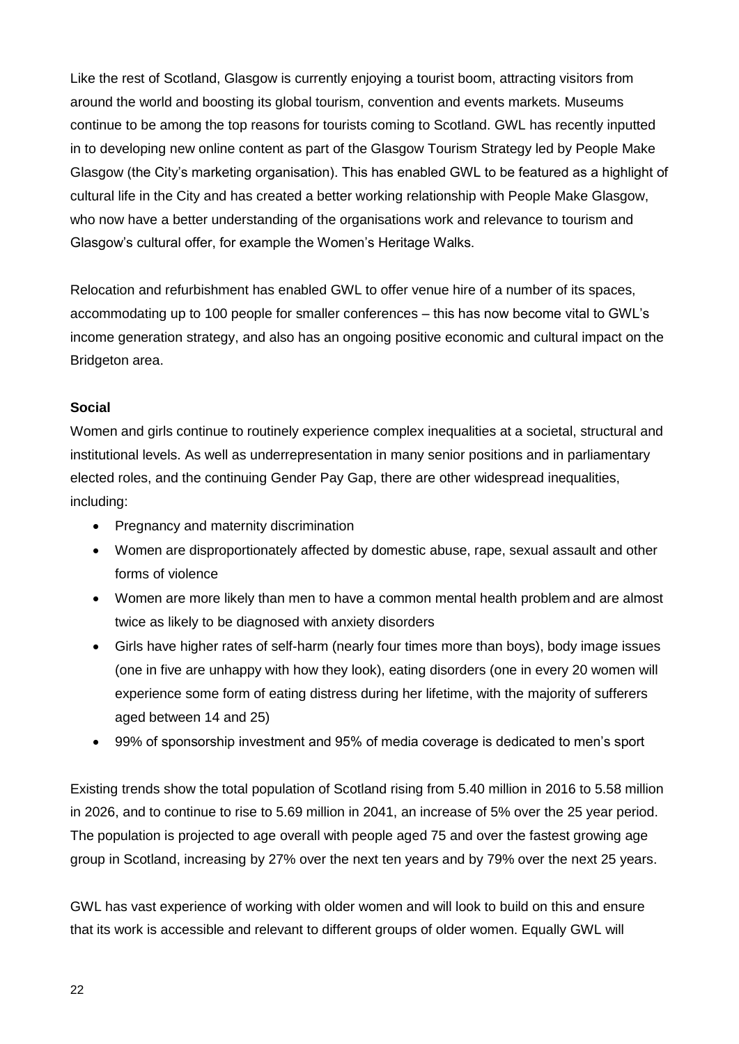Like the rest of Scotland, Glasgow is currently enjoying a tourist boom, attracting visitors from around the world and boosting its global tourism, convention and events markets. Museums continue to be among the top reasons for tourists coming to Scotland. GWL has recently inputted in to developing new online content as part of the Glasgow Tourism Strategy led by People Make Glasgow (the City's marketing organisation). This has enabled GWL to be featured as a highlight of cultural life in the City and has created a better working relationship with People Make Glasgow, who now have a better understanding of the organisations work and relevance to tourism and Glasgow's cultural offer, for example the Women's Heritage Walks.

Relocation and refurbishment has enabled GWL to offer venue hire of a number of its spaces, accommodating up to 100 people for smaller conferences – this has now become vital to GWL's income generation strategy, and also has an ongoing positive economic and cultural impact on the Bridgeton area.

**Social**

Women and girls continue to routinely experience complex inequalities at a societal, structural and institutional levels. As well as underrepresentation in many senior positions and in parliamentary elected roles, and the continuing Gender Pay Gap, there are other widespread inequalities, including:

- Pregnancy and maternity discrimination
- Women are disproportionately affected by domestic abuse, rape, sexual assault and other forms of violence
- Women are more likely than men to have a common mental health problem and are almost twice as likely to be diagnosed with anxiety disorders
- Girls have higher rates of self-harm (nearly four times more than boys), body image issues (one in five are unhappy with how they look), eating disorders (one in every 20 women will experience some form of eating distress during her lifetime, with the majority of sufferers aged between 14 and 25)
- 99% of sponsorship investment and 95% of media coverage is dedicated to men's sport

Existing trends show the total population of Scotland rising from 5.40 million in 2016 to 5.58 million in 2026, and to continue to rise to 5.69 million in 2041, an increase of 5% over the 25 year period. The population is projected to age overall with people aged 75 and over the fastest growing age group in Scotland, increasing by 27% over the next ten years and by 79% over the next 25 years.

GWL has vast experience of working with older women and will look to build on this and ensure that its work is accessible and relevant to different groups of older women. Equally GWL will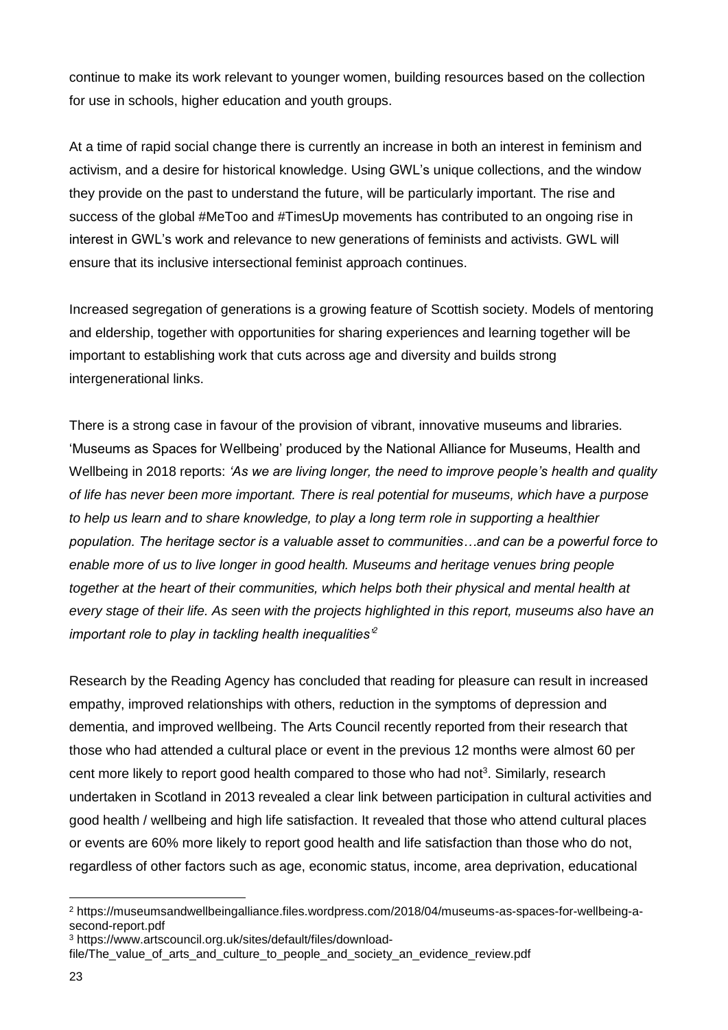continue to make its work relevant to younger women, building resources based on the collection for use in schools, higher education and youth groups.

At a time of rapid social change there is currently an increase in both an interest in feminism and activism, and a desire for historical knowledge. Using GWL's unique collections, and the window they provide on the past to understand the future, will be particularly important. The rise and success of the global #MeToo and #TimesUp movements has contributed to an ongoing rise in interest in GWL's work and relevance to new generations of feminists and activists. GWL will ensure that its inclusive intersectional feminist approach continues.

Increased segregation of generations is a growing feature of Scottish society. Models of mentoring and eldership, together with opportunities for sharing experiences and learning together will be important to establishing work that cuts across age and diversity and builds strong intergenerational links.

There is a strong case in favour of the provision of vibrant, innovative museums and libraries. 'Museums as Spaces for Wellbeing' produced by the National Alliance for Museums, Health and Wellbeing in 2018 reports: *'As we are living longer, the need to improve people's health and quality of life has never been more important. There is real potential for museums, which have a purpose to help us learn and to share knowledge, to play a long term role in supporting a healthier population. The heritage sector is a valuable asset to communities…and can be a powerful force to enable more of us to live longer in good health. Museums and heritage venues bring people together at the heart of their communities, which helps both their physical and mental health at every stage of their life. As seen with the projects highlighted in this report, museums also have an important role to play in tackling health inequalities'*[2]

Research by the Reading Agency has concluded that reading for pleasure can result in increased empathy, improved relationships with others, reduction in the symptoms of depression and dementia, and improved wellbeing. The Arts Council recently reported from their research that those who had attended a cultural place or event in the previous 12 months were almost 60 per cent more likely to report good health compared to those who had not[3]. Similarly, research undertaken in Scotland in 2013 revealed a clear link between participation in cultural activities and good health / wellbeing and high life satisfaction. It revealed that those who attend cultural places or events are 60% more likely to report good health and life satisfaction than those who do not, regardless of other factors such as age, economic status, income, area deprivation, educational

---

[2] https://museumsandwellbeingalliance.files.wordpress.com/2018/04/museums-as-spaces-for-wellbeing-a-second-report.pdf

[3] https://www.artscouncil.org.uk/sites/default/files/download-file/The_value_of_arts_and_culture_to_people_and_society_an_evidence_review.pdf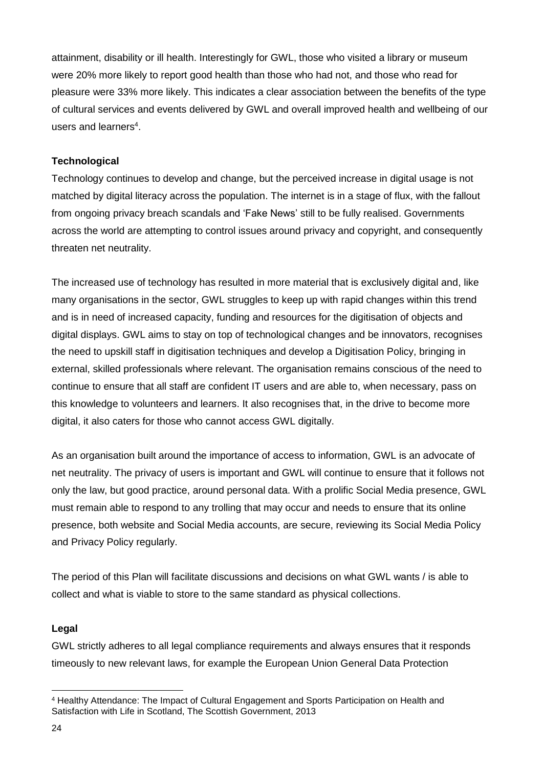attainment, disability or ill health. Interestingly for GWL, those who visited a library or museum were 20% more likely to report good health than those who had not, and those who read for pleasure were 33% more likely. This indicates a clear association between the benefits of the type of cultural services and events delivered by GWL and overall improved health and wellbeing of our users and learners[4].

**Technological**

Technology continues to develop and change, but the perceived increase in digital usage is not matched by digital literacy across the population. The internet is in a stage of flux, with the fallout from ongoing privacy breach scandals and 'Fake News' still to be fully realised. Governments across the world are attempting to control issues around privacy and copyright, and consequently threaten net neutrality.

The increased use of technology has resulted in more material that is exclusively digital and, like many organisations in the sector, GWL struggles to keep up with rapid changes within this trend and is in need of increased capacity, funding and resources for the digitisation of objects and digital displays. GWL aims to stay on top of technological changes and be innovators, recognises the need to upskill staff in digitisation techniques and develop a Digitisation Policy, bringing in external, skilled professionals where relevant. The organisation remains conscious of the need to continue to ensure that all staff are confident IT users and are able to, when necessary, pass on this knowledge to volunteers and learners. It also recognises that, in the drive to become more digital, it also caters for those who cannot access GWL digitally.

As an organisation built around the importance of access to information, GWL is an advocate of net neutrality. The privacy of users is important and GWL will continue to ensure that it follows not only the law, but good practice, around personal data. With a prolific Social Media presence, GWL must remain able to respond to any trolling that may occur and needs to ensure that its online presence, both website and Social Media accounts, are secure, reviewing its Social Media Policy and Privacy Policy regularly.

The period of this Plan will facilitate discussions and decisions on what GWL wants / is able to collect and what is viable to store to the same standard as physical collections.

**Legal**

GWL strictly adheres to all legal compliance requirements and always ensures that it responds timeously to new relevant laws, for example the European Union General Data Protection

[4] Healthy Attendance: The Impact of Cultural Engagement and Sports Participation on Health and Satisfaction with Life in Scotland, The Scottish Government, 2013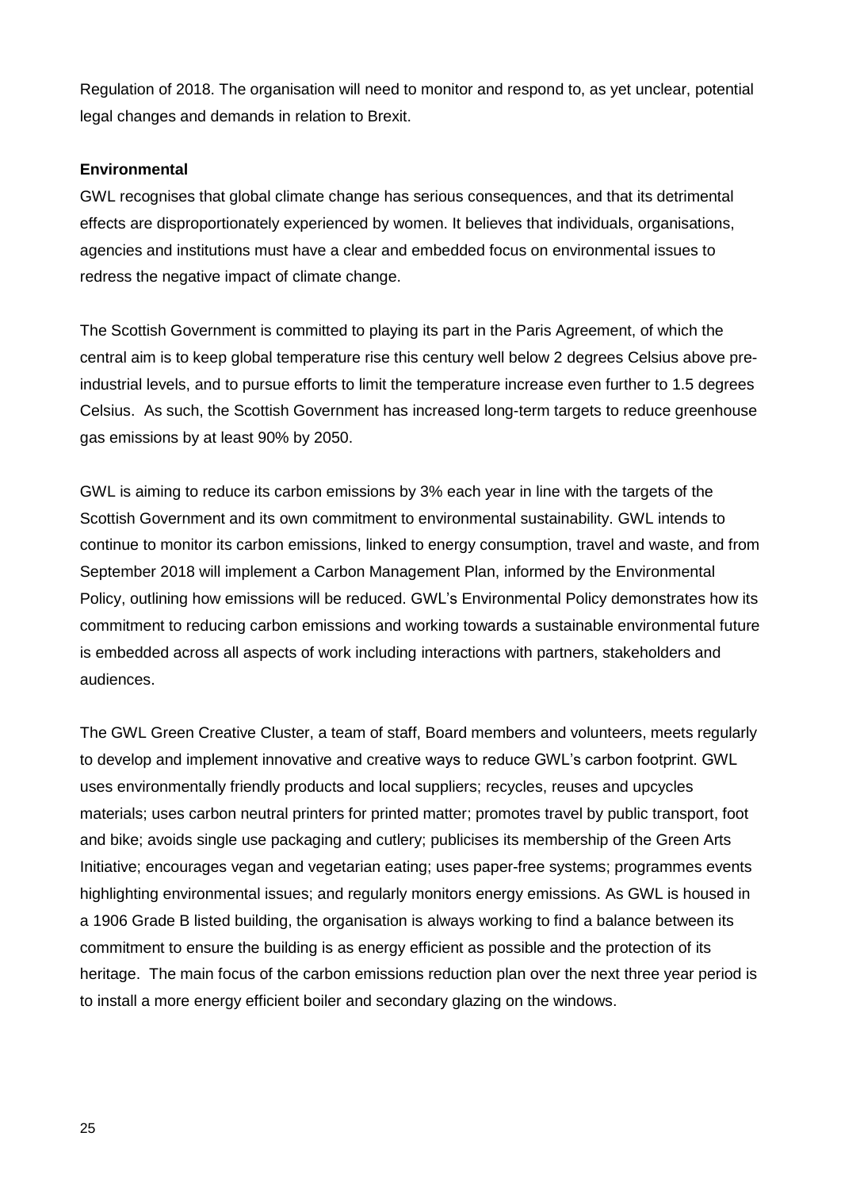Regulation of 2018. The organisation will need to monitor and respond to, as yet unclear, potential legal changes and demands in relation to Brexit.

**Environmental**

GWL recognises that global climate change has serious consequences, and that its detrimental effects are disproportionately experienced by women. It believes that individuals, organisations, agencies and institutions must have a clear and embedded focus on environmental issues to redress the negative impact of climate change.

The Scottish Government is committed to playing its part in the Paris Agreement, of which the central aim is to keep global temperature rise this century well below 2 degrees Celsius above pre-industrial levels, and to pursue efforts to limit the temperature increase even further to 1.5 degrees Celsius. As such, the Scottish Government has increased long-term targets to reduce greenhouse gas emissions by at least 90% by 2050.

GWL is aiming to reduce its carbon emissions by 3% each year in line with the targets of the Scottish Government and its own commitment to environmental sustainability. GWL intends to continue to monitor its carbon emissions, linked to energy consumption, travel and waste, and from September 2018 will implement a Carbon Management Plan, informed by the Environmental Policy, outlining how emissions will be reduced. GWL's Environmental Policy demonstrates how its commitment to reducing carbon emissions and working towards a sustainable environmental future is embedded across all aspects of work including interactions with partners, stakeholders and audiences.

The GWL Green Creative Cluster, a team of staff, Board members and volunteers, meets regularly to develop and implement innovative and creative ways to reduce GWL's carbon footprint. GWL uses environmentally friendly products and local suppliers; recycles, reuses and upcycles materials; uses carbon neutral printers for printed matter; promotes travel by public transport, foot and bike; avoids single use packaging and cutlery; publicises its membership of the Green Arts Initiative; encourages vegan and vegetarian eating; uses paper-free systems; programmes events highlighting environmental issues; and regularly monitors energy emissions. As GWL is housed in a 1906 Grade B listed building, the organisation is always working to find a balance between its commitment to ensure the building is as energy efficient as possible and the protection of its heritage. The main focus of the carbon emissions reduction plan over the next three year period is to install a more energy efficient boiler and secondary glazing on the windows.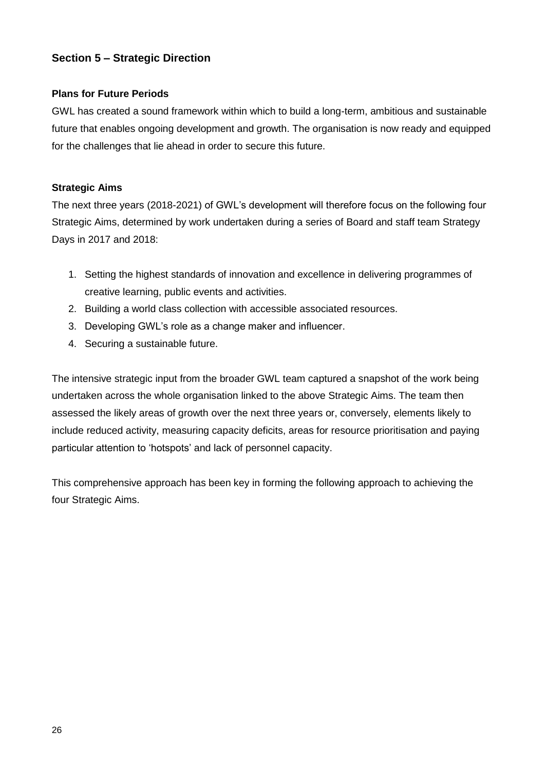## Section 5 – Strategic Direction

### Plans for Future Periods

GWL has created a sound framework within which to build a long-term, ambitious and sustainable future that enables ongoing development and growth. The organisation is now ready and equipped for the challenges that lie ahead in order to secure this future.

### Strategic Aims

The next three years (2018-2021) of GWL's development will therefore focus on the following four Strategic Aims, determined by work undertaken during a series of Board and staff team Strategy Days in 2017 and 2018:

1. Setting the highest standards of innovation and excellence in delivering programmes of creative learning, public events and activities.
2. Building a world class collection with accessible associated resources.
3. Developing GWL's role as a change maker and influencer.
4. Securing a sustainable future.

The intensive strategic input from the broader GWL team captured a snapshot of the work being undertaken across the whole organisation linked to the above Strategic Aims. The team then assessed the likely areas of growth over the next three years or, conversely, elements likely to include reduced activity, measuring capacity deficits, areas for resource prioritisation and paying particular attention to 'hotspots' and lack of personnel capacity.

This comprehensive approach has been key in forming the following approach to achieving the four Strategic Aims.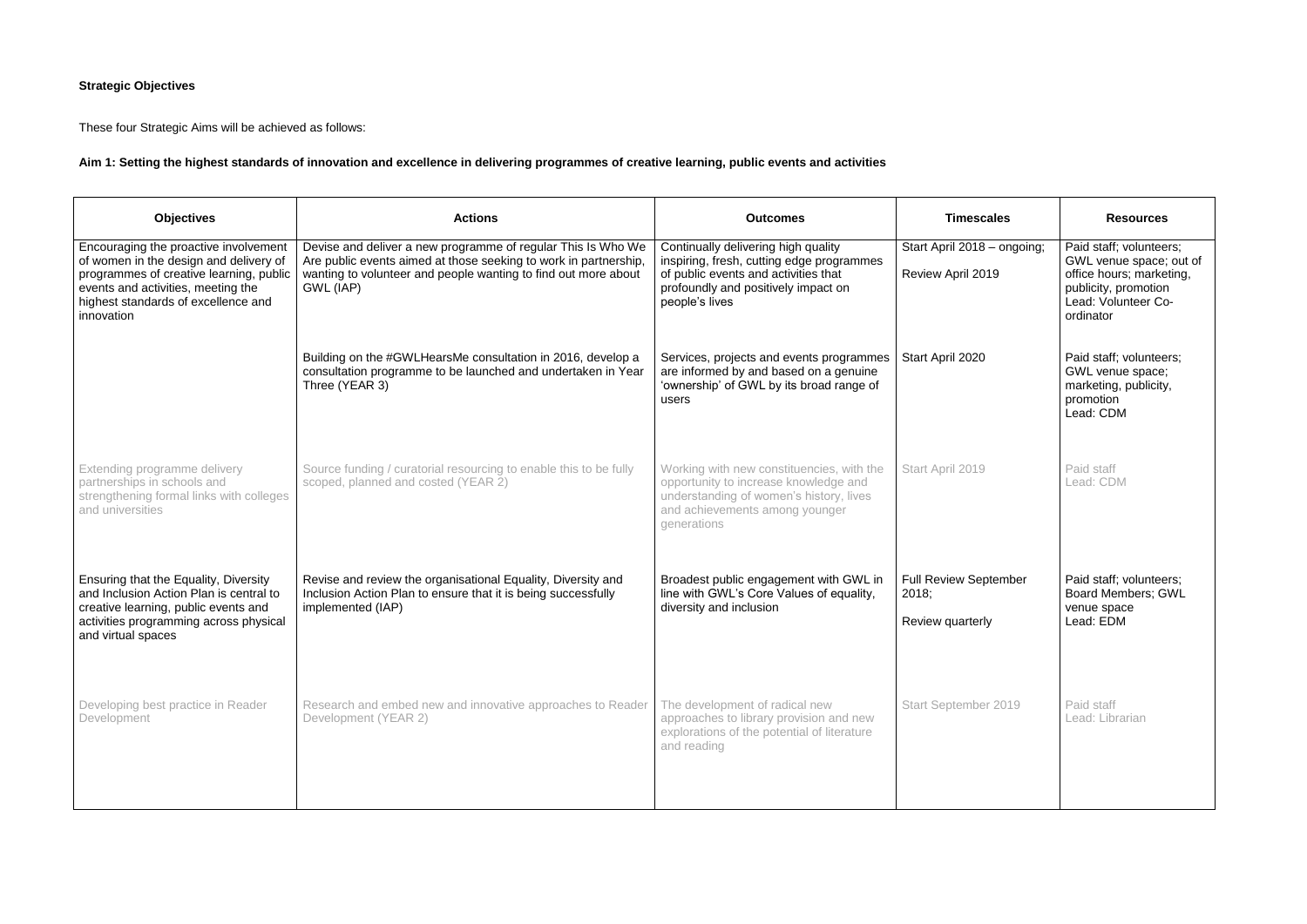**Strategic Objectives**

These four Strategic Aims will be achieved as follows:

**Aim 1: Setting the highest standards of innovation and excellence in delivering programmes of creative learning, public events and activities**

| Objectives | Actions | Outcomes | Timescales | Resources |
|---|---|---|---|---|
| Encouraging the proactive involvement of women in the design and delivery of programmes of creative learning, public events and activities, meeting the highest standards of excellence and innovation | Devise and deliver a new programme of regular This Is Who We Are public events aimed at those seeking to work in partnership, wanting to volunteer and people wanting to find out more about GWL (IAP) | Continually delivering high quality inspiring, fresh, cutting edge programmes of public events and activities that profoundly and positively impact on people's lives | Start April 2018 – ongoing;<br>Review April 2019 | Paid staff; volunteers; GWL venue space; out of office hours; marketing, publicity, promotion<br>Lead: Volunteer Co-ordinator |
| | Building on the #GWLHearsMe consultation in 2016, develop a consultation programme to be launched and undertaken in Year Three (YEAR 3) | Services, projects and events programmes are informed by and based on a genuine 'ownership' of GWL by its broad range of users | Start April 2020 | Paid staff; volunteers; GWL venue space; marketing, publicity, promotion<br>Lead: CDM |
| Extending programme delivery partnerships in schools and strengthening formal links with colleges and universities | Source funding / curatorial resourcing to enable this to be fully scoped, planned and costed (YEAR 2) | Working with new constituencies, with the opportunity to increase knowledge and understanding of women's history, lives and achievements among younger generations | Start April 2019 | Paid staff<br>Lead: CDM |
| Ensuring that the Equality, Diversity and Inclusion Action Plan is central to creative learning, public events and activities programming across physical and virtual spaces | Revise and review the organisational Equality, Diversity and Inclusion Action Plan to ensure that it is being successfully implemented (IAP) | Broadest public engagement with GWL in line with GWL's Core Values of equality, diversity and inclusion | Full Review September 2018;<br>Review quarterly | Paid staff; volunteers; Board Members; GWL venue space<br>Lead: EDM |
| Developing best practice in Reader Development | Research and embed new and innovative approaches to Reader Development (YEAR 2) | The development of radical new approaches to library provision and new explorations of the potential of literature and reading | Start September 2019 | Paid staff<br>Lead: Librarian |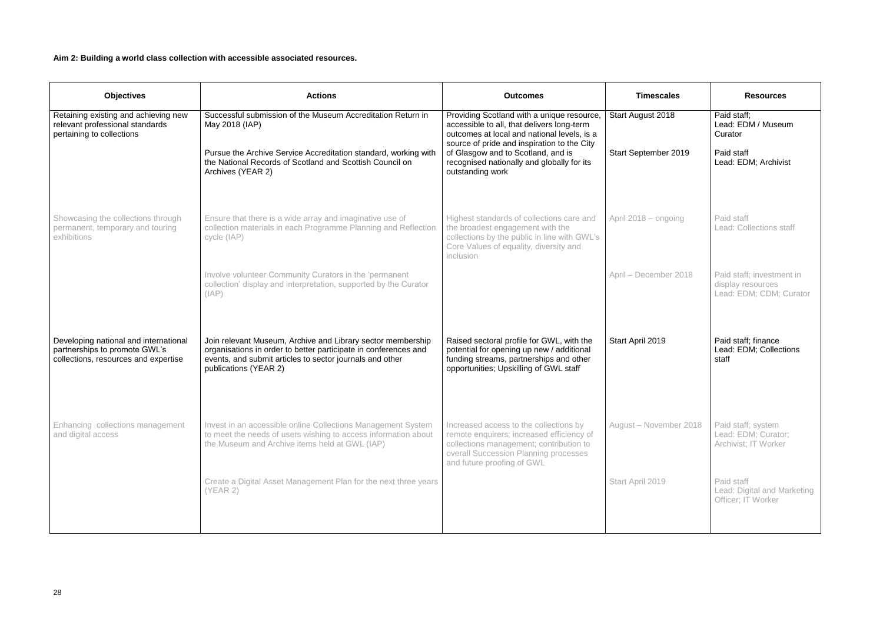**Aim 2: Building a world class collection with accessible associated resources.**

| Objectives | Actions | Outcomes | Timescales | Resources |
|---|---|---|---|---|
| Retaining existing and achieving new relevant professional standards pertaining to collections | Successful submission of the Museum Accreditation Return in May 2018 (IAP) | Providing Scotland with a unique resource, accessible to all, that delivers long-term outcomes at local and national levels, is a source of pride and inspiration to the City of Glasgow and to Scotland, and is recognised nationally and globally for its outstanding work | Start August 2018 | Paid staff; Lead: EDM / Museum Curator |
| | Pursue the Archive Service Accreditation standard, working with the National Records of Scotland and Scottish Council on Archives (YEAR 2) | | Start September 2019 | Paid staff Lead: EDM; Archivist |
| Showcasing the collections through permanent, temporary and touring exhibitions | Ensure that there is a wide array and imaginative use of collection materials in each Programme Planning and Reflection cycle (IAP) | Highest standards of collections care and the broadest engagement with the collections by the public in line with GWL's Core Values of equality, diversity and inclusion | April 2018 – ongoing | Paid staff Lead: Collections staff |
| | Involve volunteer Community Curators in the 'permanent collection' display and interpretation, supported by the Curator (IAP) | | April – December 2018 | Paid staff; investment in display resources Lead: EDM; CDM; Curator |
| Developing national and international partnerships to promote GWL's collections, resources and expertise | Join relevant Museum, Archive and Library sector membership organisations in order to better participate in conferences and events, and submit articles to sector journals and other publications (YEAR 2) | Raised sectoral profile for GWL, with the potential for opening up new / additional funding streams, partnerships and other opportunities; Upskilling of GWL staff | Start April 2019 | Paid staff; finance Lead: EDM; Collections staff |
| Enhancing collections management and digital access | Invest in an accessible online Collections Management System to meet the needs of users wishing to access information about the Museum and Archive items held at GWL (IAP) | Increased access to the collections by remote enquirers; increased efficiency of collections management; contribution to overall Succession Planning processes and future proofing of GWL | August – November 2018 | Paid staff; system Lead: EDM; Curator; Archivist; IT Worker |
| | Create a Digital Asset Management Plan for the next three years (YEAR 2) | | Start April 2019 | Paid staff Lead: Digital and Marketing Officer; IT Worker |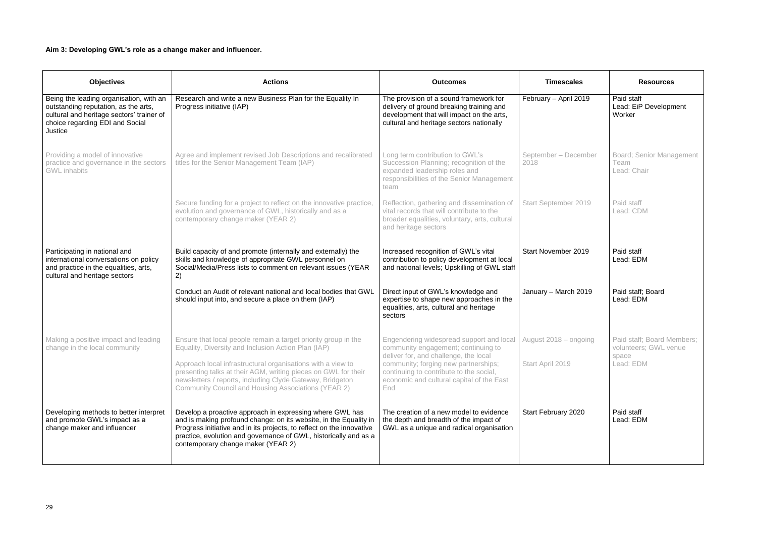**Aim 3: Developing GWL's role as a change maker and influencer.**

| Objectives | Actions | Outcomes | Timescales | Resources |
|---|---|---|---|---|
| Being the leading organisation, with an outstanding reputation, as the arts, cultural and heritage sectors' trainer of choice regarding EDI and Social Justice | Research and write a new Business Plan for the Equality In Progress initiative (IAP) | The provision of a sound framework for delivery of ground breaking training and development that will impact on the arts, cultural and heritage sectors nationally | February – April 2019 | Paid staff<br>Lead: EiP Development Worker |
| Providing a model of innovative practice and governance in the sectors GWL inhabits | Agree and implement revised Job Descriptions and recalibrated titles for the Senior Management Team (IAP) | Long term contribution to GWL's Succession Planning; recognition of the expanded leadership roles and responsibilities of the Senior Management team | September – December 2018 | Board; Senior Management Team<br>Lead: Chair |
| | Secure funding for a project to reflect on the innovative practice, evolution and governance of GWL, historically and as a contemporary change maker (YEAR 2) | Reflection, gathering and dissemination of vital records that will contribute to the broader equalities, voluntary, arts, cultural and heritage sectors | Start September 2019 | Paid staff<br>Lead: CDM |
| Participating in national and international conversations on policy and practice in the equalities, arts, cultural and heritage sectors | Build capacity of and promote (internally and externally) the skills and knowledge of appropriate GWL personnel on Social/Media/Press lists to comment on relevant issues (YEAR 2) | Increased recognition of GWL's vital contribution to policy development at local and national levels; Upskilling of GWL staff | Start November 2019 | Paid staff<br>Lead: EDM |
| | Conduct an Audit of relevant national and local bodies that GWL should input into, and secure a place on them (IAP) | Direct input of GWL's knowledge and expertise to shape new approaches in the equalities, arts, cultural and heritage sectors | January – March 2019 | Paid staff; Board<br>Lead: EDM |
| Making a positive impact and leading change in the local community | Ensure that local people remain a target priority group in the Equality, Diversity and Inclusion Action Plan (IAP)<br><br>Approach local infrastructural organisations with a view to presenting talks at their AGM, writing pieces on GWL for their newsletters / reports, including Clyde Gateway, Bridgeton Community Council and Housing Associations (YEAR 2) | Engendering widespread support and local community engagement; continuing to deliver for, and challenge, the local community; forging new partnerships; continuing to contribute to the social, economic and cultural capital of the East End | August 2018 – ongoing<br><br>Start April 2019 | Paid staff; Board Members; volunteers; GWL venue space<br>Lead: EDM |
| Developing methods to better interpret and promote GWL's impact as a change maker and influencer | Develop a proactive approach in expressing where GWL has and is making profound change: on its website, in the Equality in Progress initiative and in its projects, to reflect on the innovative practice, evolution and governance of GWL, historically and as a contemporary change maker (YEAR 2) | The creation of a new model to evidence the depth and breadth of the impact of GWL as a unique and radical organisation | Start February 2020 | Paid staff<br>Lead: EDM |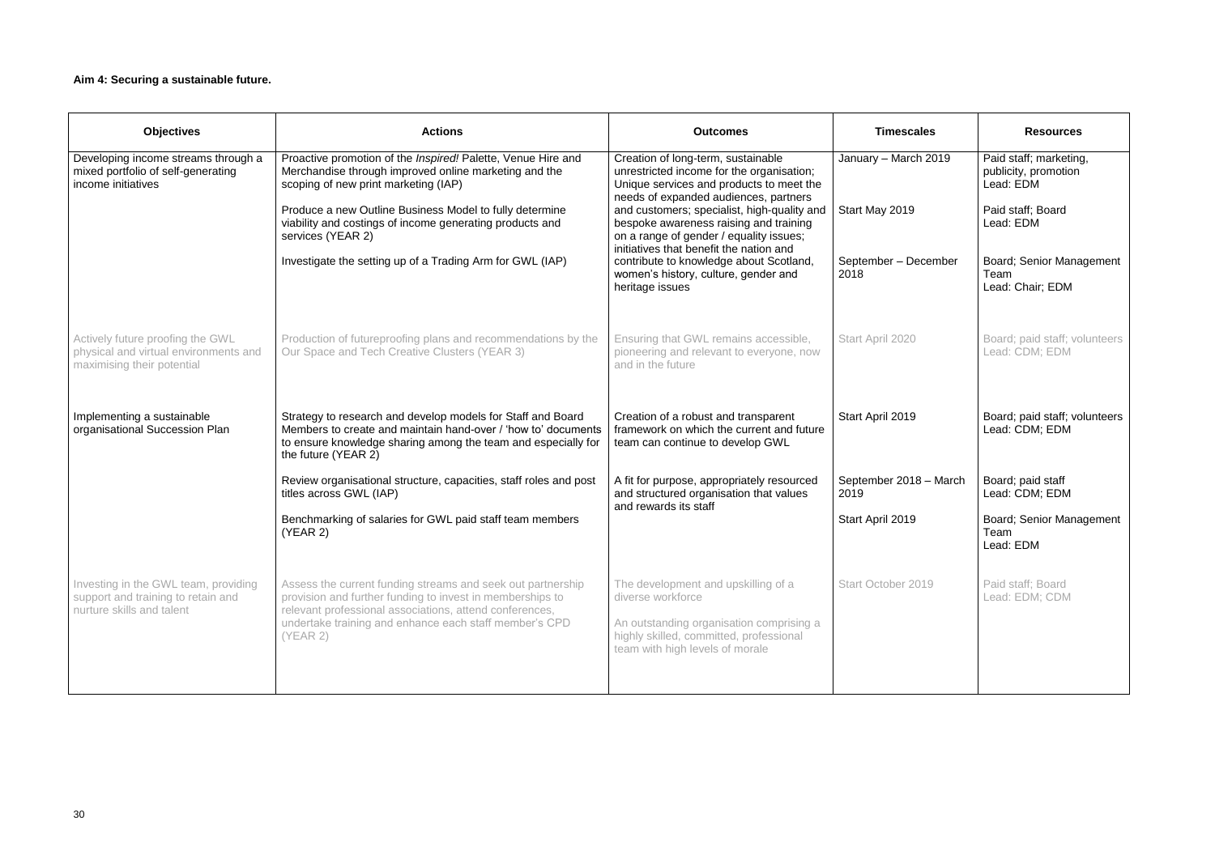**Aim 4: Securing a sustainable future.**

| Objectives | Actions | Outcomes | Timescales | Resources |
|---|---|---|---|---|
| Developing income streams through a mixed portfolio of self-generating income initiatives | Proactive promotion of the *Inspired!* Palette, Venue Hire and Merchandise through improved online marketing and the scoping of new print marketing (IAP) | Creation of long-term, sustainable unrestricted income for the organisation; Unique services and products to meet the needs of expanded audiences, partners and customers; specialist, high-quality and bespoke awareness raising and training on a range of gender / equality issues; initiatives that benefit the nation and contribute to knowledge about Scotland, women's history, culture, gender and heritage issues | January – March 2019 | Paid staff; marketing, publicity, promotion<br>Lead: EDM |
| | Produce a new Outline Business Model to fully determine viability and costings of income generating products and services (YEAR 2) | | Start May 2019 | Paid staff; Board<br>Lead: EDM |
| | Investigate the setting up of a Trading Arm for GWL (IAP) | | September – December 2018 | Board; Senior Management Team<br>Lead: Chair; EDM |
| Actively future proofing the GWL physical and virtual environments and maximising their potential | Production of futureproofing plans and recommendations by the Our Space and Tech Creative Clusters (YEAR 3) | Ensuring that GWL remains accessible, pioneering and relevant to everyone, now and in the future | Start April 2020 | Board; paid staff; volunteers<br>Lead: CDM; EDM |
| Implementing a sustainable organisational Succession Plan | Strategy to research and develop models for Staff and Board Members to create and maintain hand-over / 'how to' documents to ensure knowledge sharing among the team and especially for the future (YEAR 2) | Creation of a robust and transparent framework on which the current and future team can continue to develop GWL | Start April 2019 | Board; paid staff; volunteers<br>Lead: CDM; EDM |
| | Review organisational structure, capacities, staff roles and post titles across GWL (IAP) | A fit for purpose, appropriately resourced and structured organisation that values and rewards its staff | September 2018 – March 2019 | Board; paid staff<br>Lead: CDM; EDM |
| | Benchmarking of salaries for GWL paid staff team members (YEAR 2) | | Start April 2019 | Board; Senior Management Team<br>Lead: EDM |
| Investing in the GWL team, providing support and training to retain and nurture skills and talent | Assess the current funding streams and seek out partnership provision and further funding to invest in memberships to relevant professional associations, attend conferences, undertake training and enhance each staff member's CPD (YEAR 2) | The development and upskilling of a diverse workforce<br><br>An outstanding organisation comprising a highly skilled, committed, professional team with high levels of morale | Start October 2019 | Paid staff; Board<br>Lead: EDM; CDM |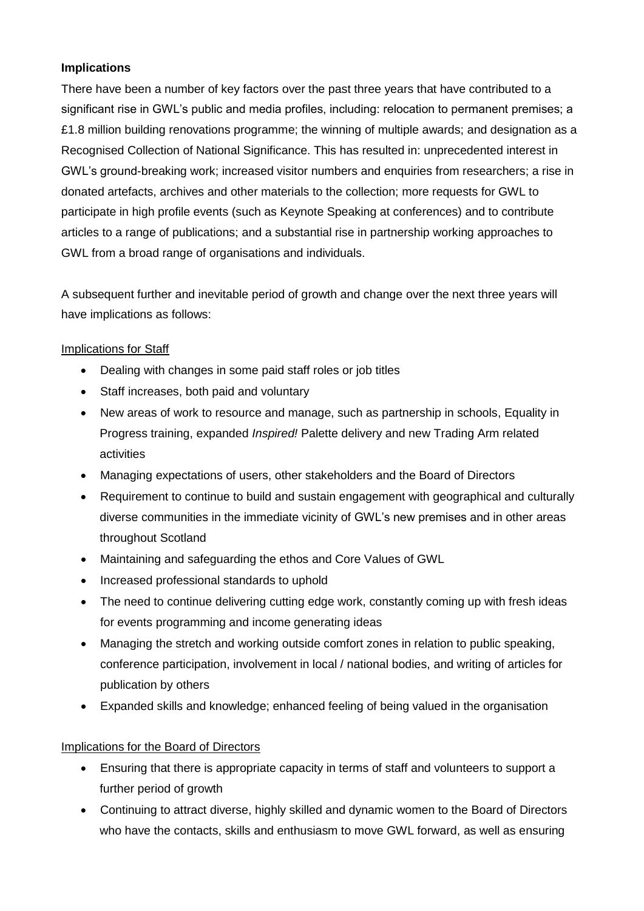**Implications**

There have been a number of key factors over the past three years that have contributed to a significant rise in GWL's public and media profiles, including: relocation to permanent premises; a £1.8 million building renovations programme; the winning of multiple awards; and designation as a Recognised Collection of National Significance. This has resulted in: unprecedented interest in GWL's ground-breaking work; increased visitor numbers and enquiries from researchers; a rise in donated artefacts, archives and other materials to the collection; more requests for GWL to participate in high profile events (such as Keynote Speaking at conferences) and to contribute articles to a range of publications; and a substantial rise in partnership working approaches to GWL from a broad range of organisations and individuals.

A subsequent further and inevitable period of growth and change over the next three years will have implications as follows:

Implications for Staff

- Dealing with changes in some paid staff roles or job titles
- Staff increases, both paid and voluntary
- New areas of work to resource and manage, such as partnership in schools, Equality in Progress training, expanded *Inspired!* Palette delivery and new Trading Arm related activities
- Managing expectations of users, other stakeholders and the Board of Directors
- Requirement to continue to build and sustain engagement with geographical and culturally diverse communities in the immediate vicinity of GWL's new premises and in other areas throughout Scotland
- Maintaining and safeguarding the ethos and Core Values of GWL
- Increased professional standards to uphold
- The need to continue delivering cutting edge work, constantly coming up with fresh ideas for events programming and income generating ideas
- Managing the stretch and working outside comfort zones in relation to public speaking, conference participation, involvement in local / national bodies, and writing of articles for publication by others
- Expanded skills and knowledge; enhanced feeling of being valued in the organisation

Implications for the Board of Directors

- Ensuring that there is appropriate capacity in terms of staff and volunteers to support a further period of growth
- Continuing to attract diverse, highly skilled and dynamic women to the Board of Directors who have the contacts, skills and enthusiasm to move GWL forward, as well as ensuring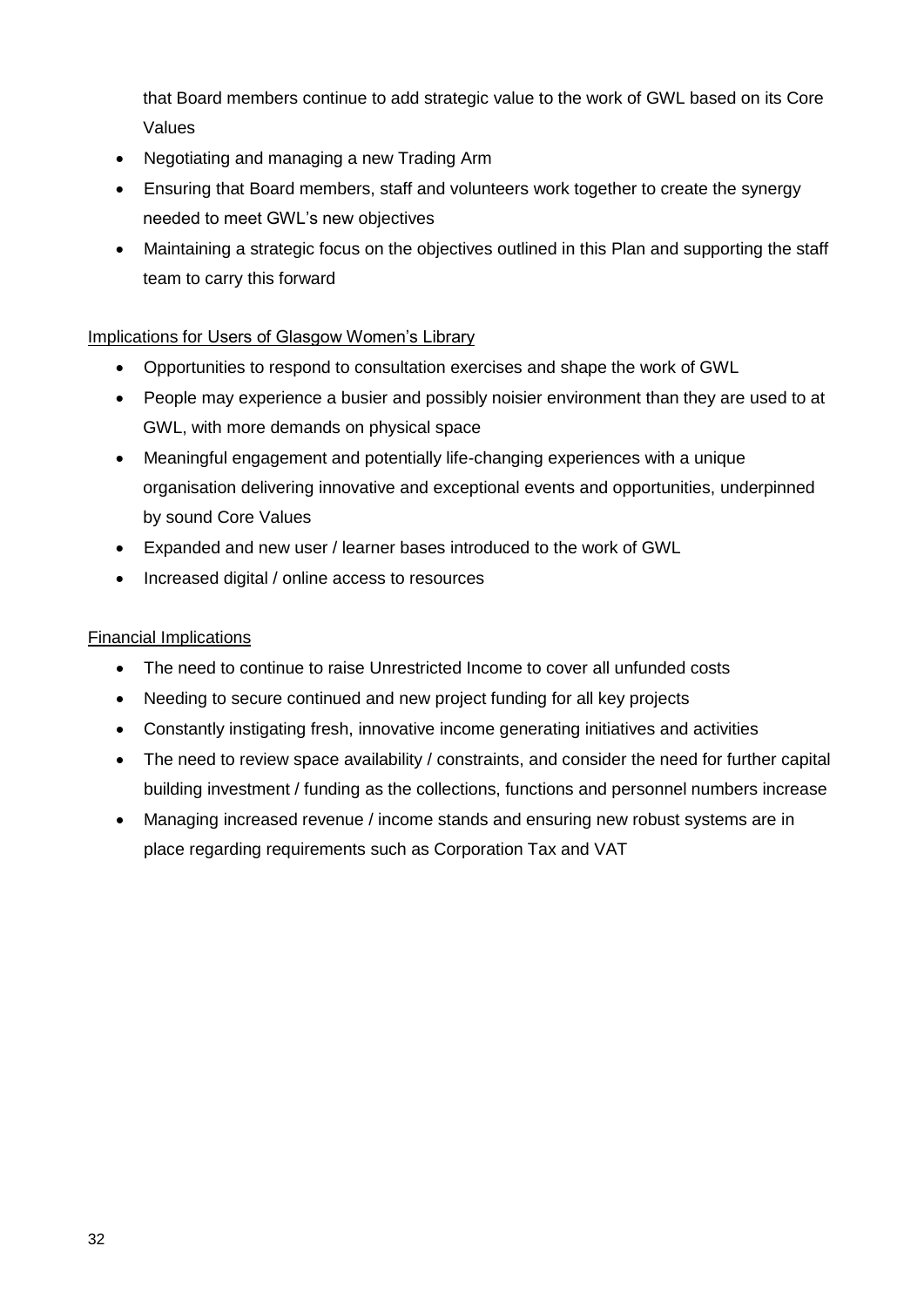that Board members continue to add strategic value to the work of GWL based on its Core Values

- Negotiating and managing a new Trading Arm
- Ensuring that Board members, staff and volunteers work together to create the synergy needed to meet GWL's new objectives
- Maintaining a strategic focus on the objectives outlined in this Plan and supporting the staff team to carry this forward

<u>Implications for Users of Glasgow Women's Library</u>

- Opportunities to respond to consultation exercises and shape the work of GWL
- People may experience a busier and possibly noisier environment than they are used to at GWL, with more demands on physical space
- Meaningful engagement and potentially life-changing experiences with a unique organisation delivering innovative and exceptional events and opportunities, underpinned by sound Core Values
- Expanded and new user / learner bases introduced to the work of GWL
- Increased digital / online access to resources

<u>Financial Implications</u>

- The need to continue to raise Unrestricted Income to cover all unfunded costs
- Needing to secure continued and new project funding for all key projects
- Constantly instigating fresh, innovative income generating initiatives and activities
- The need to review space availability / constraints, and consider the need for further capital building investment / funding as the collections, functions and personnel numbers increase
- Managing increased revenue / income stands and ensuring new robust systems are in place regarding requirements such as Corporation Tax and VAT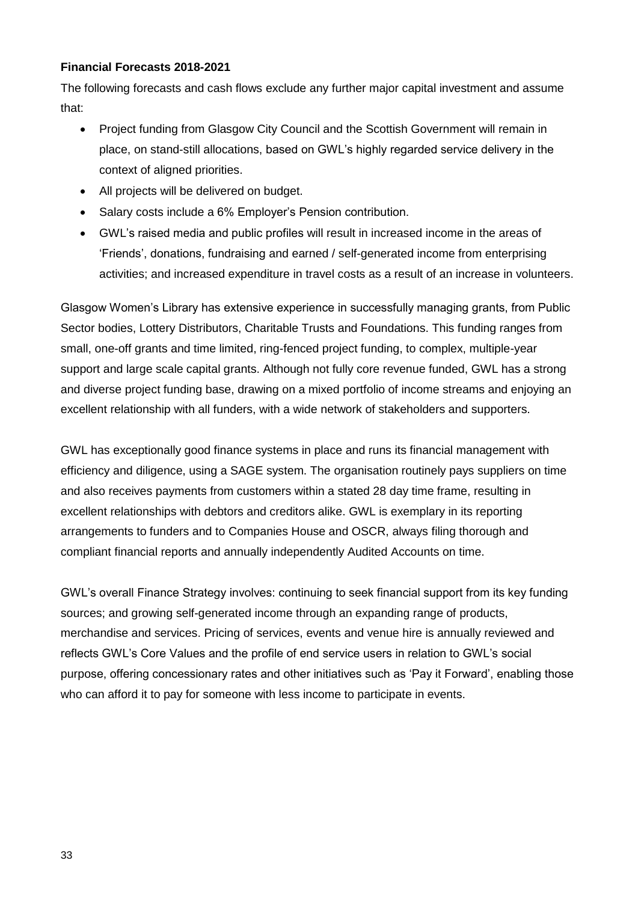**Financial Forecasts 2018-2021**

The following forecasts and cash flows exclude any further major capital investment and assume that:

- Project funding from Glasgow City Council and the Scottish Government will remain in place, on stand-still allocations, based on GWL's highly regarded service delivery in the context of aligned priorities.
- All projects will be delivered on budget.
- Salary costs include a 6% Employer's Pension contribution.
- GWL's raised media and public profiles will result in increased income in the areas of 'Friends', donations, fundraising and earned / self-generated income from enterprising activities; and increased expenditure in travel costs as a result of an increase in volunteers.

Glasgow Women's Library has extensive experience in successfully managing grants, from Public Sector bodies, Lottery Distributors, Charitable Trusts and Foundations. This funding ranges from small, one-off grants and time limited, ring-fenced project funding, to complex, multiple-year support and large scale capital grants. Although not fully core revenue funded, GWL has a strong and diverse project funding base, drawing on a mixed portfolio of income streams and enjoying an excellent relationship with all funders, with a wide network of stakeholders and supporters.

GWL has exceptionally good finance systems in place and runs its financial management with efficiency and diligence, using a SAGE system. The organisation routinely pays suppliers on time and also receives payments from customers within a stated 28 day time frame, resulting in excellent relationships with debtors and creditors alike. GWL is exemplary in its reporting arrangements to funders and to Companies House and OSCR, always filing thorough and compliant financial reports and annually independently Audited Accounts on time.

GWL's overall Finance Strategy involves: continuing to seek financial support from its key funding sources; and growing self-generated income through an expanding range of products, merchandise and services. Pricing of services, events and venue hire is annually reviewed and reflects GWL's Core Values and the profile of end service users in relation to GWL's social purpose, offering concessionary rates and other initiatives such as 'Pay it Forward', enabling those who can afford it to pay for someone with less income to participate in events.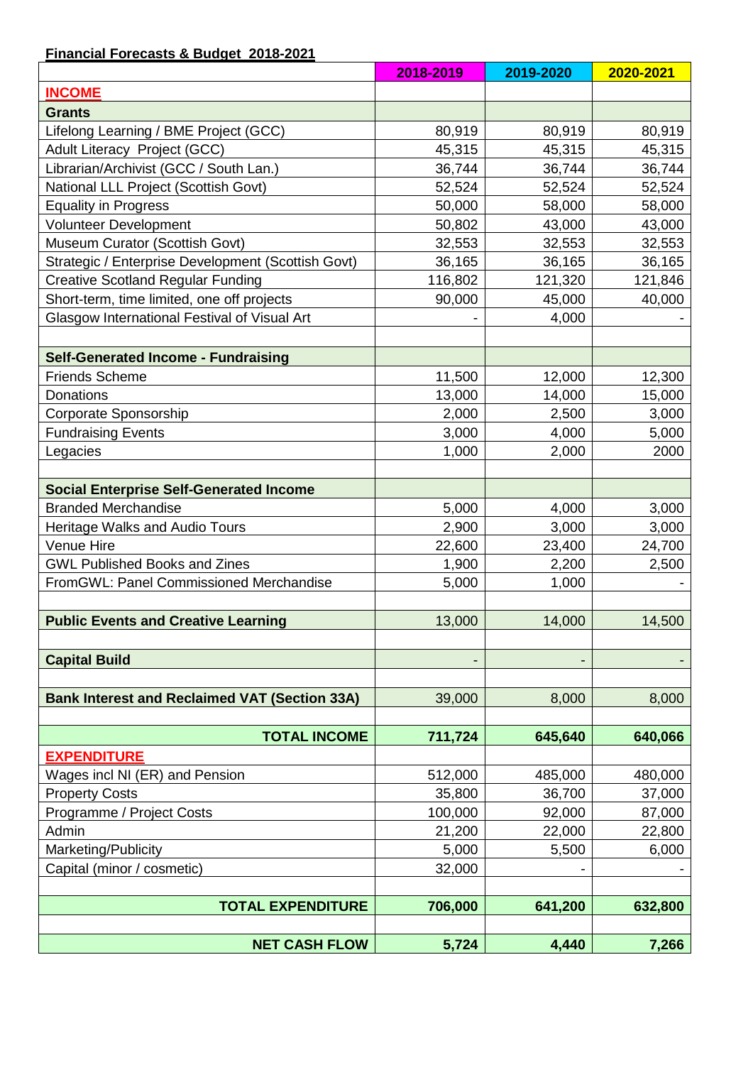**Financial Forecasts & Budget 2018-2021**

| | 2018-2019 | 2019-2020 | 2020-2021 |
|---|---|---|---|
| **INCOME** | | | |
| **Grants** | | | |
| Lifelong Learning / BME Project (GCC) | 80,919 | 80,919 | 80,919 |
| Adult Literacy Project (GCC) | 45,315 | 45,315 | 45,315 |
| Librarian/Archivist (GCC / South Lan.) | 36,744 | 36,744 | 36,744 |
| National LLL Project (Scottish Govt) | 52,524 | 52,524 | 52,524 |
| Equality in Progress | 50,000 | 58,000 | 58,000 |
| Volunteer Development | 50,802 | 43,000 | 43,000 |
| Museum Curator (Scottish Govt) | 32,553 | 32,553 | 32,553 |
| Strategic / Enterprise Development (Scottish Govt) | 36,165 | 36,165 | 36,165 |
| Creative Scotland Regular Funding | 116,802 | 121,320 | 121,846 |
| Short-term, time limited, one off projects | 90,000 | 45,000 | 40,000 |
| Glasgow International Festival of Visual Art | - | 4,000 | - |
| | | | |
| **Self-Generated Income - Fundraising** | | | |
| Friends Scheme | 11,500 | 12,000 | 12,300 |
| Donations | 13,000 | 14,000 | 15,000 |
| Corporate Sponsorship | 2,000 | 2,500 | 3,000 |
| Fundraising Events | 3,000 | 4,000 | 5,000 |
| Legacies | 1,000 | 2,000 | 2000 |
| | | | |
| **Social Enterprise Self-Generated Income** | | | |
| Branded Merchandise | 5,000 | 4,000 | 3,000 |
| Heritage Walks and Audio Tours | 2,900 | 3,000 | 3,000 |
| Venue Hire | 22,600 | 23,400 | 24,700 |
| GWL Published Books and Zines | 1,900 | 2,200 | 2,500 |
| FromGWL: Panel Commissioned Merchandise | 5,000 | 1,000 | - |
| | | | |
| **Public Events and Creative Learning** | 13,000 | 14,000 | 14,500 |
| | | | |
| **Capital Build** | - | - | - |
| | | | |
| **Bank Interest and Reclaimed VAT (Section 33A)** | 39,000 | 8,000 | 8,000 |
| | | | |
| **TOTAL INCOME** | **711,724** | **645,640** | **640,066** |
| **EXPENDITURE** | | | |
| Wages incl NI (ER) and Pension | 512,000 | 485,000 | 480,000 |
| Property Costs | 35,800 | 36,700 | 37,000 |
| Programme / Project Costs | 100,000 | 92,000 | 87,000 |
| Admin | 21,200 | 22,000 | 22,800 |
| Marketing/Publicity | 5,000 | 5,500 | 6,000 |
| Capital (minor / cosmetic) | 32,000 | - | - |
| | | | |
| **TOTAL EXPENDITURE** | **706,000** | **641,200** | **632,800** |
| | | | |
| **NET CASH FLOW** | **5,724** | **4,440** | **7,266** |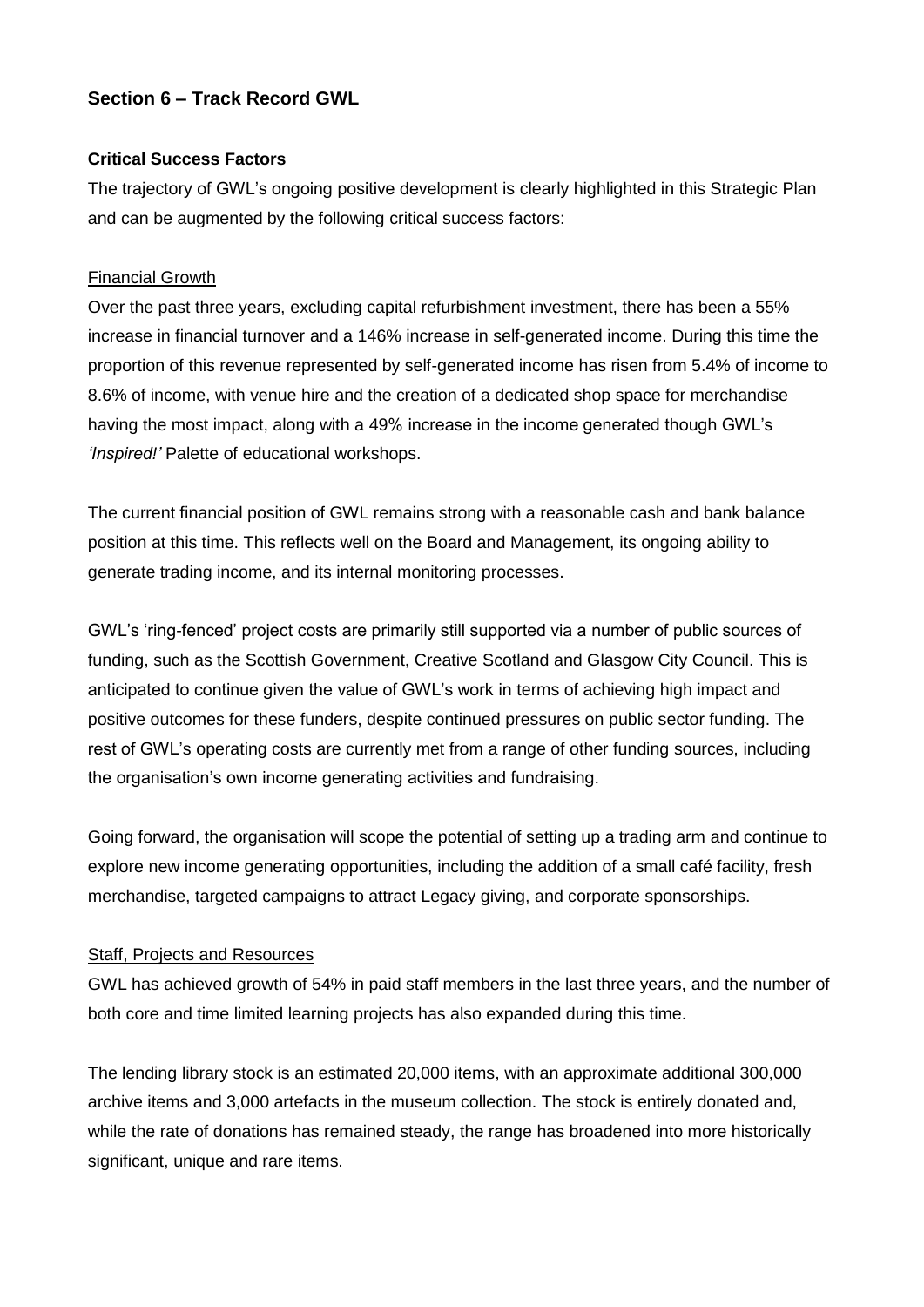## Section 6 – Track Record GWL

### Critical Success Factors

The trajectory of GWL's ongoing positive development is clearly highlighted in this Strategic Plan and can be augmented by the following critical success factors:

Financial Growth

Over the past three years, excluding capital refurbishment investment, there has been a 55% increase in financial turnover and a 146% increase in self-generated income. During this time the proportion of this revenue represented by self-generated income has risen from 5.4% of income to 8.6% of income, with venue hire and the creation of a dedicated shop space for merchandise having the most impact, along with a 49% increase in the income generated though GWL's *'Inspired!'* Palette of educational workshops.

The current financial position of GWL remains strong with a reasonable cash and bank balance position at this time. This reflects well on the Board and Management, its ongoing ability to generate trading income, and its internal monitoring processes.

GWL's 'ring-fenced' project costs are primarily still supported via a number of public sources of funding, such as the Scottish Government, Creative Scotland and Glasgow City Council. This is anticipated to continue given the value of GWL's work in terms of achieving high impact and positive outcomes for these funders, despite continued pressures on public sector funding. The rest of GWL's operating costs are currently met from a range of other funding sources, including the organisation's own income generating activities and fundraising.

Going forward, the organisation will scope the potential of setting up a trading arm and continue to explore new income generating opportunities, including the addition of a small café facility, fresh merchandise, targeted campaigns to attract Legacy giving, and corporate sponsorships.

Staff, Projects and Resources

GWL has achieved growth of 54% in paid staff members in the last three years, and the number of both core and time limited learning projects has also expanded during this time.

The lending library stock is an estimated 20,000 items, with an approximate additional 300,000 archive items and 3,000 artefacts in the museum collection. The stock is entirely donated and, while the rate of donations has remained steady, the range has broadened into more historically significant, unique and rare items.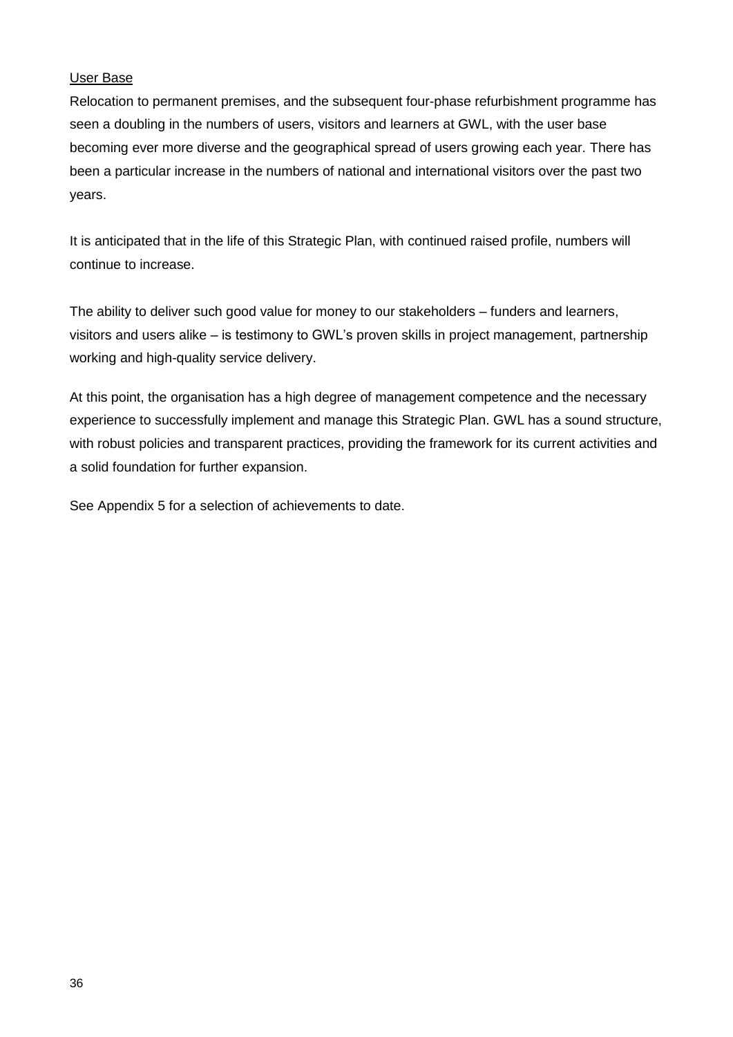User Base

Relocation to permanent premises, and the subsequent four-phase refurbishment programme has seen a doubling in the numbers of users, visitors and learners at GWL, with the user base becoming ever more diverse and the geographical spread of users growing each year. There has been a particular increase in the numbers of national and international visitors over the past two years.

It is anticipated that in the life of this Strategic Plan, with continued raised profile, numbers will continue to increase.

The ability to deliver such good value for money to our stakeholders – funders and learners, visitors and users alike – is testimony to GWL's proven skills in project management, partnership working and high-quality service delivery.

At this point, the organisation has a high degree of management competence and the necessary experience to successfully implement and manage this Strategic Plan. GWL has a sound structure, with robust policies and transparent practices, providing the framework for its current activities and a solid foundation for further expansion.

See Appendix 5 for a selection of achievements to date.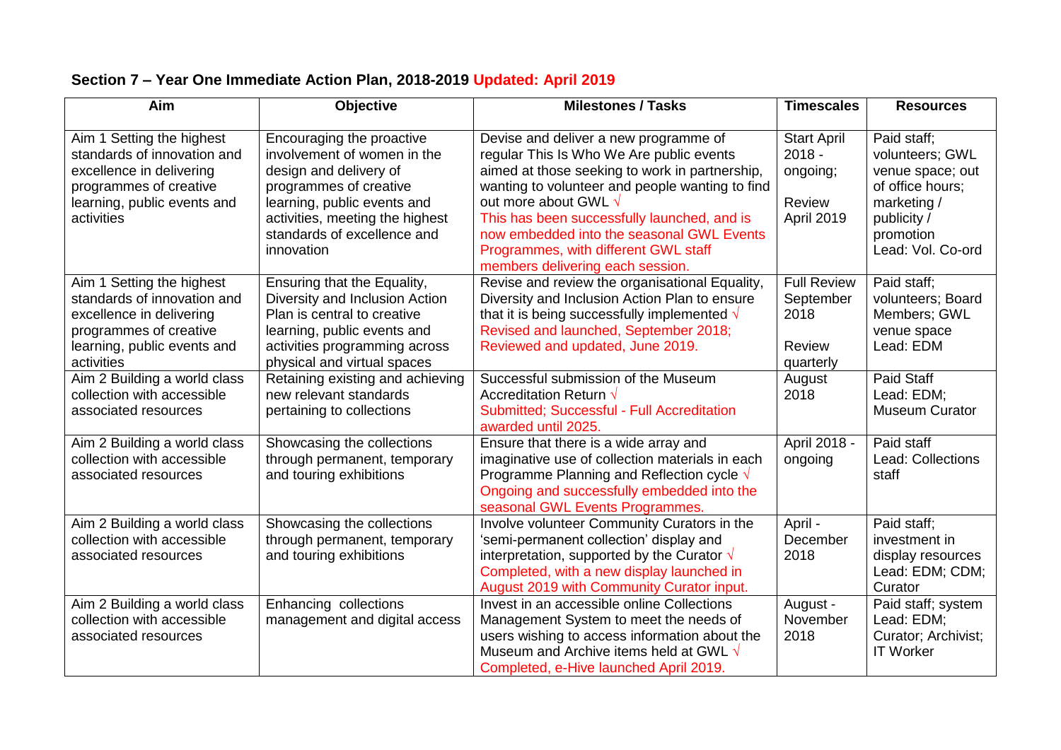## Section 7 – Year One Immediate Action Plan, 2018-2019 Updated: April 2019

| Aim | Objective | Milestones / Tasks | Timescales | Resources |
|---|---|---|---|---|
| Aim 1 Setting the highest standards of innovation and excellence in delivering programmes of creative learning, public events and activities | Encouraging the proactive involvement of women in the design and delivery of programmes of creative learning, public events and activities, meeting the highest standards of excellence and innovation | Devise and deliver a new programme of regular This Is Who We Are public events aimed at those seeking to work in partnership, wanting to volunteer and people wanting to find out more about GWL √ This has been successfully launched, and is now embedded into the seasonal GWL Events Programmes, with different GWL staff members delivering each session. | Start April 2018 - ongoing; Review April 2019 | Paid staff; volunteers; GWL venue space; out of office hours; marketing / publicity / promotion Lead: Vol. Co-ord |
| Aim 1 Setting the highest standards of innovation and excellence in delivering programmes of creative learning, public events and activities | Ensuring that the Equality, Diversity and Inclusion Action Plan is central to creative learning, public events and activities programming across physical and virtual spaces | Revise and review the organisational Equality, Diversity and Inclusion Action Plan to ensure that it is being successfully implemented √ Revised and launched, September 2018; Reviewed and updated, June 2019. | Full Review September 2018 Review quarterly | Paid staff; volunteers; Board Members; GWL venue space Lead: EDM |
| Aim 2 Building a world class collection with accessible associated resources | Retaining existing and achieving new relevant standards pertaining to collections | Successful submission of the Museum Accreditation Return √ Submitted; Successful - Full Accreditation awarded until 2025. | August 2018 | Paid Staff Lead: EDM; Museum Curator |
| Aim 2 Building a world class collection with accessible associated resources | Showcasing the collections through permanent, temporary and touring exhibitions | Ensure that there is a wide array and imaginative use of collection materials in each Programme Planning and Reflection cycle √ Ongoing and successfully embedded into the seasonal GWL Events Programmes. | April 2018 - ongoing | Paid staff Lead: Collections staff |
| Aim 2 Building a world class collection with accessible associated resources | Showcasing the collections through permanent, temporary and touring exhibitions | Involve volunteer Community Curators in the 'semi-permanent collection' display and interpretation, supported by the Curator √ Completed, with a new display launched in August 2019 with Community Curator input. | April - December 2018 | Paid staff; investment in display resources Lead: EDM; CDM; Curator |
| Aim 2 Building a world class collection with accessible associated resources | Enhancing collections management and digital access | Invest in an accessible online Collections Management System to meet the needs of users wishing to access information about the Museum and Archive items held at GWL √ Completed, e-Hive launched April 2019. | August - November 2018 | Paid staff; system Lead: EDM; Curator; Archivist; IT Worker |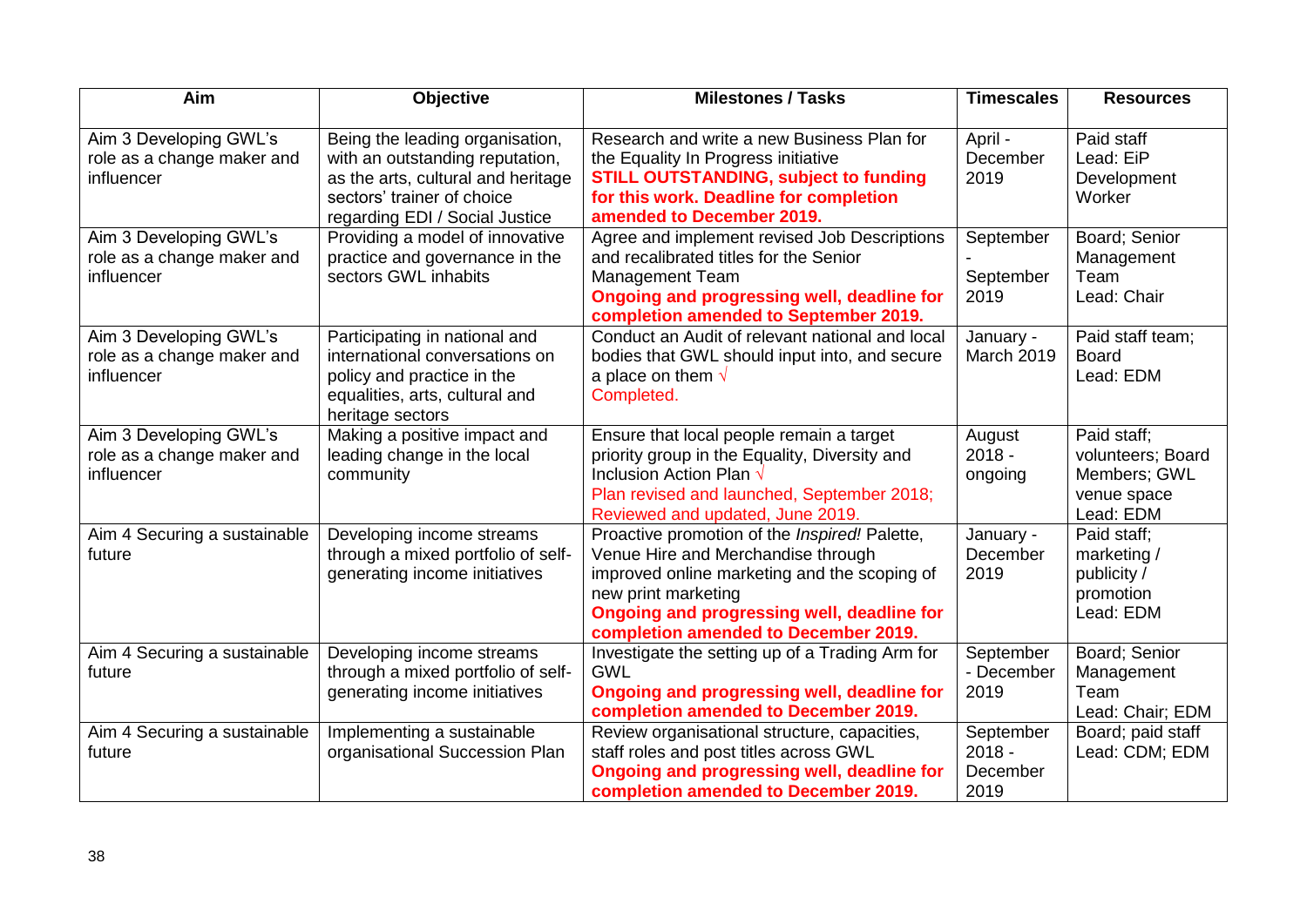| Aim | Objective | Milestones / Tasks | Timescales | Resources |
|---|---|---|---|---|
| Aim 3 Developing GWL's role as a change maker and influencer | Being the leading organisation, with an outstanding reputation, as the arts, cultural and heritage sectors' trainer of choice regarding EDI / Social Justice | Research and write a new Business Plan for the Equality In Progress initiative **STILL OUTSTANDING, subject to funding for this work. Deadline for completion amended to December 2019.** | April - December 2019 | Paid staff Lead: EiP Development Worker |
| Aim 3 Developing GWL's role as a change maker and influencer | Providing a model of innovative practice and governance in the sectors GWL inhabits | Agree and implement revised Job Descriptions and recalibrated titles for the Senior Management Team **Ongoing and progressing well, deadline for completion amended to September 2019.** | September - September 2019 | Board; Senior Management Team Lead: Chair |
| Aim 3 Developing GWL's role as a change maker and influencer | Participating in national and international conversations on policy and practice in the equalities, arts, cultural and heritage sectors | Conduct an Audit of relevant national and local bodies that GWL should input into, and secure a place on them √ Completed. | January - March 2019 | Paid staff team; Board Lead: EDM |
| Aim 3 Developing GWL's role as a change maker and influencer | Making a positive impact and leading change in the local community | Ensure that local people remain a target priority group in the Equality, Diversity and Inclusion Action Plan √ Plan revised and launched, September 2018; Reviewed and updated, June 2019. | August 2018 - ongoing | Paid staff; volunteers; Board Members; GWL venue space Lead: EDM |
| Aim 4 Securing a sustainable future | Developing income streams through a mixed portfolio of self-generating income initiatives | Proactive promotion of the *Inspired!* Palette, Venue Hire and Merchandise through improved online marketing and the scoping of new print marketing **Ongoing and progressing well, deadline for completion amended to December 2019.** | January - December 2019 | Paid staff; marketing / publicity / promotion Lead: EDM |
| Aim 4 Securing a sustainable future | Developing income streams through a mixed portfolio of self-generating income initiatives | Investigate the setting up of a Trading Arm for GWL **Ongoing and progressing well, deadline for completion amended to December 2019.** | September - December 2019 | Board; Senior Management Team Lead: Chair; EDM |
| Aim 4 Securing a sustainable future | Implementing a sustainable organisational Succession Plan | Review organisational structure, capacities, staff roles and post titles across GWL **Ongoing and progressing well, deadline for completion amended to December 2019.** | September 2018 - December 2019 | Board; paid staff Lead: CDM; EDM |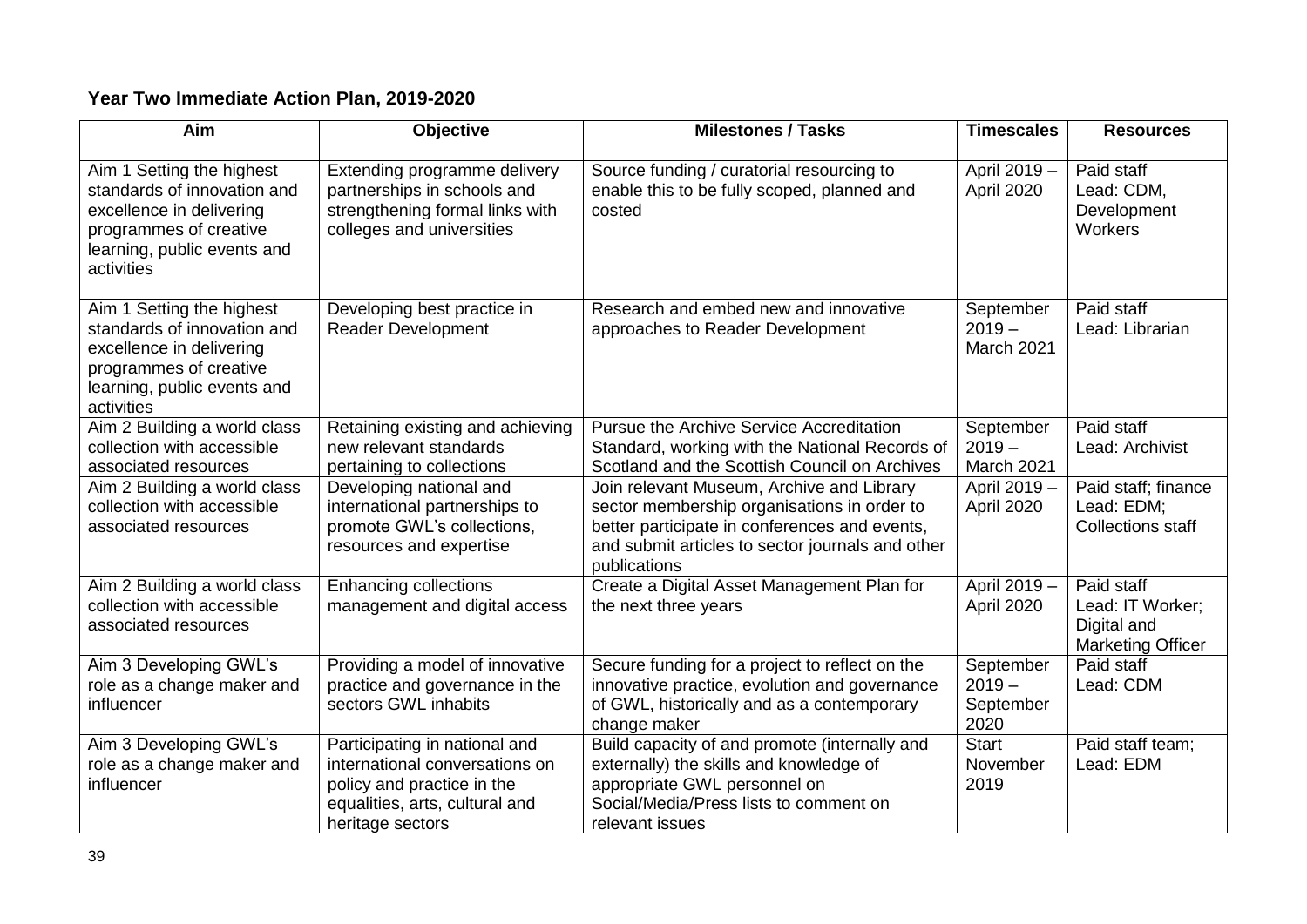**Year Two Immediate Action Plan, 2019-2020**

| Aim | Objective | Milestones / Tasks | Timescales | Resources |
|---|---|---|---|---|
| Aim 1 Setting the highest standards of innovation and excellence in delivering programmes of creative learning, public events and activities | Extending programme delivery partnerships in schools and strengthening formal links with colleges and universities | Source funding / curatorial resourcing to enable this to be fully scoped, planned and costed | April 2019 – April 2020 | Paid staff Lead: CDM, Development Workers |
| Aim 1 Setting the highest standards of innovation and excellence in delivering programmes of creative learning, public events and activities | Developing best practice in Reader Development | Research and embed new and innovative approaches to Reader Development | September 2019 – March 2021 | Paid staff Lead: Librarian |
| Aim 2 Building a world class collection with accessible associated resources | Retaining existing and achieving new relevant standards pertaining to collections | Pursue the Archive Service Accreditation Standard, working with the National Records of Scotland and the Scottish Council on Archives | September 2019 – March 2021 | Paid staff Lead: Archivist |
| Aim 2 Building a world class collection with accessible associated resources | Developing national and international partnerships to promote GWL's collections, resources and expertise | Join relevant Museum, Archive and Library sector membership organisations in order to better participate in conferences and events, and submit articles to sector journals and other publications | April 2019 – April 2020 | Paid staff; finance Lead: EDM; Collections staff |
| Aim 2 Building a world class collection with accessible associated resources | Enhancing collections management and digital access | Create a Digital Asset Management Plan for the next three years | April 2019 – April 2020 | Paid staff Lead: IT Worker; Digital and Marketing Officer |
| Aim 3 Developing GWL's role as a change maker and influencer | Providing a model of innovative practice and governance in the sectors GWL inhabits | Secure funding for a project to reflect on the innovative practice, evolution and governance of GWL, historically and as a contemporary change maker | September 2019 – September 2020 | Paid staff Lead: CDM |
| Aim 3 Developing GWL's role as a change maker and influencer | Participating in national and international conversations on policy and practice in the equalities, arts, cultural and heritage sectors | Build capacity of and promote (internally and externally) the skills and knowledge of appropriate GWL personnel on Social/Media/Press lists to comment on relevant issues | Start November 2019 | Paid staff team; Lead: EDM |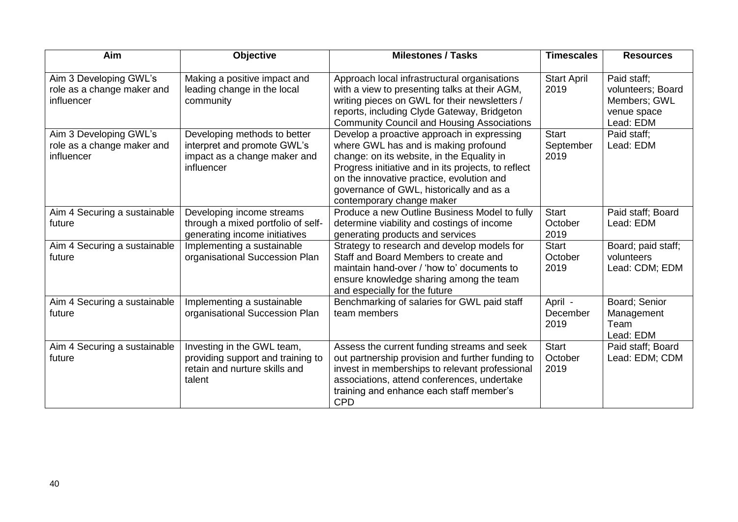| Aim | Objective | Milestones / Tasks | Timescales | Resources |
| --- | --- | --- | --- | --- |
| Aim 3 Developing GWL's role as a change maker and influencer | Making a positive impact and leading change in the local community | Approach local infrastructural organisations with a view to presenting talks at their AGM, writing pieces on GWL for their newsletters / reports, including Clyde Gateway, Bridgeton Community Council and Housing Associations | Start April 2019 | Paid staff; volunteers; Board Members; GWL venue space Lead: EDM |
| Aim 3 Developing GWL's role as a change maker and influencer | Developing methods to better interpret and promote GWL's impact as a change maker and influencer | Develop a proactive approach in expressing where GWL has and is making profound change: on its website, in the Equality in Progress initiative and in its projects, to reflect on the innovative practice, evolution and governance of GWL, historically and as a contemporary change maker | Start September 2019 | Paid staff; Lead: EDM |
| Aim 4 Securing a sustainable future | Developing income streams through a mixed portfolio of self-generating income initiatives | Produce a new Outline Business Model to fully determine viability and costings of income generating products and services | Start October 2019 | Paid staff; Board Lead: EDM |
| Aim 4 Securing a sustainable future | Implementing a sustainable organisational Succession Plan | Strategy to research and develop models for Staff and Board Members to create and maintain hand-over / 'how to' documents to ensure knowledge sharing among the team and especially for the future | Start October 2019 | Board; paid staff; volunteers Lead: CDM; EDM |
| Aim 4 Securing a sustainable future | Implementing a sustainable organisational Succession Plan | Benchmarking of salaries for GWL paid staff team members | April - December 2019 | Board; Senior Management Team Lead: EDM |
| Aim 4 Securing a sustainable future | Investing in the GWL team, providing support and training to retain and nurture skills and talent | Assess the current funding streams and seek out partnership provision and further funding to invest in memberships to relevant professional associations, attend conferences, undertake training and enhance each staff member's CPD | Start October 2019 | Paid staff; Board Lead: EDM; CDM |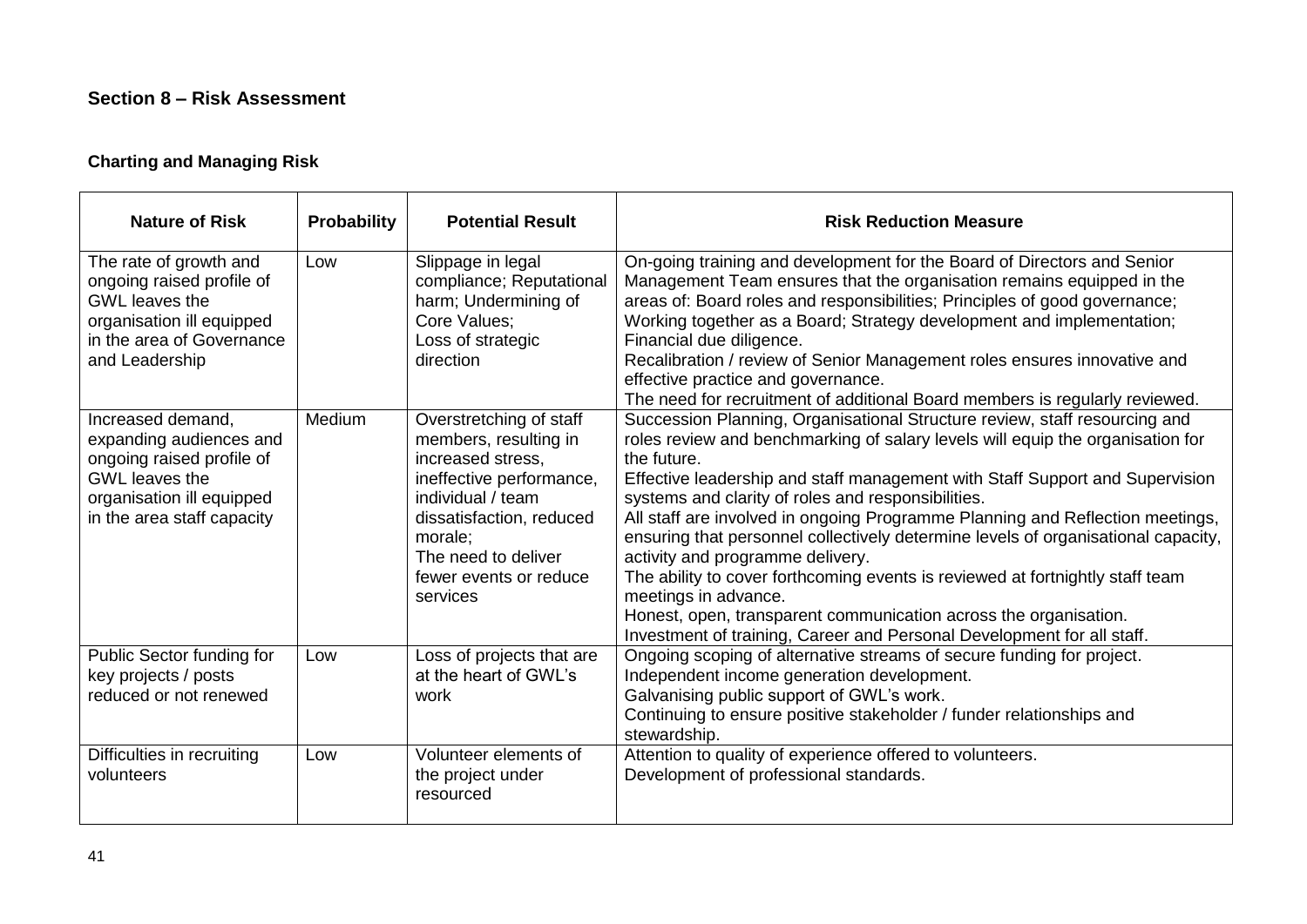## Section 8 – Risk Assessment

### Charting and Managing Risk

| Nature of Risk | Probability | Potential Result | Risk Reduction Measure |
|---|---|---|---|
| The rate of growth and ongoing raised profile of GWL leaves the organisation ill equipped in the area of Governance and Leadership | Low | Slippage in legal compliance; Reputational harm; Undermining of Core Values; Loss of strategic direction | On-going training and development for the Board of Directors and Senior Management Team ensures that the organisation remains equipped in the areas of: Board roles and responsibilities; Principles of good governance; Working together as a Board; Strategy development and implementation; Financial due diligence.<br>Recalibration / review of Senior Management roles ensures innovative and effective practice and governance.<br>The need for recruitment of additional Board members is regularly reviewed. |
| Increased demand, expanding audiences and ongoing raised profile of GWL leaves the organisation ill equipped in the area staff capacity | Medium | Overstretching of staff members, resulting in increased stress, ineffective performance, individual / team dissatisfaction, reduced morale;<br>The need to deliver fewer events or reduce services | Succession Planning, Organisational Structure review, staff resourcing and roles review and benchmarking of salary levels will equip the organisation for the future.<br>Effective leadership and staff management with Staff Support and Supervision systems and clarity of roles and responsibilities.<br>All staff are involved in ongoing Programme Planning and Reflection meetings, ensuring that personnel collectively determine levels of organisational capacity, activity and programme delivery.<br>The ability to cover forthcoming events is reviewed at fortnightly staff team meetings in advance.<br>Honest, open, transparent communication across the organisation.<br>Investment of training, Career and Personal Development for all staff. |
| Public Sector funding for key projects / posts reduced or not renewed | Low | Loss of projects that are at the heart of GWL's work | Ongoing scoping of alternative streams of secure funding for project.<br>Independent income generation development.<br>Galvanising public support of GWL's work.<br>Continuing to ensure positive stakeholder / funder relationships and stewardship. |
| Difficulties in recruiting volunteers | Low | Volunteer elements of the project under resourced | Attention to quality of experience offered to volunteers.<br>Development of professional standards. |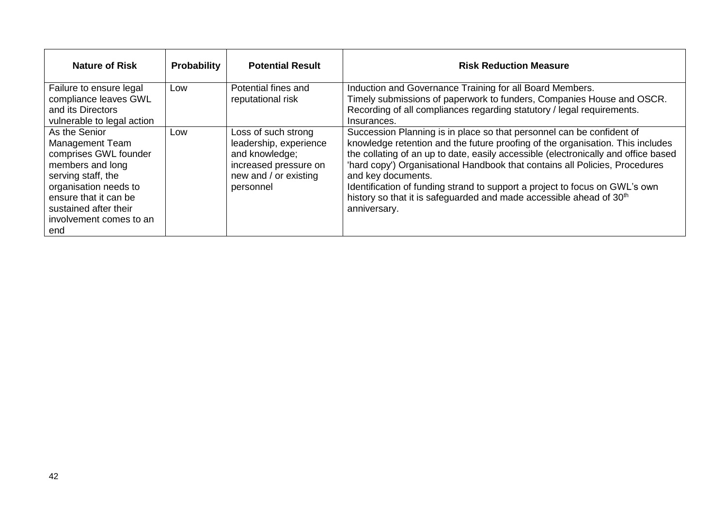| Nature of Risk | Probability | Potential Result | Risk Reduction Measure |
|---|---|---|---|
| Failure to ensure legal compliance leaves GWL and its Directors vulnerable to legal action | Low | Potential fines and reputational risk | Induction and Governance Training for all Board Members.<br>Timely submissions of paperwork to funders, Companies House and OSCR.<br>Recording of all compliances regarding statutory / legal requirements.<br>Insurances. |
| As the Senior Management Team comprises GWL founder members and long serving staff, the organisation needs to ensure that it can be sustained after their involvement comes to an end | Low | Loss of such strong leadership, experience and knowledge; increased pressure on new and / or existing personnel | Succession Planning is in place so that personnel can be confident of knowledge retention and the future proofing of the organisation. This includes the collating of an up to date, easily accessible (electronically and office based 'hard copy') Organisational Handbook that contains all Policies, Procedures and key documents.<br>Identification of funding strand to support a project to focus on GWL's own history so that it is safeguarded and made accessible ahead of 30th anniversary. |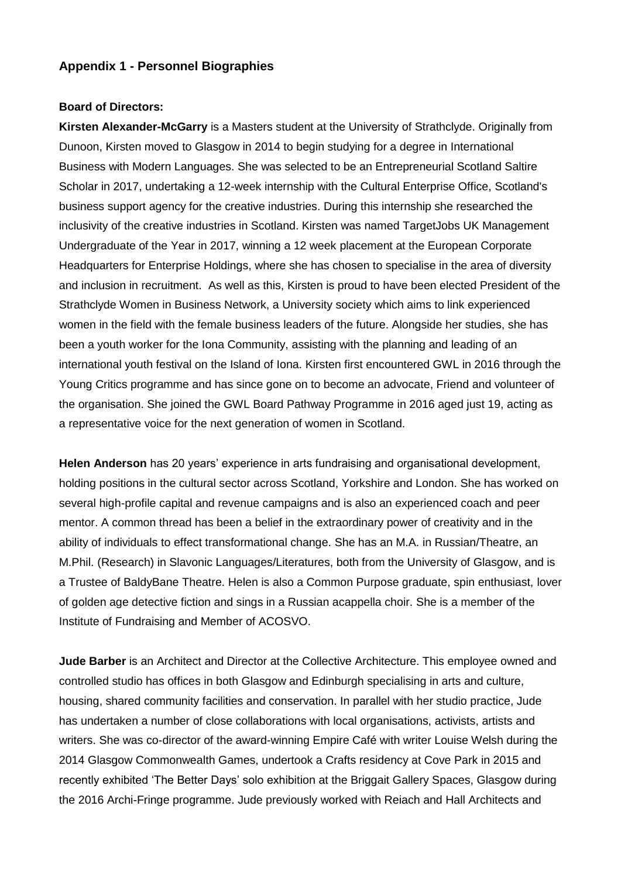## Appendix 1 - Personnel Biographies

**Board of Directors:**

**Kirsten Alexander-McGarry** is a Masters student at the University of Strathclyde. Originally from Dunoon, Kirsten moved to Glasgow in 2014 to begin studying for a degree in International Business with Modern Languages. She was selected to be an Entrepreneurial Scotland Saltire Scholar in 2017, undertaking a 12-week internship with the Cultural Enterprise Office, Scotland's business support agency for the creative industries. During this internship she researched the inclusivity of the creative industries in Scotland. Kirsten was named TargetJobs UK Management Undergraduate of the Year in 2017, winning a 12 week placement at the European Corporate Headquarters for Enterprise Holdings, where she has chosen to specialise in the area of diversity and inclusion in recruitment. As well as this, Kirsten is proud to have been elected President of the Strathclyde Women in Business Network, a University society which aims to link experienced women in the field with the female business leaders of the future. Alongside her studies, she has been a youth worker for the Iona Community, assisting with the planning and leading of an international youth festival on the Island of Iona. Kirsten first encountered GWL in 2016 through the Young Critics programme and has since gone on to become an advocate, Friend and volunteer of the organisation. She joined the GWL Board Pathway Programme in 2016 aged just 19, acting as a representative voice for the next generation of women in Scotland.

**Helen Anderson** has 20 years' experience in arts fundraising and organisational development, holding positions in the cultural sector across Scotland, Yorkshire and London. She has worked on several high-profile capital and revenue campaigns and is also an experienced coach and peer mentor. A common thread has been a belief in the extraordinary power of creativity and in the ability of individuals to effect transformational change. She has an M.A. in Russian/Theatre, an M.Phil. (Research) in Slavonic Languages/Literatures, both from the University of Glasgow, and is a Trustee of BaldyBane Theatre. Helen is also a Common Purpose graduate, spin enthusiast, lover of golden age detective fiction and sings in a Russian acappella choir. She is a member of the Institute of Fundraising and Member of ACOSVO.

**Jude Barber** is an Architect and Director at the Collective Architecture. This employee owned and controlled studio has offices in both Glasgow and Edinburgh specialising in arts and culture, housing, shared community facilities and conservation. In parallel with her studio practice, Jude has undertaken a number of close collaborations with local organisations, activists, artists and writers. She was co-director of the award-winning Empire Café with writer Louise Welsh during the 2014 Glasgow Commonwealth Games, undertook a Crafts residency at Cove Park in 2015 and recently exhibited 'The Better Days' solo exhibition at the Briggait Gallery Spaces, Glasgow during the 2016 Archi-Fringe programme. Jude previously worked with Reiach and Hall Architects and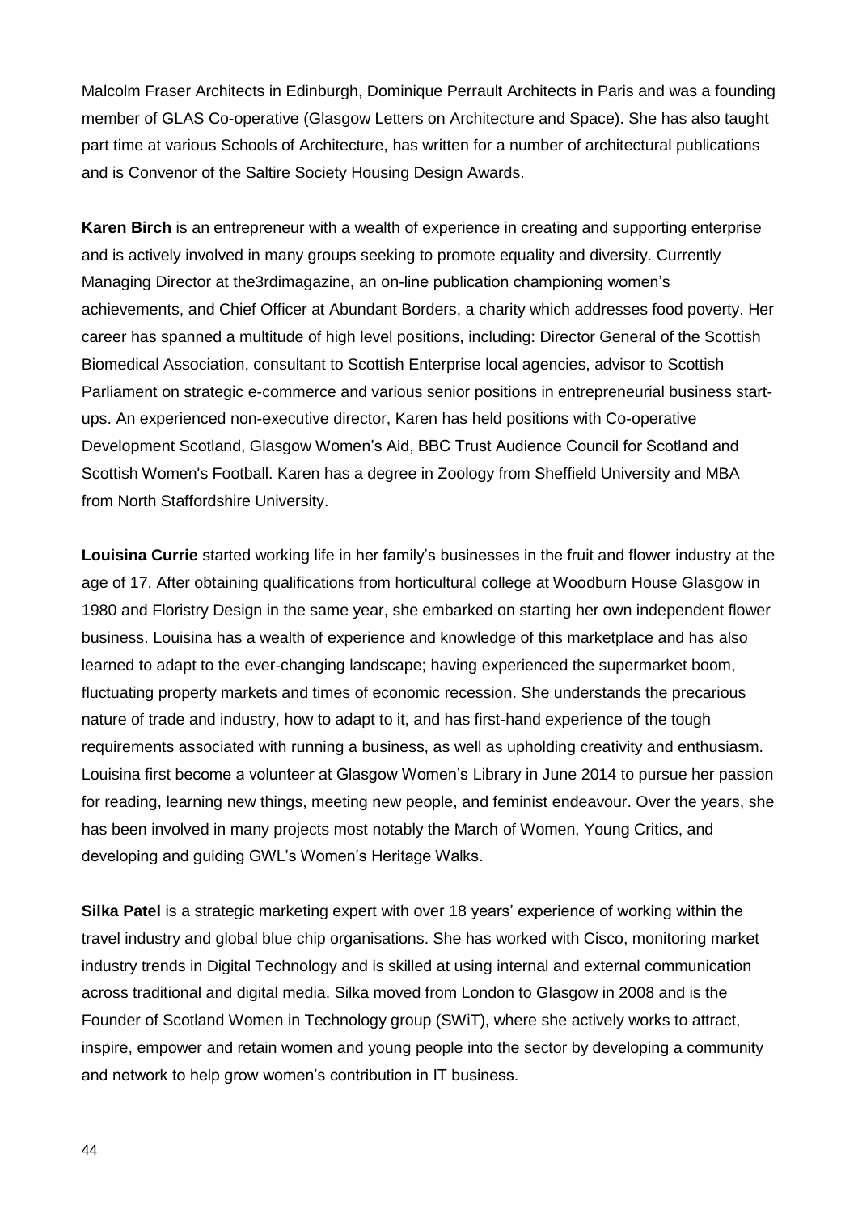Malcolm Fraser Architects in Edinburgh, Dominique Perrault Architects in Paris and was a founding member of GLAS Co-operative (Glasgow Letters on Architecture and Space). She has also taught part time at various Schools of Architecture, has written for a number of architectural publications and is Convenor of the Saltire Society Housing Design Awards.

**Karen Birch** is an entrepreneur with a wealth of experience in creating and supporting enterprise and is actively involved in many groups seeking to promote equality and diversity. Currently Managing Director at the3rdimagazine, an on-line publication championing women's achievements, and Chief Officer at Abundant Borders, a charity which addresses food poverty. Her career has spanned a multitude of high level positions, including: Director General of the Scottish Biomedical Association, consultant to Scottish Enterprise local agencies, advisor to Scottish Parliament on strategic e-commerce and various senior positions in entrepreneurial business start-ups. An experienced non-executive director, Karen has held positions with Co-operative Development Scotland, Glasgow Women's Aid, BBC Trust Audience Council for Scotland and Scottish Women's Football. Karen has a degree in Zoology from Sheffield University and MBA from North Staffordshire University.

**Louisina Currie** started working life in her family's businesses in the fruit and flower industry at the age of 17. After obtaining qualifications from horticultural college at Woodburn House Glasgow in 1980 and Floristry Design in the same year, she embarked on starting her own independent flower business. Louisina has a wealth of experience and knowledge of this marketplace and has also learned to adapt to the ever-changing landscape; having experienced the supermarket boom, fluctuating property markets and times of economic recession. She understands the precarious nature of trade and industry, how to adapt to it, and has first-hand experience of the tough requirements associated with running a business, as well as upholding creativity and enthusiasm. Louisina first become a volunteer at Glasgow Women's Library in June 2014 to pursue her passion for reading, learning new things, meeting new people, and feminist endeavour. Over the years, she has been involved in many projects most notably the March of Women, Young Critics, and developing and guiding GWL's Women's Heritage Walks.

**Silka Patel** is a strategic marketing expert with over 18 years' experience of working within the travel industry and global blue chip organisations. She has worked with Cisco, monitoring market industry trends in Digital Technology and is skilled at using internal and external communication across traditional and digital media. Silka moved from London to Glasgow in 2008 and is the Founder of Scotland Women in Technology group (SWiT), where she actively works to attract, inspire, empower and retain women and young people into the sector by developing a community and network to help grow women's contribution in IT business.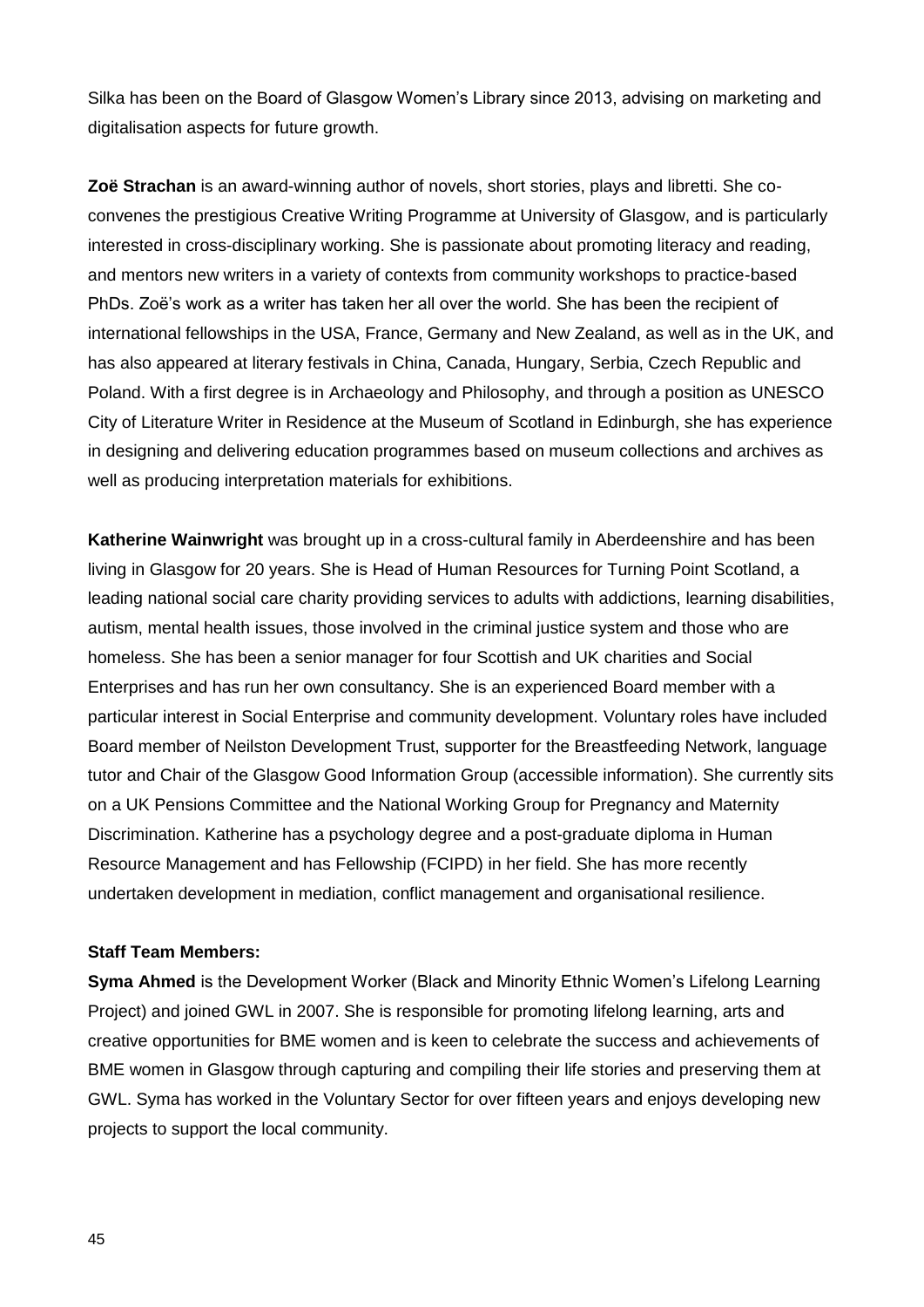Silka has been on the Board of Glasgow Women's Library since 2013, advising on marketing and digitalisation aspects for future growth.

**Zoë Strachan** is an award-winning author of novels, short stories, plays and libretti. She co-convenes the prestigious Creative Writing Programme at University of Glasgow, and is particularly interested in cross-disciplinary working. She is passionate about promoting literacy and reading, and mentors new writers in a variety of contexts from community workshops to practice-based PhDs. Zoë's work as a writer has taken her all over the world. She has been the recipient of international fellowships in the USA, France, Germany and New Zealand, as well as in the UK, and has also appeared at literary festivals in China, Canada, Hungary, Serbia, Czech Republic and Poland. With a first degree is in Archaeology and Philosophy, and through a position as UNESCO City of Literature Writer in Residence at the Museum of Scotland in Edinburgh, she has experience in designing and delivering education programmes based on museum collections and archives as well as producing interpretation materials for exhibitions.

**Katherine Wainwright** was brought up in a cross-cultural family in Aberdeenshire and has been living in Glasgow for 20 years. She is Head of Human Resources for Turning Point Scotland, a leading national social care charity providing services to adults with addictions, learning disabilities, autism, mental health issues, those involved in the criminal justice system and those who are homeless. She has been a senior manager for four Scottish and UK charities and Social Enterprises and has run her own consultancy. She is an experienced Board member with a particular interest in Social Enterprise and community development. Voluntary roles have included Board member of Neilston Development Trust, supporter for the Breastfeeding Network, language tutor and Chair of the Glasgow Good Information Group (accessible information). She currently sits on a UK Pensions Committee and the National Working Group for Pregnancy and Maternity Discrimination. Katherine has a psychology degree and a post-graduate diploma in Human Resource Management and has Fellowship (FCIPD) in her field. She has more recently undertaken development in mediation, conflict management and organisational resilience.

**Staff Team Members:**

**Syma Ahmed** is the Development Worker (Black and Minority Ethnic Women's Lifelong Learning Project) and joined GWL in 2007. She is responsible for promoting lifelong learning, arts and creative opportunities for BME women and is keen to celebrate the success and achievements of BME women in Glasgow through capturing and compiling their life stories and preserving them at GWL. Syma has worked in the Voluntary Sector for over fifteen years and enjoys developing new projects to support the local community.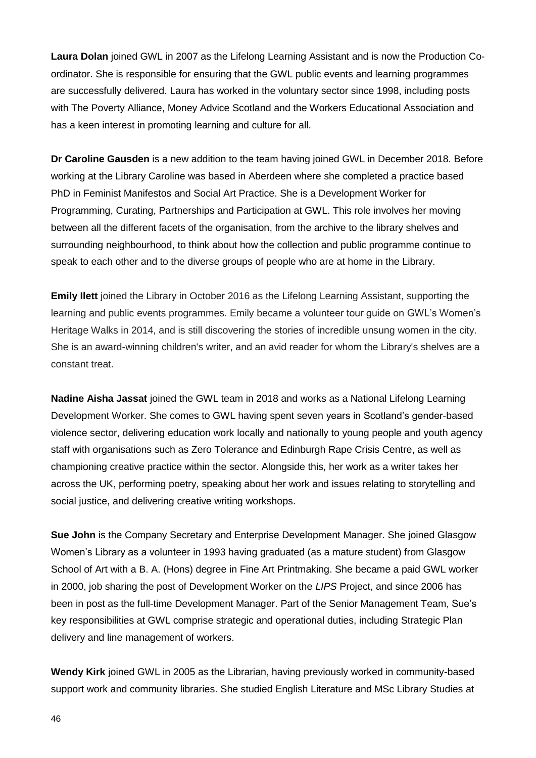**Laura Dolan** joined GWL in 2007 as the Lifelong Learning Assistant and is now the Production Co-ordinator. She is responsible for ensuring that the GWL public events and learning programmes are successfully delivered. Laura has worked in the voluntary sector since 1998, including posts with The Poverty Alliance, Money Advice Scotland and the Workers Educational Association and has a keen interest in promoting learning and culture for all.

**Dr Caroline Gausden** is a new addition to the team having joined GWL in December 2018. Before working at the Library Caroline was based in Aberdeen where she completed a practice based PhD in Feminist Manifestos and Social Art Practice. She is a Development Worker for Programming, Curating, Partnerships and Participation at GWL. This role involves her moving between all the different facets of the organisation, from the archive to the library shelves and surrounding neighbourhood, to think about how the collection and public programme continue to speak to each other and to the diverse groups of people who are at home in the Library.

**Emily Ilett** joined the Library in October 2016 as the Lifelong Learning Assistant, supporting the learning and public events programmes. Emily became a volunteer tour guide on GWL's Women's Heritage Walks in 2014, and is still discovering the stories of incredible unsung women in the city. She is an award-winning children's writer, and an avid reader for whom the Library's shelves are a constant treat.

**Nadine Aisha Jassat** joined the GWL team in 2018 and works as a National Lifelong Learning Development Worker. She comes to GWL having spent seven years in Scotland's gender-based violence sector, delivering education work locally and nationally to young people and youth agency staff with organisations such as Zero Tolerance and Edinburgh Rape Crisis Centre, as well as championing creative practice within the sector. Alongside this, her work as a writer takes her across the UK, performing poetry, speaking about her work and issues relating to storytelling and social justice, and delivering creative writing workshops.

**Sue John** is the Company Secretary and Enterprise Development Manager. She joined Glasgow Women's Library as a volunteer in 1993 having graduated (as a mature student) from Glasgow School of Art with a B. A. (Hons) degree in Fine Art Printmaking. She became a paid GWL worker in 2000, job sharing the post of Development Worker on the *LIPS* Project, and since 2006 has been in post as the full-time Development Manager. Part of the Senior Management Team, Sue's key responsibilities at GWL comprise strategic and operational duties, including Strategic Plan delivery and line management of workers.

**Wendy Kirk** joined GWL in 2005 as the Librarian, having previously worked in community-based support work and community libraries. She studied English Literature and MSc Library Studies at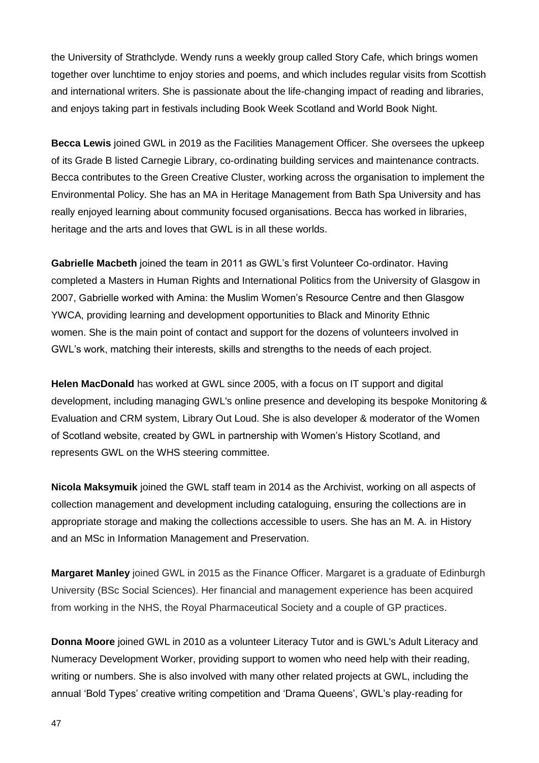the University of Strathclyde. Wendy runs a weekly group called Story Cafe, which brings women together over lunchtime to enjoy stories and poems, and which includes regular visits from Scottish and international writers. She is passionate about the life-changing impact of reading and libraries, and enjoys taking part in festivals including Book Week Scotland and World Book Night.

**Becca Lewis** joined GWL in 2019 as the Facilities Management Officer. She oversees the upkeep of its Grade B listed Carnegie Library, co-ordinating building services and maintenance contracts. Becca contributes to the Green Creative Cluster, working across the organisation to implement the Environmental Policy. She has an MA in Heritage Management from Bath Spa University and has really enjoyed learning about community focused organisations. Becca has worked in libraries, heritage and the arts and loves that GWL is in all these worlds.

**Gabrielle Macbeth** joined the team in 2011 as GWL's first Volunteer Co-ordinator. Having completed a Masters in Human Rights and International Politics from the University of Glasgow in 2007, Gabrielle worked with Amina: the Muslim Women's Resource Centre and then Glasgow YWCA, providing learning and development opportunities to Black and Minority Ethnic women. She is the main point of contact and support for the dozens of volunteers involved in GWL's work, matching their interests, skills and strengths to the needs of each project.

**Helen MacDonald** has worked at GWL since 2005, with a focus on IT support and digital development, including managing GWL's online presence and developing its bespoke Monitoring & Evaluation and CRM system, Library Out Loud. She is also developer & moderator of the Women of Scotland website, created by GWL in partnership with Women's History Scotland, and represents GWL on the WHS steering committee.

**Nicola Maksymuik** joined the GWL staff team in 2014 as the Archivist, working on all aspects of collection management and development including cataloguing, ensuring the collections are in appropriate storage and making the collections accessible to users. She has an M. A. in History and an MSc in Information Management and Preservation.

**Margaret Manley** joined GWL in 2015 as the Finance Officer. Margaret is a graduate of Edinburgh University (BSc Social Sciences). Her financial and management experience has been acquired from working in the NHS, the Royal Pharmaceutical Society and a couple of GP practices.

**Donna Moore** joined GWL in 2010 as a volunteer Literacy Tutor and is GWL's Adult Literacy and Numeracy Development Worker, providing support to women who need help with their reading, writing or numbers. She is also involved with many other related projects at GWL, including the annual 'Bold Types' creative writing competition and 'Drama Queens', GWL's play-reading for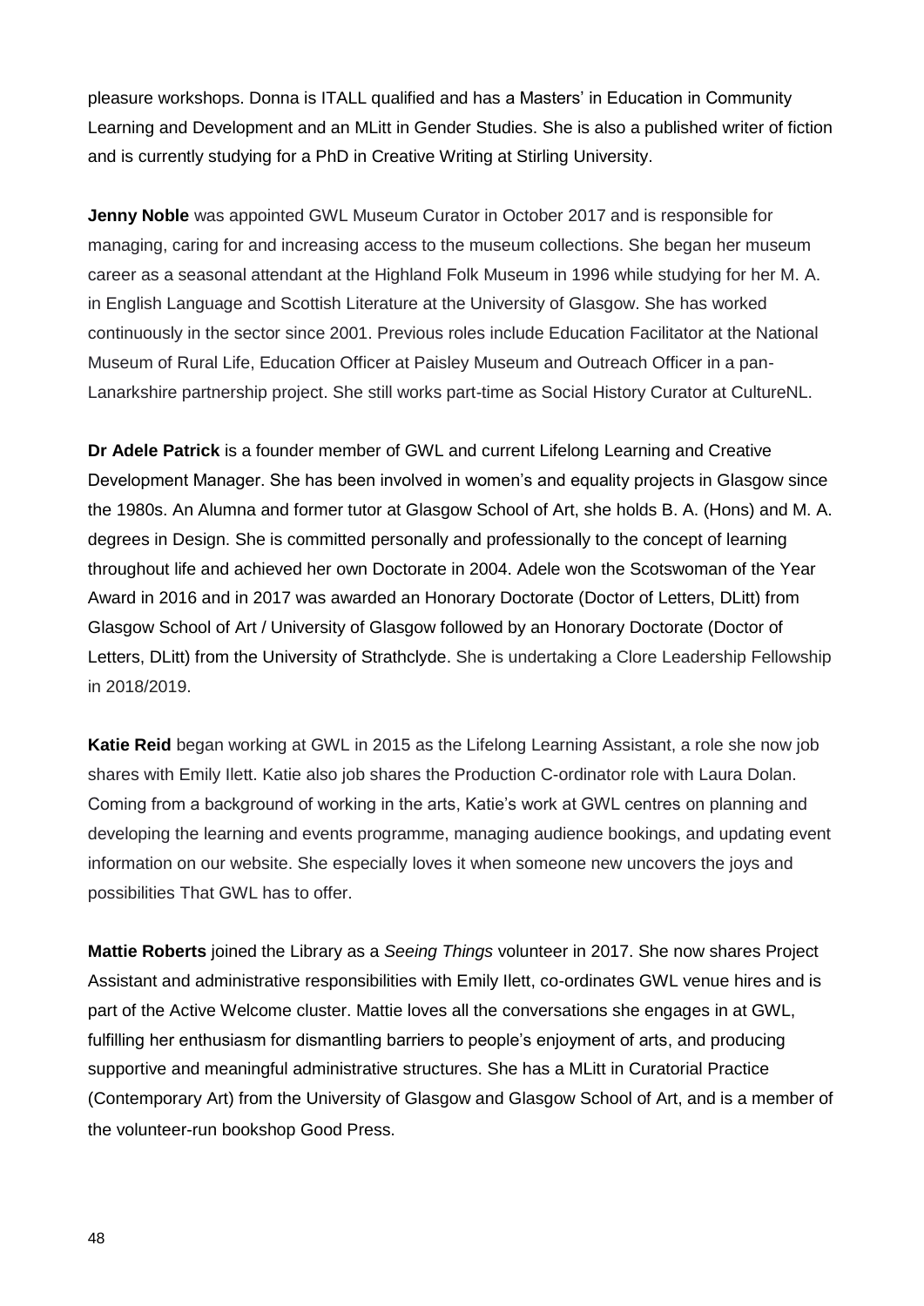pleasure workshops. Donna is ITALL qualified and has a Masters' in Education in Community Learning and Development and an MLitt in Gender Studies. She is also a published writer of fiction and is currently studying for a PhD in Creative Writing at Stirling University.

**Jenny Noble** was appointed GWL Museum Curator in October 2017 and is responsible for managing, caring for and increasing access to the museum collections. She began her museum career as a seasonal attendant at the Highland Folk Museum in 1996 while studying for her M. A. in English Language and Scottish Literature at the University of Glasgow. She has worked continuously in the sector since 2001. Previous roles include Education Facilitator at the National Museum of Rural Life, Education Officer at Paisley Museum and Outreach Officer in a pan-Lanarkshire partnership project. She still works part-time as Social History Curator at CultureNL.

**Dr Adele Patrick** is a founder member of GWL and current Lifelong Learning and Creative Development Manager. She has been involved in women's and equality projects in Glasgow since the 1980s. An Alumna and former tutor at Glasgow School of Art, she holds B. A. (Hons) and M. A. degrees in Design. She is committed personally and professionally to the concept of learning throughout life and achieved her own Doctorate in 2004. Adele won the Scotswoman of the Year Award in 2016 and in 2017 was awarded an Honorary Doctorate (Doctor of Letters, DLitt) from Glasgow School of Art / University of Glasgow followed by an Honorary Doctorate (Doctor of Letters, DLitt) from the University of Strathclyde. She is undertaking a Clore Leadership Fellowship in 2018/2019.

**Katie Reid** began working at GWL in 2015 as the Lifelong Learning Assistant, a role she now job shares with Emily Ilett. Katie also job shares the Production C-ordinator role with Laura Dolan. Coming from a background of working in the arts, Katie's work at GWL centres on planning and developing the learning and events programme, managing audience bookings, and updating event information on our website. She especially loves it when someone new uncovers the joys and possibilities That GWL has to offer.

**Mattie Roberts** joined the Library as a *Seeing Things* volunteer in 2017. She now shares Project Assistant and administrative responsibilities with Emily Ilett, co-ordinates GWL venue hires and is part of the Active Welcome cluster. Mattie loves all the conversations she engages in at GWL, fulfilling her enthusiasm for dismantling barriers to people's enjoyment of arts, and producing supportive and meaningful administrative structures. She has a MLitt in Curatorial Practice (Contemporary Art) from the University of Glasgow and Glasgow School of Art, and is a member of the volunteer-run bookshop Good Press.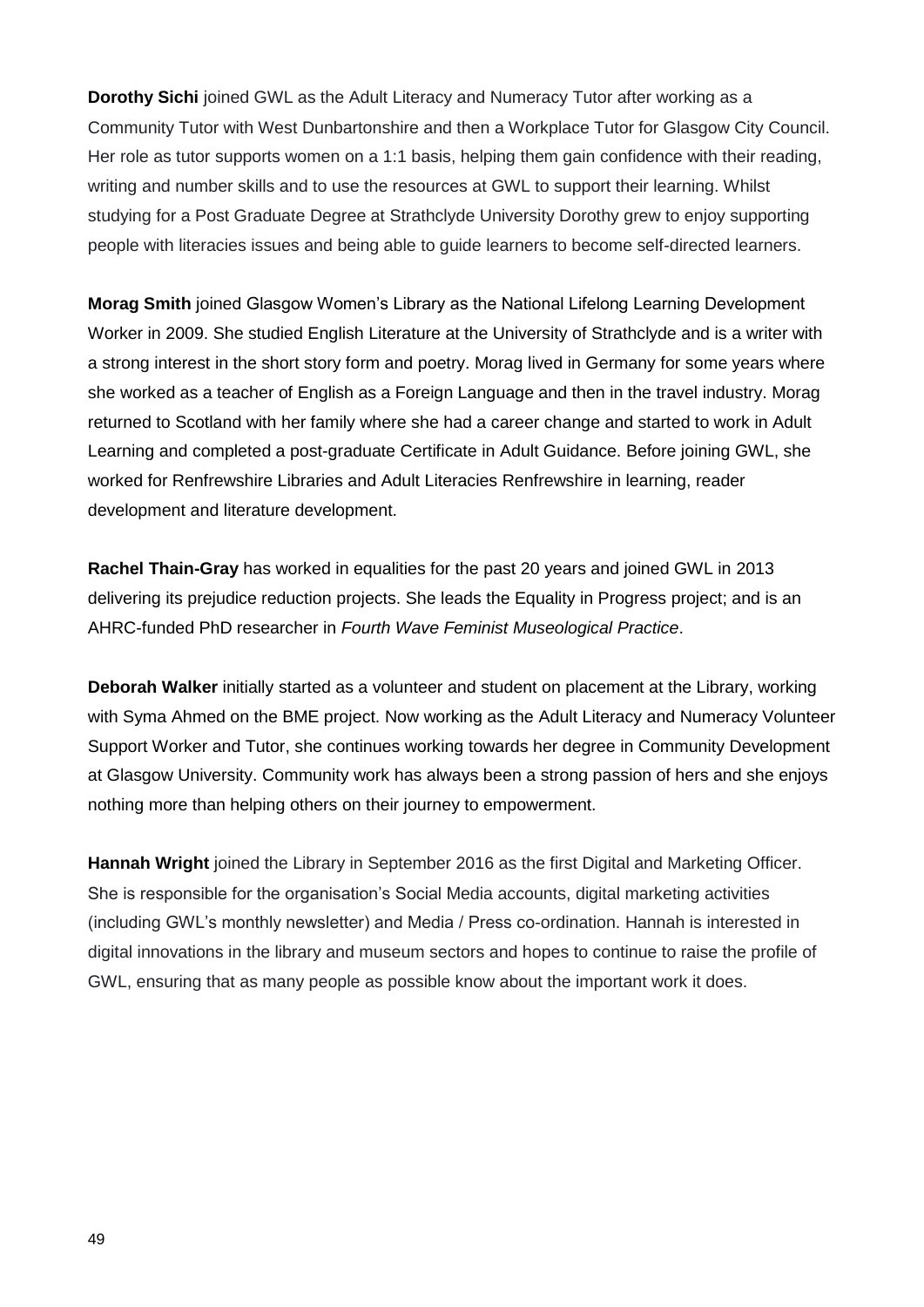**Dorothy Sichi** joined GWL as the Adult Literacy and Numeracy Tutor after working as a Community Tutor with West Dunbartonshire and then a Workplace Tutor for Glasgow City Council. Her role as tutor supports women on a 1:1 basis, helping them gain confidence with their reading, writing and number skills and to use the resources at GWL to support their learning. Whilst studying for a Post Graduate Degree at Strathclyde University Dorothy grew to enjoy supporting people with literacies issues and being able to guide learners to become self-directed learners.

**Morag Smith** joined Glasgow Women's Library as the National Lifelong Learning Development Worker in 2009. She studied English Literature at the University of Strathclyde and is a writer with a strong interest in the short story form and poetry. Morag lived in Germany for some years where she worked as a teacher of English as a Foreign Language and then in the travel industry. Morag returned to Scotland with her family where she had a career change and started to work in Adult Learning and completed a post-graduate Certificate in Adult Guidance. Before joining GWL, she worked for Renfrewshire Libraries and Adult Literacies Renfrewshire in learning, reader development and literature development.

**Rachel Thain-Gray** has worked in equalities for the past 20 years and joined GWL in 2013 delivering its prejudice reduction projects. She leads the Equality in Progress project; and is an AHRC-funded PhD researcher in *Fourth Wave Feminist Museological Practice*.

**Deborah Walker** initially started as a volunteer and student on placement at the Library, working with Syma Ahmed on the BME project. Now working as the Adult Literacy and Numeracy Volunteer Support Worker and Tutor, she continues working towards her degree in Community Development at Glasgow University. Community work has always been a strong passion of hers and she enjoys nothing more than helping others on their journey to empowerment.

**Hannah Wright** joined the Library in September 2016 as the first Digital and Marketing Officer. She is responsible for the organisation's Social Media accounts, digital marketing activities (including GWL's monthly newsletter) and Media / Press co-ordination. Hannah is interested in digital innovations in the library and museum sectors and hopes to continue to raise the profile of GWL, ensuring that as many people as possible know about the important work it does.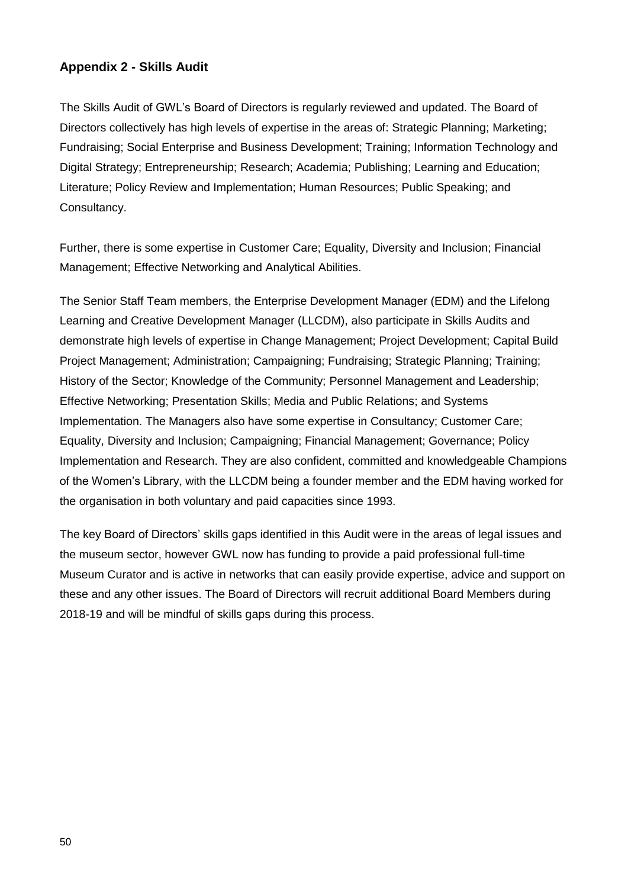## Appendix 2 - Skills Audit

The Skills Audit of GWL's Board of Directors is regularly reviewed and updated. The Board of Directors collectively has high levels of expertise in the areas of: Strategic Planning; Marketing; Fundraising; Social Enterprise and Business Development; Training; Information Technology and Digital Strategy; Entrepreneurship; Research; Academia; Publishing; Learning and Education; Literature; Policy Review and Implementation; Human Resources; Public Speaking; and Consultancy.

Further, there is some expertise in Customer Care; Equality, Diversity and Inclusion; Financial Management; Effective Networking and Analytical Abilities.

The Senior Staff Team members, the Enterprise Development Manager (EDM) and the Lifelong Learning and Creative Development Manager (LLCDM), also participate in Skills Audits and demonstrate high levels of expertise in Change Management; Project Development; Capital Build Project Management; Administration; Campaigning; Fundraising; Strategic Planning; Training; History of the Sector; Knowledge of the Community; Personnel Management and Leadership; Effective Networking; Presentation Skills; Media and Public Relations; and Systems Implementation. The Managers also have some expertise in Consultancy; Customer Care; Equality, Diversity and Inclusion; Campaigning; Financial Management; Governance; Policy Implementation and Research. They are also confident, committed and knowledgeable Champions of the Women's Library, with the LLCDM being a founder member and the EDM having worked for the organisation in both voluntary and paid capacities since 1993.

The key Board of Directors' skills gaps identified in this Audit were in the areas of legal issues and the museum sector, however GWL now has funding to provide a paid professional full-time Museum Curator and is active in networks that can easily provide expertise, advice and support on these and any other issues. The Board of Directors will recruit additional Board Members during 2018-19 and will be mindful of skills gaps during this process.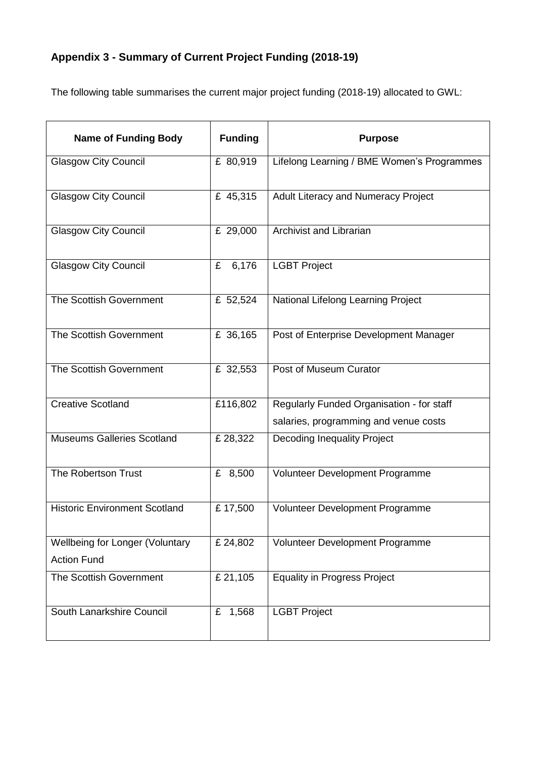## Appendix 3 - Summary of Current Project Funding (2018-19)

The following table summarises the current major project funding (2018-19) allocated to GWL:

| Name of Funding Body | Funding | Purpose |
|---|---|---|
| Glasgow City Council | £ 80,919 | Lifelong Learning / BME Women's Programmes |
| Glasgow City Council | £ 45,315 | Adult Literacy and Numeracy Project |
| Glasgow City Council | £ 29,000 | Archivist and Librarian |
| Glasgow City Council | £ 6,176 | LGBT Project |
| The Scottish Government | £ 52,524 | National Lifelong Learning Project |
| The Scottish Government | £ 36,165 | Post of Enterprise Development Manager |
| The Scottish Government | £ 32,553 | Post of Museum Curator |
| Creative Scotland | £116,802 | Regularly Funded Organisation - for staff salaries, programming and venue costs |
| Museums Galleries Scotland | £ 28,322 | Decoding Inequality Project |
| The Robertson Trust | £ 8,500 | Volunteer Development Programme |
| Historic Environment Scotland | £ 17,500 | Volunteer Development Programme |
| Wellbeing for Longer (Voluntary Action Fund | £ 24,802 | Volunteer Development Programme |
| The Scottish Government | £ 21,105 | Equality in Progress Project |
| South Lanarkshire Council | £ 1,568 | LGBT Project |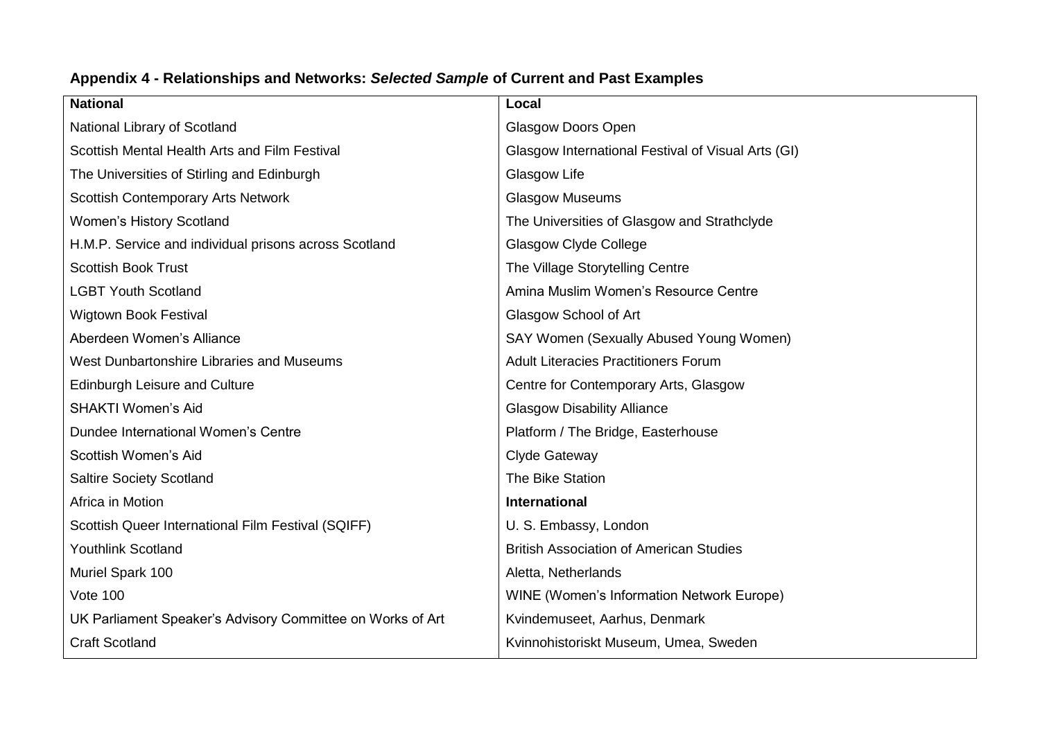## Appendix 4 - Relationships and Networks: *Selected Sample* of Current and Past Examples

| **National** | **Local** |
|---|---|
| National Library of Scotland | Glasgow Doors Open |
| Scottish Mental Health Arts and Film Festival | Glasgow International Festival of Visual Arts (GI) |
| The Universities of Stirling and Edinburgh | Glasgow Life |
| Scottish Contemporary Arts Network | Glasgow Museums |
| Women's History Scotland | The Universities of Glasgow and Strathclyde |
| H.M.P. Service and individual prisons across Scotland | Glasgow Clyde College |
| Scottish Book Trust | The Village Storytelling Centre |
| LGBT Youth Scotland | Amina Muslim Women's Resource Centre |
| Wigtown Book Festival | Glasgow School of Art |
| Aberdeen Women's Alliance | SAY Women (Sexually Abused Young Women) |
| West Dunbartonshire Libraries and Museums | Adult Literacies Practitioners Forum |
| Edinburgh Leisure and Culture | Centre for Contemporary Arts, Glasgow |
| SHAKTI Women's Aid | Glasgow Disability Alliance |
| Dundee International Women's Centre | Platform / The Bridge, Easterhouse |
| Scottish Women's Aid | Clyde Gateway |
| Saltire Society Scotland | The Bike Station |
| Africa in Motion | **International** |
| Scottish Queer International Film Festival (SQIFF) | U. S. Embassy, London |
| Youthlink Scotland | British Association of American Studies |
| Muriel Spark 100 | Aletta, Netherlands |
| Vote 100 | WINE (Women's Information Network Europe) |
| UK Parliament Speaker's Advisory Committee on Works of Art | Kvindemuseet, Aarhus, Denmark |
| Craft Scotland | Kvinnohistoriskt Museum, Umea, Sweden |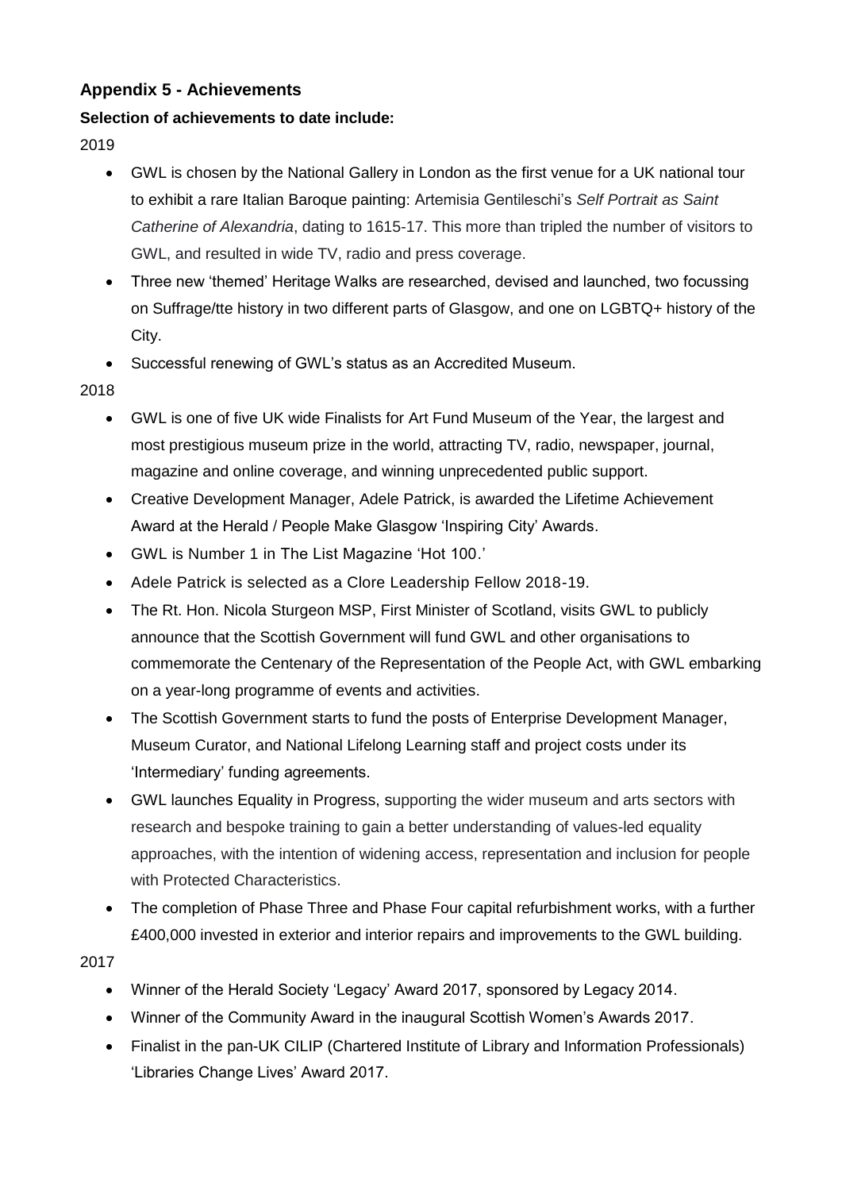## Appendix 5 - Achievements

**Selection of achievements to date include:**

2019

- GWL is chosen by the National Gallery in London as the first venue for a UK national tour to exhibit a rare Italian Baroque painting: Artemisia Gentileschi's *Self Portrait as Saint Catherine of Alexandria*, dating to 1615-17. This more than tripled the number of visitors to GWL, and resulted in wide TV, radio and press coverage.
- Three new 'themed' Heritage Walks are researched, devised and launched, two focussing on Suffrage/tte history in two different parts of Glasgow, and one on LGBTQ+ history of the City.
- Successful renewing of GWL's status as an Accredited Museum.

2018

- GWL is one of five UK wide Finalists for Art Fund Museum of the Year, the largest and most prestigious museum prize in the world, attracting TV, radio, newspaper, journal, magazine and online coverage, and winning unprecedented public support.
- Creative Development Manager, Adele Patrick, is awarded the Lifetime Achievement Award at the Herald / People Make Glasgow 'Inspiring City' Awards.
- GWL is Number 1 in The List Magazine 'Hot 100.'
- Adele Patrick is selected as a Clore Leadership Fellow 2018-19.
- The Rt. Hon. Nicola Sturgeon MSP, First Minister of Scotland, visits GWL to publicly announce that the Scottish Government will fund GWL and other organisations to commemorate the Centenary of the Representation of the People Act, with GWL embarking on a year-long programme of events and activities.
- The Scottish Government starts to fund the posts of Enterprise Development Manager, Museum Curator, and National Lifelong Learning staff and project costs under its 'Intermediary' funding agreements.
- GWL launches Equality in Progress, supporting the wider museum and arts sectors with research and bespoke training to gain a better understanding of values-led equality approaches, with the intention of widening access, representation and inclusion for people with Protected Characteristics.
- The completion of Phase Three and Phase Four capital refurbishment works, with a further £400,000 invested in exterior and interior repairs and improvements to the GWL building.

2017

- Winner of the Herald Society 'Legacy' Award 2017, sponsored by Legacy 2014.
- Winner of the Community Award in the inaugural Scottish Women's Awards 2017.
- Finalist in the pan-UK CILIP (Chartered Institute of Library and Information Professionals) 'Libraries Change Lives' Award 2017.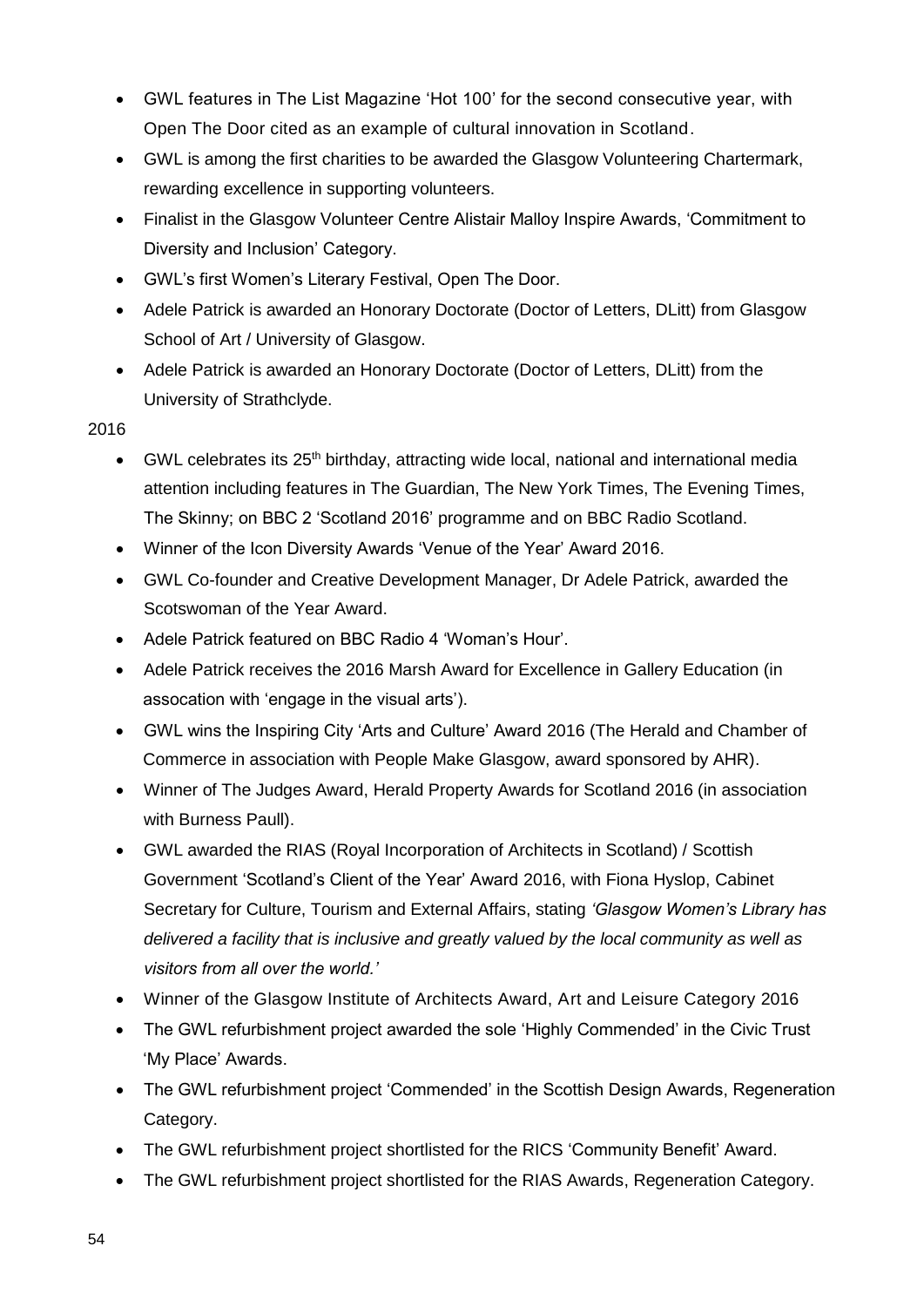- GWL features in The List Magazine 'Hot 100' for the second consecutive year, with Open The Door cited as an example of cultural innovation in Scotland.
- GWL is among the first charities to be awarded the Glasgow Volunteering Chartermark, rewarding excellence in supporting volunteers.
- Finalist in the Glasgow Volunteer Centre Alistair Malloy Inspire Awards, 'Commitment to Diversity and Inclusion' Category.
- GWL's first Women's Literary Festival, Open The Door.
- Adele Patrick is awarded an Honorary Doctorate (Doctor of Letters, DLitt) from Glasgow School of Art / University of Glasgow.
- Adele Patrick is awarded an Honorary Doctorate (Doctor of Letters, DLitt) from the University of Strathclyde.

2016

- GWL celebrates its 25th birthday, attracting wide local, national and international media attention including features in The Guardian, The New York Times, The Evening Times, The Skinny; on BBC 2 'Scotland 2016' programme and on BBC Radio Scotland.
- Winner of the Icon Diversity Awards 'Venue of the Year' Award 2016.
- GWL Co-founder and Creative Development Manager, Dr Adele Patrick, awarded the Scotswoman of the Year Award.
- Adele Patrick featured on BBC Radio 4 'Woman's Hour'.
- Adele Patrick receives the 2016 Marsh Award for Excellence in Gallery Education (in assocation with 'engage in the visual arts').
- GWL wins the Inspiring City 'Arts and Culture' Award 2016 (The Herald and Chamber of Commerce in association with People Make Glasgow, award sponsored by AHR).
- Winner of The Judges Award, Herald Property Awards for Scotland 2016 (in association with Burness Paull).
- GWL awarded the RIAS (Royal Incorporation of Architects in Scotland) / Scottish Government 'Scotland's Client of the Year' Award 2016, with Fiona Hyslop, Cabinet Secretary for Culture, Tourism and External Affairs, stating *'Glasgow Women's Library has delivered a facility that is inclusive and greatly valued by the local community as well as visitors from all over the world.'*
- Winner of the Glasgow Institute of Architects Award, Art and Leisure Category 2016
- The GWL refurbishment project awarded the sole 'Highly Commended' in the Civic Trust 'My Place' Awards.
- The GWL refurbishment project 'Commended' in the Scottish Design Awards, Regeneration Category.
- The GWL refurbishment project shortlisted for the RICS 'Community Benefit' Award.
- The GWL refurbishment project shortlisted for the RIAS Awards, Regeneration Category.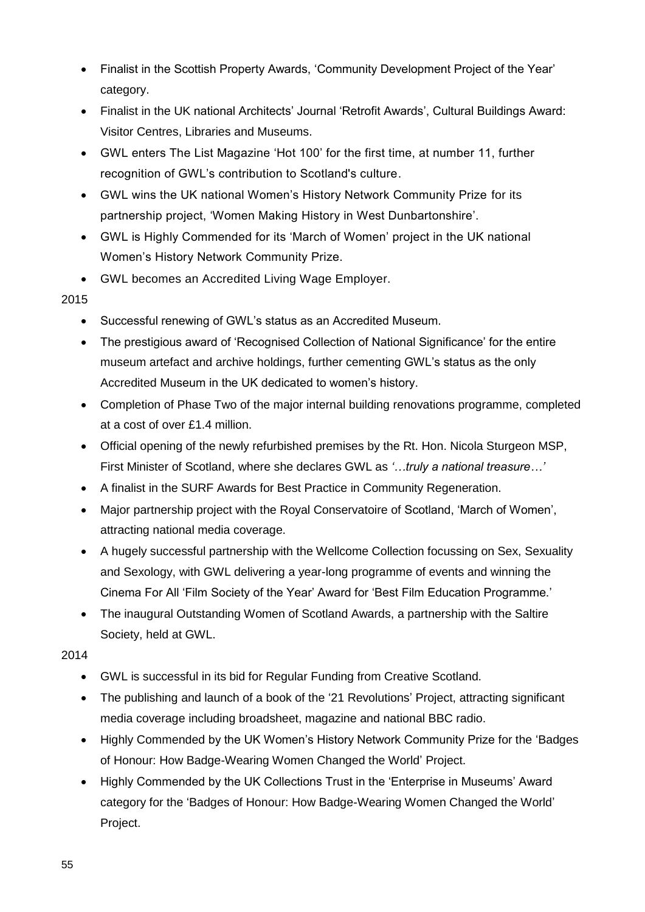- Finalist in the Scottish Property Awards, 'Community Development Project of the Year' category.
- Finalist in the UK national Architects' Journal 'Retrofit Awards', Cultural Buildings Award: Visitor Centres, Libraries and Museums.
- GWL enters The List Magazine 'Hot 100' for the first time, at number 11, further recognition of GWL's contribution to Scotland's culture.
- GWL wins the UK national Women's History Network Community Prize for its partnership project, 'Women Making History in West Dunbartonshire'.
- GWL is Highly Commended for its 'March of Women' project in the UK national Women's History Network Community Prize.
- GWL becomes an Accredited Living Wage Employer.

2015

- Successful renewing of GWL's status as an Accredited Museum.
- The prestigious award of 'Recognised Collection of National Significance' for the entire museum artefact and archive holdings, further cementing GWL's status as the only Accredited Museum in the UK dedicated to women's history.
- Completion of Phase Two of the major internal building renovations programme, completed at a cost of over £1.4 million.
- Official opening of the newly refurbished premises by the Rt. Hon. Nicola Sturgeon MSP, First Minister of Scotland, where she declares GWL as *'…truly a national treasure…'*
- A finalist in the SURF Awards for Best Practice in Community Regeneration.
- Major partnership project with the Royal Conservatoire of Scotland, 'March of Women', attracting national media coverage.
- A hugely successful partnership with the Wellcome Collection focussing on Sex, Sexuality and Sexology, with GWL delivering a year-long programme of events and winning the Cinema For All 'Film Society of the Year' Award for 'Best Film Education Programme.'
- The inaugural Outstanding Women of Scotland Awards, a partnership with the Saltire Society, held at GWL.

2014

- GWL is successful in its bid for Regular Funding from Creative Scotland.
- The publishing and launch of a book of the '21 Revolutions' Project, attracting significant media coverage including broadsheet, magazine and national BBC radio.
- Highly Commended by the UK Women's History Network Community Prize for the 'Badges of Honour: How Badge-Wearing Women Changed the World' Project.
- Highly Commended by the UK Collections Trust in the 'Enterprise in Museums' Award category for the 'Badges of Honour: How Badge-Wearing Women Changed the World' Project.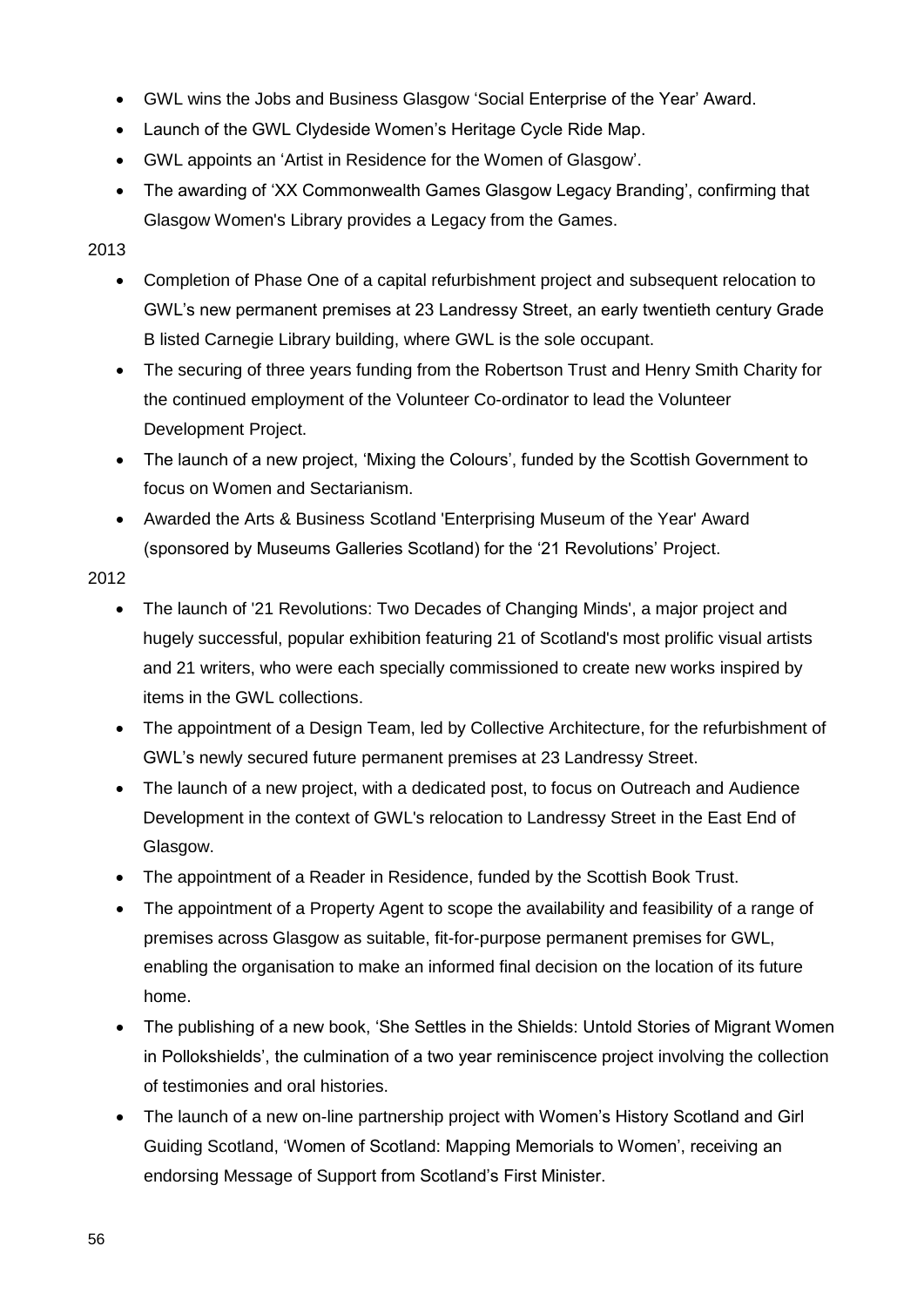- GWL wins the Jobs and Business Glasgow 'Social Enterprise of the Year' Award.
- Launch of the GWL Clydeside Women's Heritage Cycle Ride Map.
- GWL appoints an 'Artist in Residence for the Women of Glasgow'.
- The awarding of 'XX Commonwealth Games Glasgow Legacy Branding', confirming that Glasgow Women's Library provides a Legacy from the Games.

2013

- Completion of Phase One of a capital refurbishment project and subsequent relocation to GWL's new permanent premises at 23 Landressy Street, an early twentieth century Grade B listed Carnegie Library building, where GWL is the sole occupant.
- The securing of three years funding from the Robertson Trust and Henry Smith Charity for the continued employment of the Volunteer Co-ordinator to lead the Volunteer Development Project.
- The launch of a new project, 'Mixing the Colours', funded by the Scottish Government to focus on Women and Sectarianism.
- Awarded the Arts & Business Scotland 'Enterprising Museum of the Year' Award (sponsored by Museums Galleries Scotland) for the '21 Revolutions' Project.

2012

- The launch of '21 Revolutions: Two Decades of Changing Minds', a major project and hugely successful, popular exhibition featuring 21 of Scotland's most prolific visual artists and 21 writers, who were each specially commissioned to create new works inspired by items in the GWL collections.
- The appointment of a Design Team, led by Collective Architecture, for the refurbishment of GWL's newly secured future permanent premises at 23 Landressy Street.
- The launch of a new project, with a dedicated post, to focus on Outreach and Audience Development in the context of GWL's relocation to Landressy Street in the East End of Glasgow.
- The appointment of a Reader in Residence, funded by the Scottish Book Trust.
- The appointment of a Property Agent to scope the availability and feasibility of a range of premises across Glasgow as suitable, fit-for-purpose permanent premises for GWL, enabling the organisation to make an informed final decision on the location of its future home.
- The publishing of a new book, 'She Settles in the Shields: Untold Stories of Migrant Women in Pollokshields', the culmination of a two year reminiscence project involving the collection of testimonies and oral histories.
- The launch of a new on-line partnership project with Women's History Scotland and Girl Guiding Scotland, 'Women of Scotland: Mapping Memorials to Women', receiving an endorsing Message of Support from Scotland's First Minister.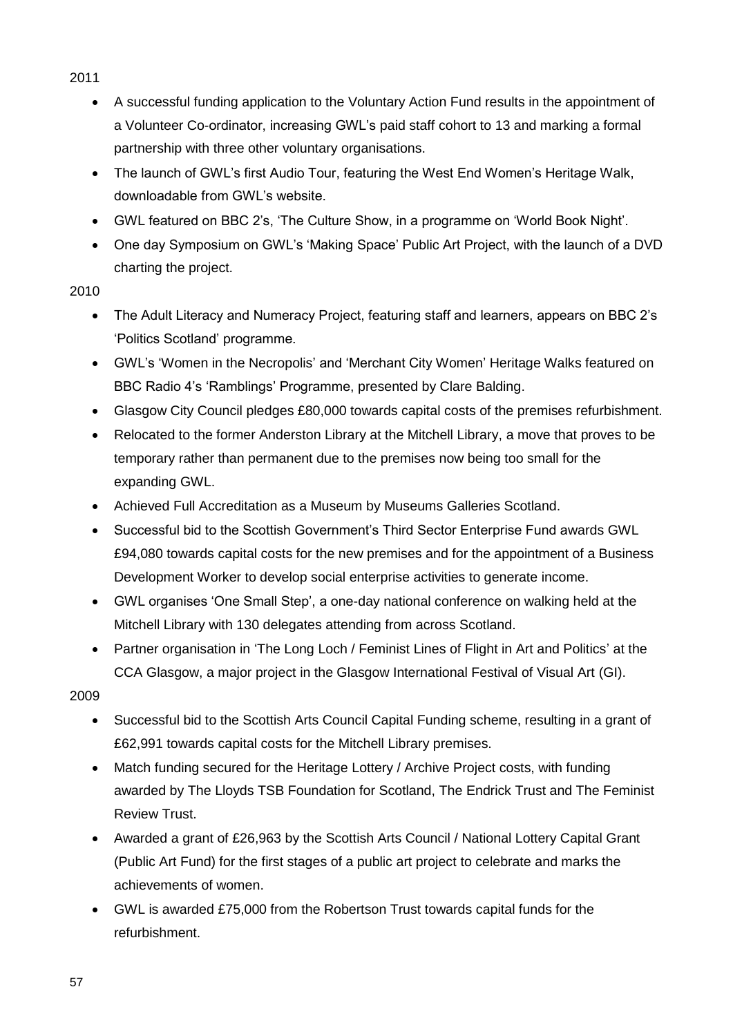2011

- A successful funding application to the Voluntary Action Fund results in the appointment of a Volunteer Co-ordinator, increasing GWL's paid staff cohort to 13 and marking a formal partnership with three other voluntary organisations.
- The launch of GWL's first Audio Tour, featuring the West End Women's Heritage Walk, downloadable from GWL's website.
- GWL featured on BBC 2's, 'The Culture Show, in a programme on 'World Book Night'.
- One day Symposium on GWL's 'Making Space' Public Art Project, with the launch of a DVD charting the project.

2010

- The Adult Literacy and Numeracy Project, featuring staff and learners, appears on BBC 2's 'Politics Scotland' programme.
- GWL's 'Women in the Necropolis' and 'Merchant City Women' Heritage Walks featured on BBC Radio 4's 'Ramblings' Programme, presented by Clare Balding.
- Glasgow City Council pledges £80,000 towards capital costs of the premises refurbishment.
- Relocated to the former Anderston Library at the Mitchell Library, a move that proves to be temporary rather than permanent due to the premises now being too small for the expanding GWL.
- Achieved Full Accreditation as a Museum by Museums Galleries Scotland.
- Successful bid to the Scottish Government's Third Sector Enterprise Fund awards GWL £94,080 towards capital costs for the new premises and for the appointment of a Business Development Worker to develop social enterprise activities to generate income.
- GWL organises 'One Small Step', a one-day national conference on walking held at the Mitchell Library with 130 delegates attending from across Scotland.
- Partner organisation in 'The Long Loch / Feminist Lines of Flight in Art and Politics' at the CCA Glasgow, a major project in the Glasgow International Festival of Visual Art (GI).

2009

- Successful bid to the Scottish Arts Council Capital Funding scheme, resulting in a grant of £62,991 towards capital costs for the Mitchell Library premises.
- Match funding secured for the Heritage Lottery / Archive Project costs, with funding awarded by The Lloyds TSB Foundation for Scotland, The Endrick Trust and The Feminist Review Trust.
- Awarded a grant of £26,963 by the Scottish Arts Council / National Lottery Capital Grant (Public Art Fund) for the first stages of a public art project to celebrate and marks the achievements of women.
- GWL is awarded £75,000 from the Robertson Trust towards capital funds for the refurbishment.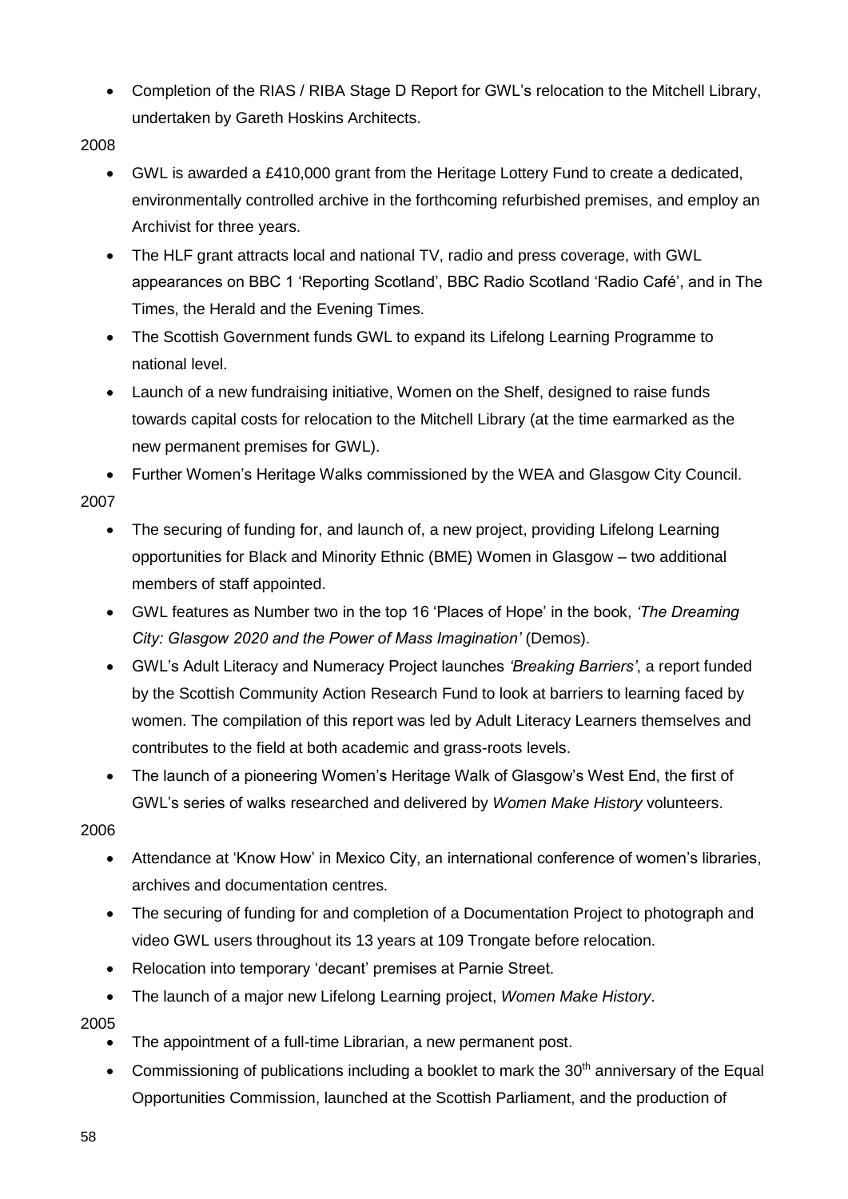- Completion of the RIAS / RIBA Stage D Report for GWL's relocation to the Mitchell Library, undertaken by Gareth Hoskins Architects.

2008

- GWL is awarded a £410,000 grant from the Heritage Lottery Fund to create a dedicated, environmentally controlled archive in the forthcoming refurbished premises, and employ an Archivist for three years.
- The HLF grant attracts local and national TV, radio and press coverage, with GWL appearances on BBC 1 'Reporting Scotland', BBC Radio Scotland 'Radio Café', and in The Times, the Herald and the Evening Times.
- The Scottish Government funds GWL to expand its Lifelong Learning Programme to national level.
- Launch of a new fundraising initiative, Women on the Shelf, designed to raise funds towards capital costs for relocation to the Mitchell Library (at the time earmarked as the new permanent premises for GWL).
- Further Women's Heritage Walks commissioned by the WEA and Glasgow City Council.

2007

- The securing of funding for, and launch of, a new project, providing Lifelong Learning opportunities for Black and Minority Ethnic (BME) Women in Glasgow – two additional members of staff appointed.
- GWL features as Number two in the top 16 'Places of Hope' in the book, *'The Dreaming City: Glasgow 2020 and the Power of Mass Imagination'* (Demos).
- GWL's Adult Literacy and Numeracy Project launches *'Breaking Barriers'*, a report funded by the Scottish Community Action Research Fund to look at barriers to learning faced by women. The compilation of this report was led by Adult Literacy Learners themselves and contributes to the field at both academic and grass-roots levels.
- The launch of a pioneering Women's Heritage Walk of Glasgow's West End, the first of GWL's series of walks researched and delivered by *Women Make History* volunteers.

2006

- Attendance at 'Know How' in Mexico City, an international conference of women's libraries, archives and documentation centres.
- The securing of funding for and completion of a Documentation Project to photograph and video GWL users throughout its 13 years at 109 Trongate before relocation.
- Relocation into temporary 'decant' premises at Parnie Street.
- The launch of a major new Lifelong Learning project, *Women Make History*.

2005

- The appointment of a full-time Librarian, a new permanent post.
- Commissioning of publications including a booklet to mark the 30th anniversary of the Equal Opportunities Commission, launched at the Scottish Parliament, and the production of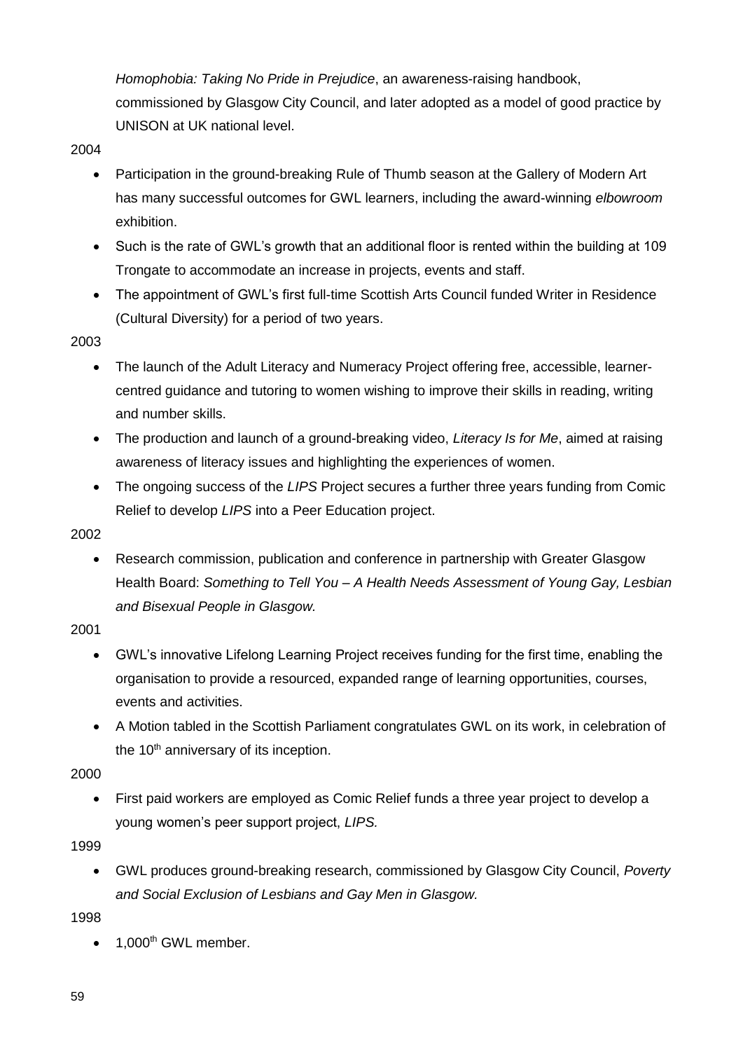*Homophobia: Taking No Pride in Prejudice*, an awareness-raising handbook, commissioned by Glasgow City Council, and later adopted as a model of good practice by UNISON at UK national level.

2004

- Participation in the ground-breaking Rule of Thumb season at the Gallery of Modern Art has many successful outcomes for GWL learners, including the award-winning *elbowroom* exhibition.
- Such is the rate of GWL's growth that an additional floor is rented within the building at 109 Trongate to accommodate an increase in projects, events and staff.
- The appointment of GWL's first full-time Scottish Arts Council funded Writer in Residence (Cultural Diversity) for a period of two years.

2003

- The launch of the Adult Literacy and Numeracy Project offering free, accessible, learner-centred guidance and tutoring to women wishing to improve their skills in reading, writing and number skills.
- The production and launch of a ground-breaking video, *Literacy Is for Me*, aimed at raising awareness of literacy issues and highlighting the experiences of women.
- The ongoing success of the *LIPS* Project secures a further three years funding from Comic Relief to develop *LIPS* into a Peer Education project.

2002

- Research commission, publication and conference in partnership with Greater Glasgow Health Board: *Something to Tell You – A Health Needs Assessment of Young Gay, Lesbian and Bisexual People in Glasgow.*

2001

- GWL's innovative Lifelong Learning Project receives funding for the first time, enabling the organisation to provide a resourced, expanded range of learning opportunities, courses, events and activities.
- A Motion tabled in the Scottish Parliament congratulates GWL on its work, in celebration of the 10th anniversary of its inception.

2000

- First paid workers are employed as Comic Relief funds a three year project to develop a young women's peer support project, *LIPS.*

1999

- GWL produces ground-breaking research, commissioned by Glasgow City Council, *Poverty and Social Exclusion of Lesbians and Gay Men in Glasgow.*

1998

- 1,000th GWL member.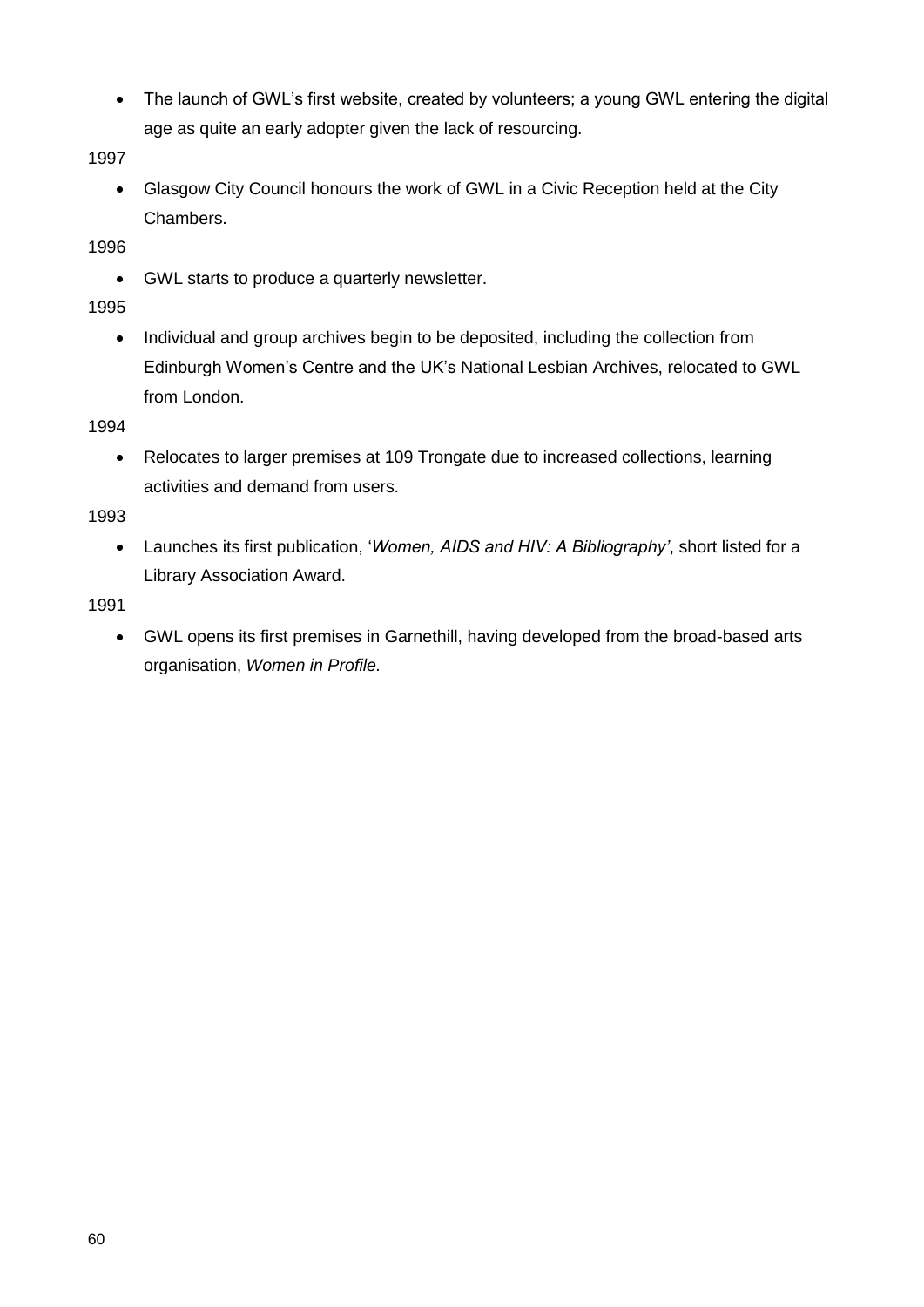- The launch of GWL's first website, created by volunteers; a young GWL entering the digital age as quite an early adopter given the lack of resourcing.

1997

- Glasgow City Council honours the work of GWL in a Civic Reception held at the City Chambers.

1996

- GWL starts to produce a quarterly newsletter.

1995

- Individual and group archives begin to be deposited, including the collection from Edinburgh Women's Centre and the UK's National Lesbian Archives, relocated to GWL from London.

1994

- Relocates to larger premises at 109 Trongate due to increased collections, learning activities and demand from users.

1993

- Launches its first publication, '*Women, AIDS and HIV: A Bibliography'*, short listed for a Library Association Award.

1991

- GWL opens its first premises in Garnethill, having developed from the broad-based arts organisation, *Women in Profile.*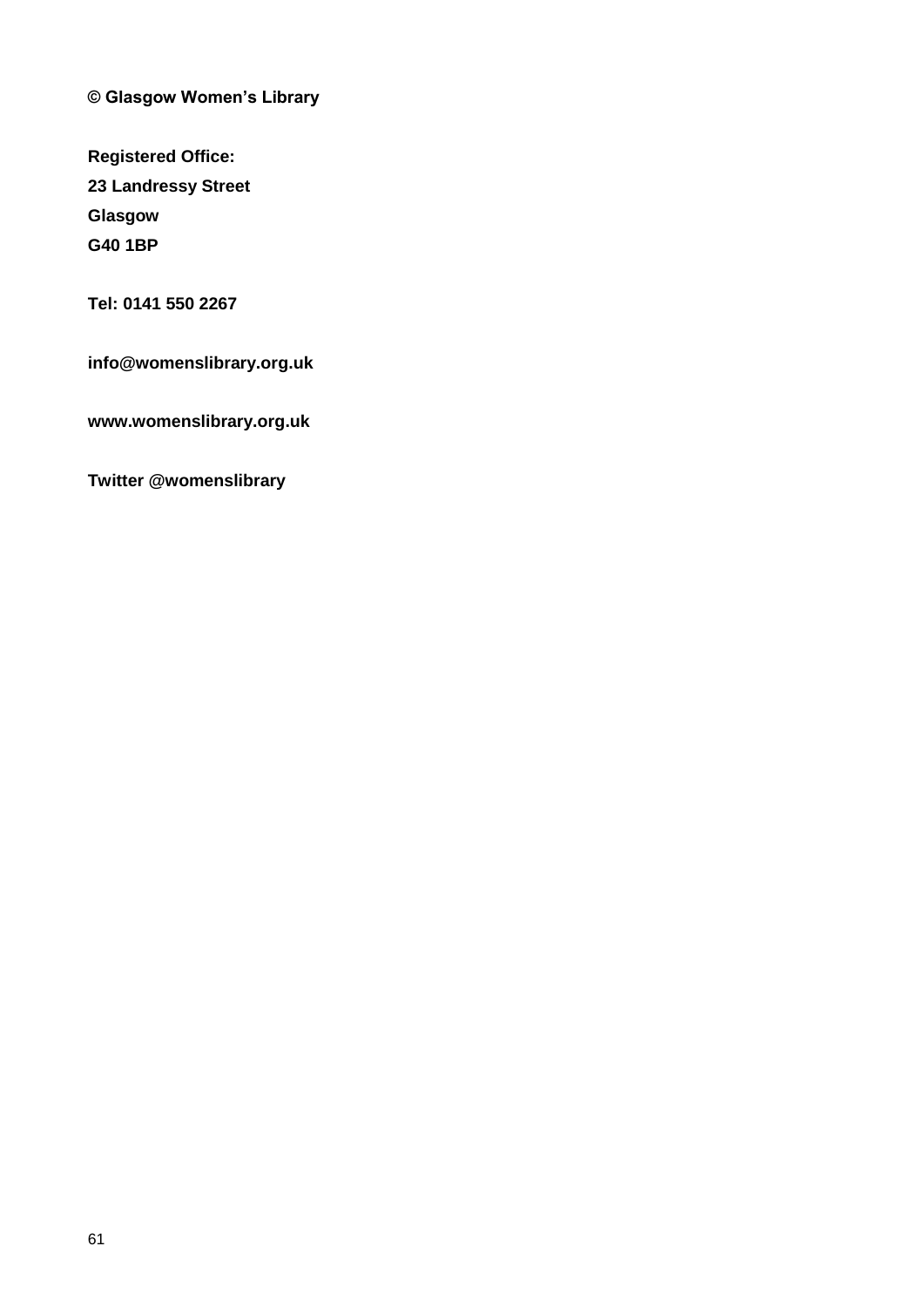**© Glasgow Women's Library**

**Registered Office:**
**23 Landressy Street**
**Glasgow**
**G40 1BP**

**Tel: 0141 550 2267**

**info@womenslibrary.org.uk**

**www.womenslibrary.org.uk**

**Twitter @womenslibrary**